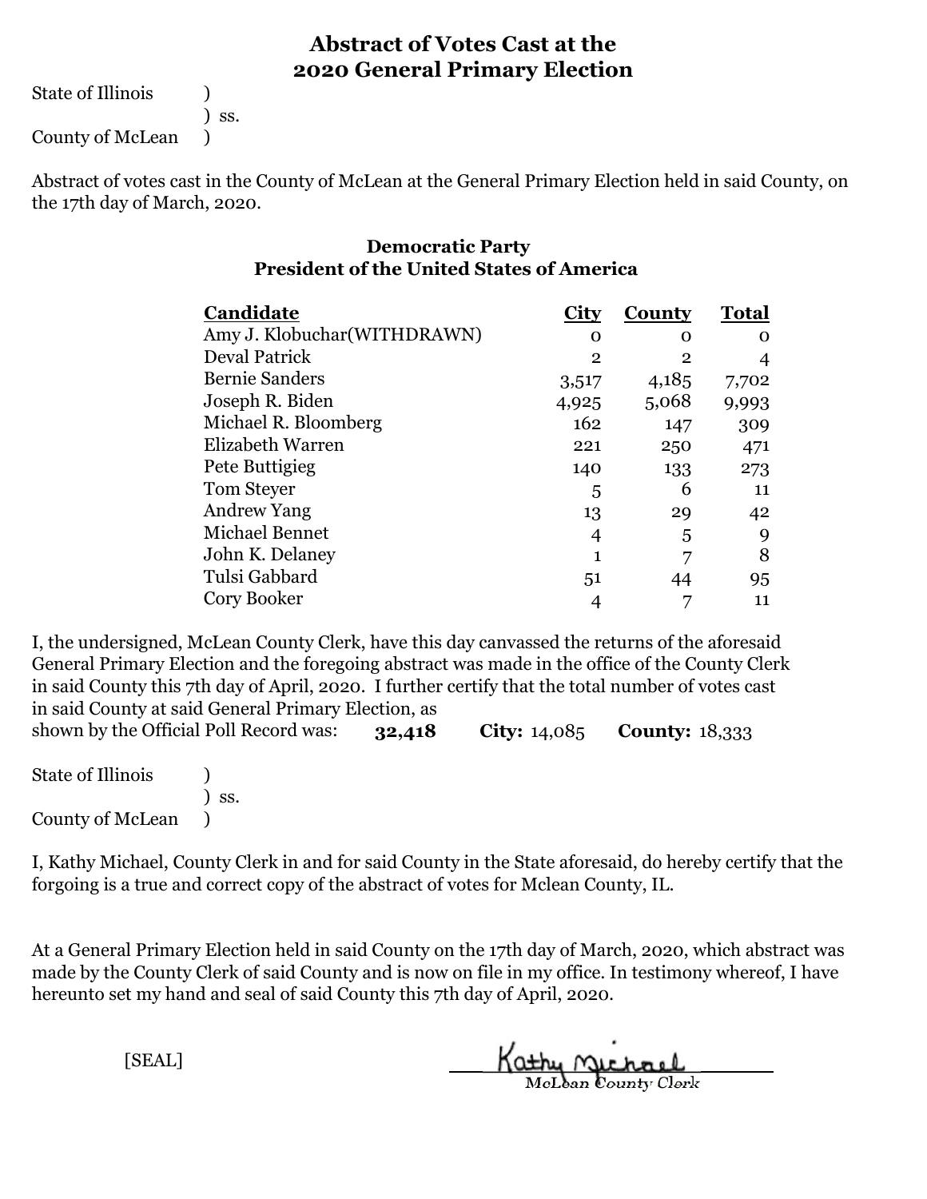# Abstract of Votes Cast at the 2020 General Primary Election

State of Illinois )
) ss.
County of McLean )

Abstract of votes cast in the County of McLean at the General Primary Election held in said County, on the 17th day of March, 2020.

## Democratic Party
## President of the United States of America

| Candidate | City | County | Total |
|---|---|---|---|
| Amy J. Klobuchar(WITHDRAWN) | 0 | 0 | 0 |
| Deval Patrick | 2 | 2 | 4 |
| Bernie Sanders | 3,517 | 4,185 | 7,702 |
| Joseph R. Biden | 4,925 | 5,068 | 9,993 |
| Michael R. Bloomberg | 162 | 147 | 309 |
| Elizabeth Warren | 221 | 250 | 471 |
| Pete Buttigieg | 140 | 133 | 273 |
| Tom Steyer | 5 | 6 | 11 |
| Andrew Yang | 13 | 29 | 42 |
| Michael Bennet | 4 | 5 | 9 |
| John K. Delaney | 1 | 7 | 8 |
| Tulsi Gabbard | 51 | 44 | 95 |
| Cory Booker | 4 | 7 | 11 |

I, the undersigned, McLean County Clerk, have this day canvassed the returns of the aforesaid General Primary Election and the foregoing abstract was made in the office of the County Clerk in said County this 7th day of April, 2020. I further certify that the total number of votes cast in said County at said General Primary Election, as shown by the Official Poll Record was: **32,418** **City:** 14,085 **County:** 18,333

State of Illinois )
) ss.
County of McLean )

I, Kathy Michael, County Clerk in and for said County in the State aforesaid, do hereby certify that the forgoing is a true and correct copy of the abstract of votes for Mclean County, IL.

At a General Primary Election held in said County on the 17th day of March, 2020, which abstract was made by the County Clerk of said County and is now on file in my office. In testimony whereof, I have hereunto set my hand and seal of said County this 7th day of April, 2020.

[SEAL]

Kathy Michael
McLean County Clerk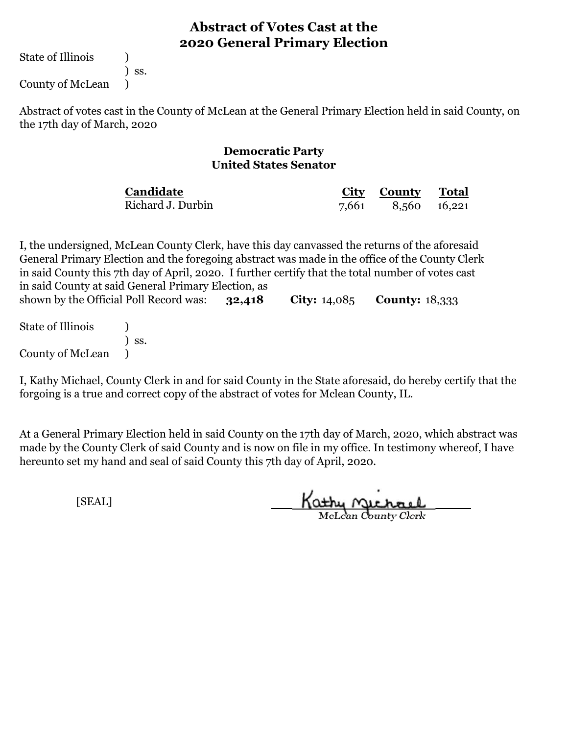# Abstract of Votes Cast at the 2020 General Primary Election

State of Illinois )
) ss.
County of McLean )

Abstract of votes cast in the County of McLean at the General Primary Election held in said County, on the 17th day of March, 2020

## Democratic Party
## United States Senator

| Candidate | City | County | Total |
|---|---|---|---|
| Richard J. Durbin | 7,661 | 8,560 | 16,221 |

I, the undersigned, McLean County Clerk, have this day canvassed the returns of the aforesaid General Primary Election and the foregoing abstract was made in the office of the County Clerk in said County this 7th day of April, 2020. I further certify that the total number of votes cast in said County at said General Primary Election, as shown by the Official Poll Record was: **32,418** **City:** 14,085 **County:** 18,333

State of Illinois )
) ss.
County of McLean )

I, Kathy Michael, County Clerk in and for said County in the State aforesaid, do hereby certify that the forgoing is a true and correct copy of the abstract of votes for Mclean County, IL.

At a General Primary Election held in said County on the 17th day of March, 2020, which abstract was made by the County Clerk of said County and is now on file in my office. In testimony whereof, I have hereunto set my hand and seal of said County this 7th day of April, 2020.

[SEAL]

Kathy Michael
McLean County Clerk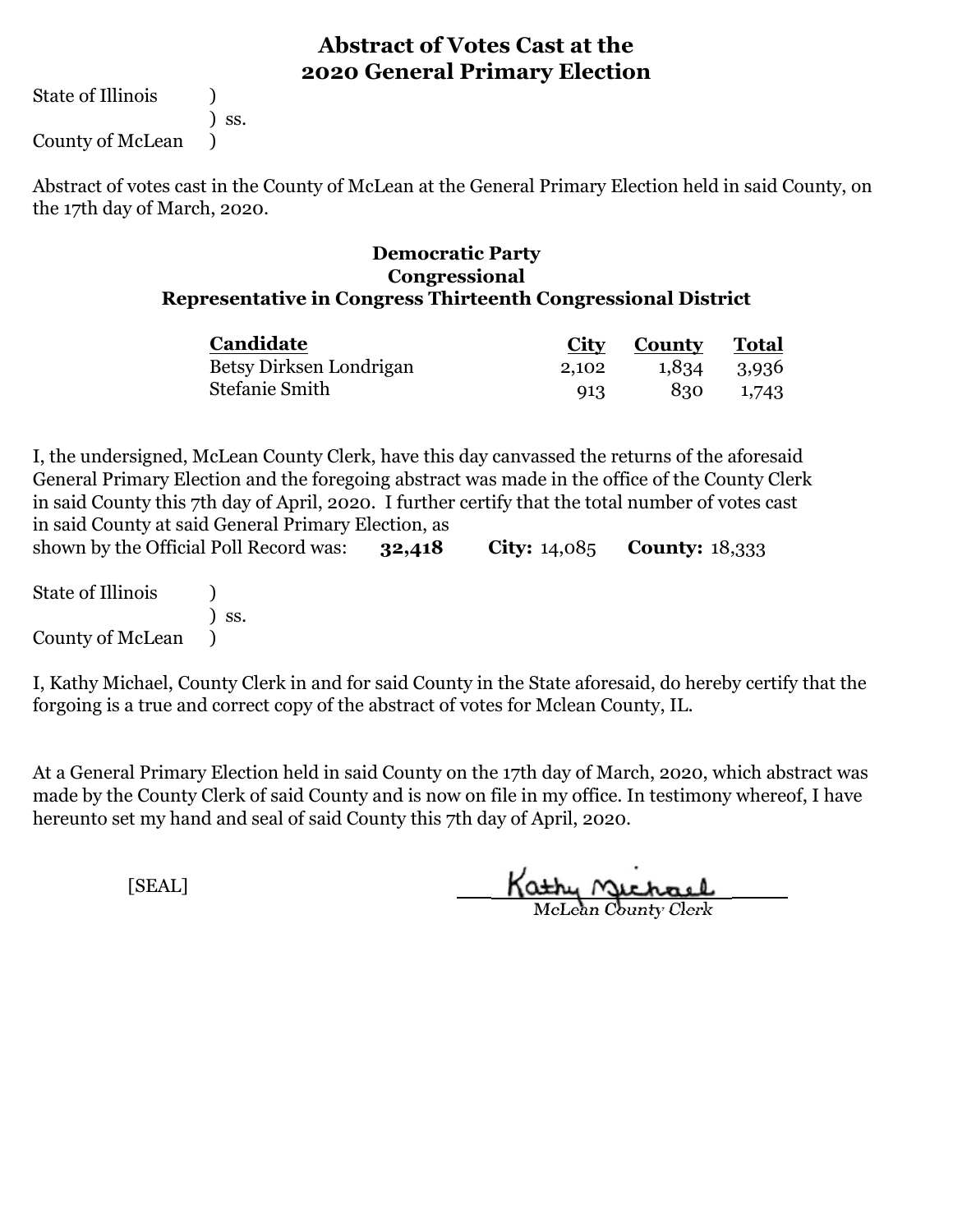# Abstract of Votes Cast at the 2020 General Primary Election

State of Illinois )
) ss.
County of McLean )

Abstract of votes cast in the County of McLean at the General Primary Election held in said County, on the 17th day of March, 2020.

## Democratic Party
## Congressional
## Representative in Congress Thirteenth Congressional District

| Candidate | City | County | Total |
|---|---|---|---|
| Betsy Dirksen Londrigan | 2,102 | 1,834 | 3,936 |
| Stefanie Smith | 913 | 830 | 1,743 |

I, the undersigned, McLean County Clerk, have this day canvassed the returns of the aforesaid General Primary Election and the foregoing abstract was made in the office of the County Clerk in said County this 7th day of April, 2020. I further certify that the total number of votes cast in said County at said General Primary Election, as shown by the Official Poll Record was: **32,418** **City:** 14,085 **County:** 18,333

State of Illinois )
) ss.
County of McLean )

I, Kathy Michael, County Clerk in and for said County in the State aforesaid, do hereby certify that the forgoing is a true and correct copy of the abstract of votes for Mclean County, IL.

At a General Primary Election held in said County on the 17th day of March, 2020, which abstract was made by the County Clerk of said County and is now on file in my office. In testimony whereof, I have hereunto set my hand and seal of said County this 7th day of April, 2020.

[SEAL]

Kathy Michael
*McLean County Clerk*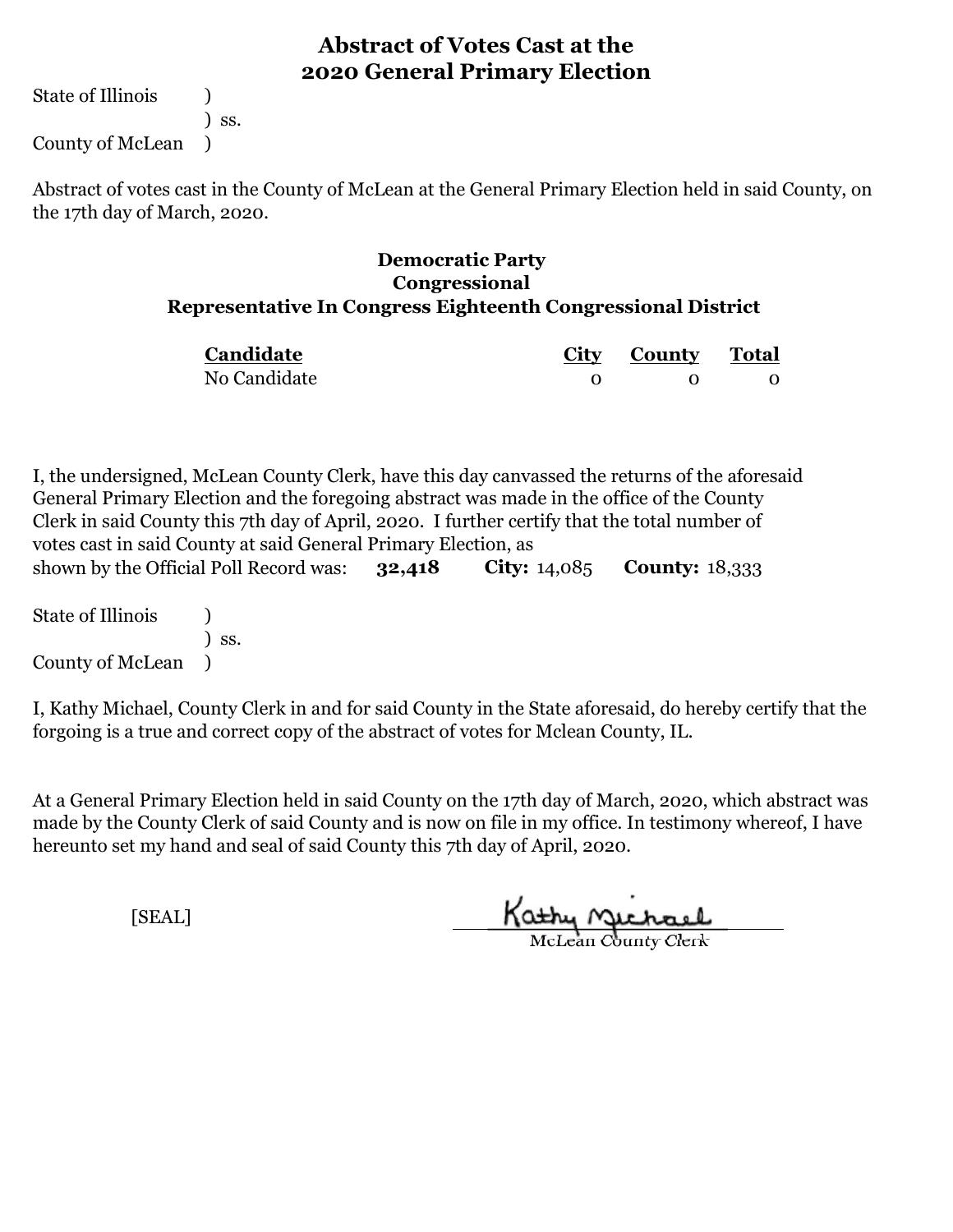# Abstract of Votes Cast at the 2020 General Primary Election

State of Illinois )
) ss.
County of McLean )

Abstract of votes cast in the County of McLean at the General Primary Election held in said County, on the 17th day of March, 2020.

## Democratic Party
## Congressional
## Representative In Congress Eighteenth Congressional District

| Candidate | City | County | Total |
|---|---|---|---|
| No Candidate | 0 | 0 | 0 |

I, the undersigned, McLean County Clerk, have this day canvassed the returns of the aforesaid General Primary Election and the foregoing abstract was made in the office of the County Clerk in said County this 7th day of April, 2020. I further certify that the total number of votes cast in said County at said General Primary Election, as shown by the Official Poll Record was: **32,418** **City:** 14,085 **County:** 18,333

State of Illinois )
) ss.
County of McLean )

I, Kathy Michael, County Clerk in and for said County in the State aforesaid, do hereby certify that the forgoing is a true and correct copy of the abstract of votes for Mclean County, IL.

At a General Primary Election held in said County on the 17th day of March, 2020, which abstract was made by the County Clerk of said County and is now on file in my office. In testimony whereof, I have hereunto set my hand and seal of said County this 7th day of April, 2020.

[SEAL]

Kathy Michael
McLean County Clerk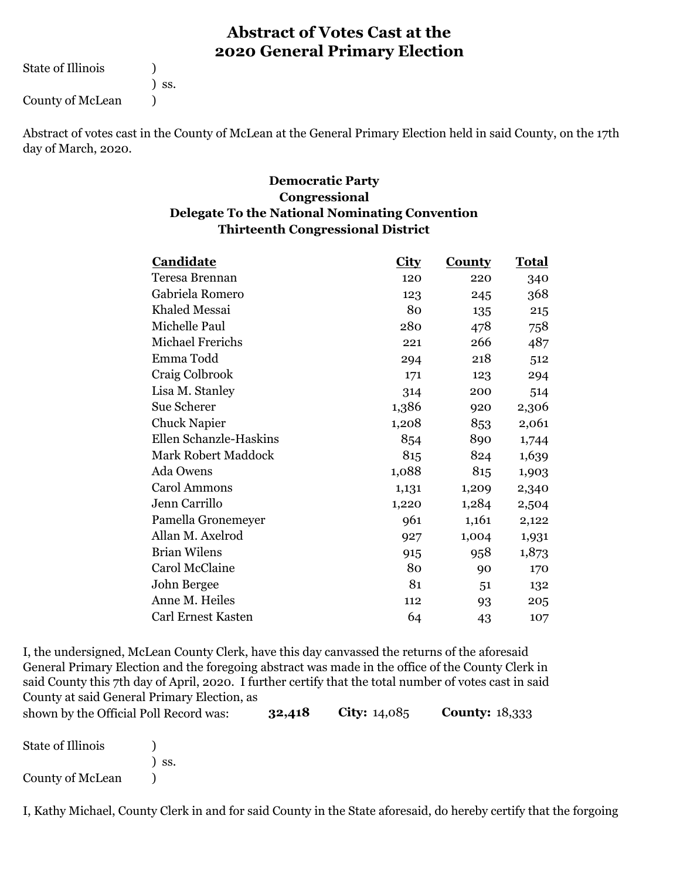# Abstract of Votes Cast at the 2020 General Primary Election

State of Illinois )
) ss.
County of McLean )

Abstract of votes cast in the County of McLean at the General Primary Election held in said County, on the 17th day of March, 2020.

## Democratic Party
## Congressional
## Delegate To the National Nominating Convention
## Thirteenth Congressional District

| Candidate | City | County | Total |
|---|---|---|---|
| Teresa Brennan | 120 | 220 | 340 |
| Gabriela Romero | 123 | 245 | 368 |
| Khaled Messai | 80 | 135 | 215 |
| Michelle Paul | 280 | 478 | 758 |
| Michael Frerichs | 221 | 266 | 487 |
| Emma Todd | 294 | 218 | 512 |
| Craig Colbrook | 171 | 123 | 294 |
| Lisa M. Stanley | 314 | 200 | 514 |
| Sue Scherer | 1,386 | 920 | 2,306 |
| Chuck Napier | 1,208 | 853 | 2,061 |
| Ellen Schanzle-Haskins | 854 | 890 | 1,744 |
| Mark Robert Maddock | 815 | 824 | 1,639 |
| Ada Owens | 1,088 | 815 | 1,903 |
| Carol Ammons | 1,131 | 1,209 | 2,340 |
| Jenn Carrillo | 1,220 | 1,284 | 2,504 |
| Pamella Gronemeyer | 961 | 1,161 | 2,122 |
| Allan M. Axelrod | 927 | 1,004 | 1,931 |
| Brian Wilens | 915 | 958 | 1,873 |
| Carol McClaine | 80 | 90 | 170 |
| John Bergee | 81 | 51 | 132 |
| Anne M. Heiles | 112 | 93 | 205 |
| Carl Ernest Kasten | 64 | 43 | 107 |

I, the undersigned, McLean County Clerk, have this day canvassed the returns of the aforesaid General Primary Election and the foregoing abstract was made in the office of the County Clerk in said County this 7th day of April, 2020. I further certify that the total number of votes cast in said County at said General Primary Election, as shown by the Official Poll Record was: **32,418** **City:** 14,085 **County:** 18,333

State of Illinois )
) ss.
County of McLean )

I, Kathy Michael, County Clerk in and for said County in the State aforesaid, do hereby certify that the forgoing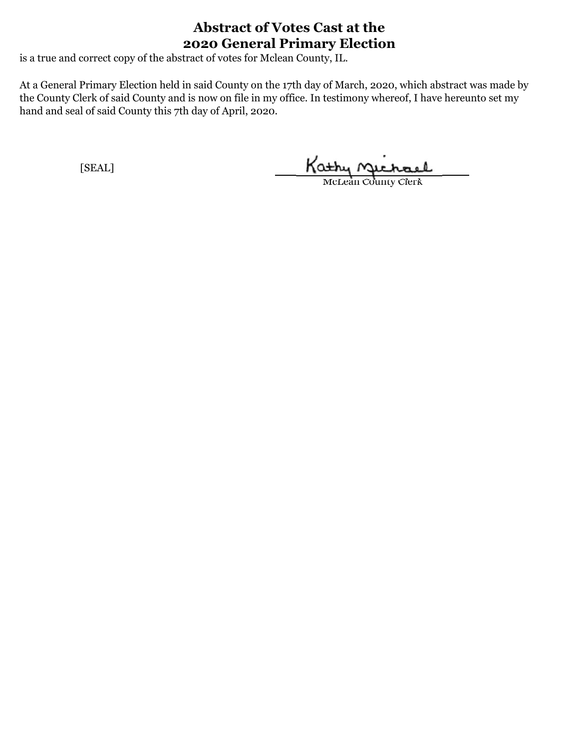# Abstract of Votes Cast at the 2020 General Primary Election

is a true and correct copy of the abstract of votes for Mclean County, IL.

At a General Primary Election held in said County on the 17th day of March, 2020, which abstract was made by the County Clerk of said County and is now on file in my office. In testimony whereof, I have hereunto set my hand and seal of said County this 7th day of April, 2020.

[SEAL]

Kathy Michael
McLean County Clerk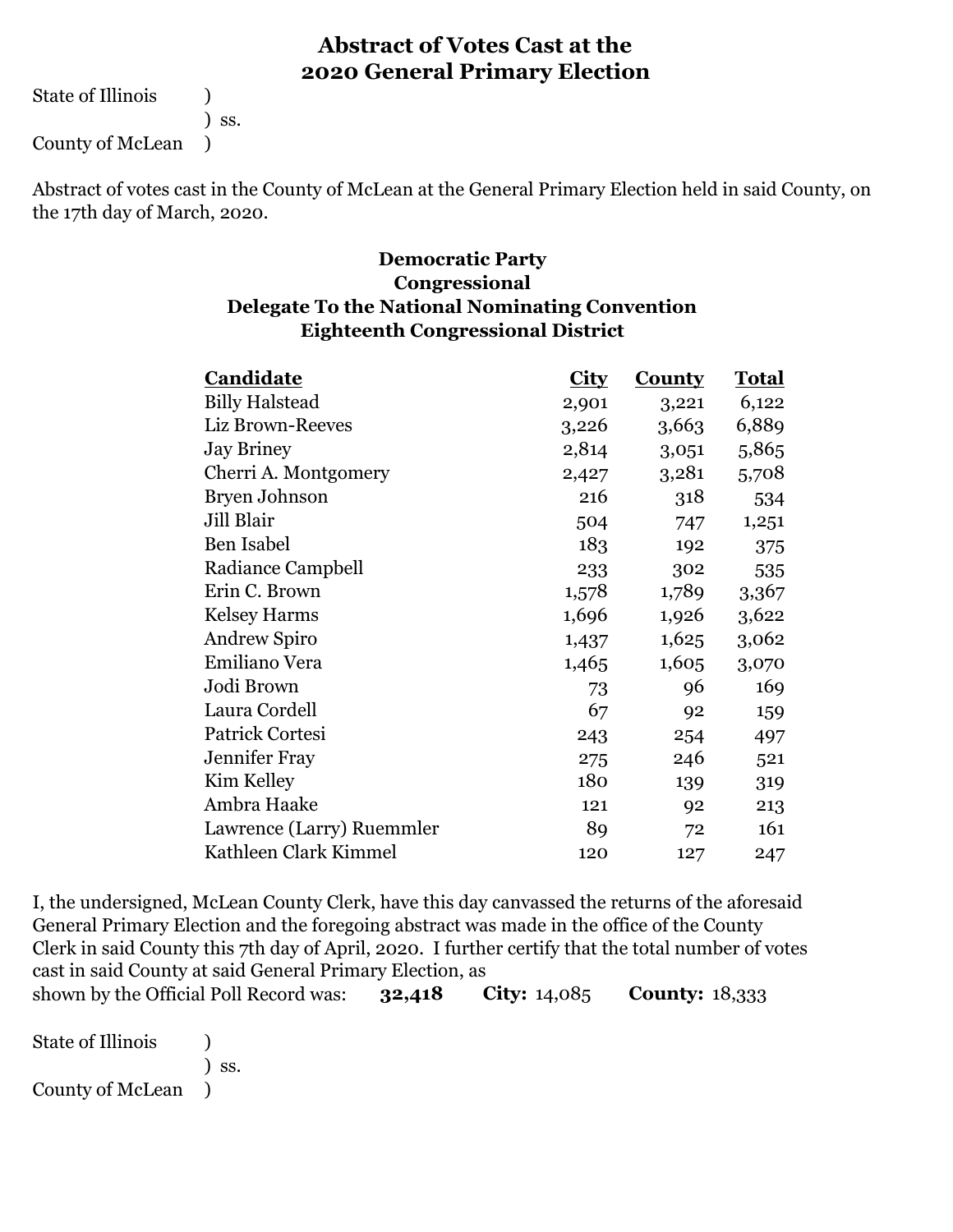# Abstract of Votes Cast at the 2020 General Primary Election

State of Illinois )
) ss.
County of McLean )

Abstract of votes cast in the County of McLean at the General Primary Election held in said County, on the 17th day of March, 2020.

## Democratic Party
## Congressional
## Delegate To the National Nominating Convention
## Eighteenth Congressional District

| Candidate | City | County | Total |
|---|---|---|---|
| Billy Halstead | 2,901 | 3,221 | 6,122 |
| Liz Brown-Reeves | 3,226 | 3,663 | 6,889 |
| Jay Briney | 2,814 | 3,051 | 5,865 |
| Cherri A. Montgomery | 2,427 | 3,281 | 5,708 |
| Bryen Johnson | 216 | 318 | 534 |
| Jill Blair | 504 | 747 | 1,251 |
| Ben Isabel | 183 | 192 | 375 |
| Radiance Campbell | 233 | 302 | 535 |
| Erin C. Brown | 1,578 | 1,789 | 3,367 |
| Kelsey Harms | 1,696 | 1,926 | 3,622 |
| Andrew Spiro | 1,437 | 1,625 | 3,062 |
| Emiliano Vera | 1,465 | 1,605 | 3,070 |
| Jodi Brown | 73 | 96 | 169 |
| Laura Cordell | 67 | 92 | 159 |
| Patrick Cortesi | 243 | 254 | 497 |
| Jennifer Fray | 275 | 246 | 521 |
| Kim Kelley | 180 | 139 | 319 |
| Ambra Haake | 121 | 92 | 213 |
| Lawrence (Larry) Ruemmler | 89 | 72 | 161 |
| Kathleen Clark Kimmel | 120 | 127 | 247 |

I, the undersigned, McLean County Clerk, have this day canvassed the returns of the aforesaid General Primary Election and the foregoing abstract was made in the office of the County Clerk in said County this 7th day of April, 2020. I further certify that the total number of votes cast in said County at said General Primary Election, as shown by the Official Poll Record was: **32,418** **City:** 14,085 **County:** 18,333

State of Illinois )
) ss.
County of McLean )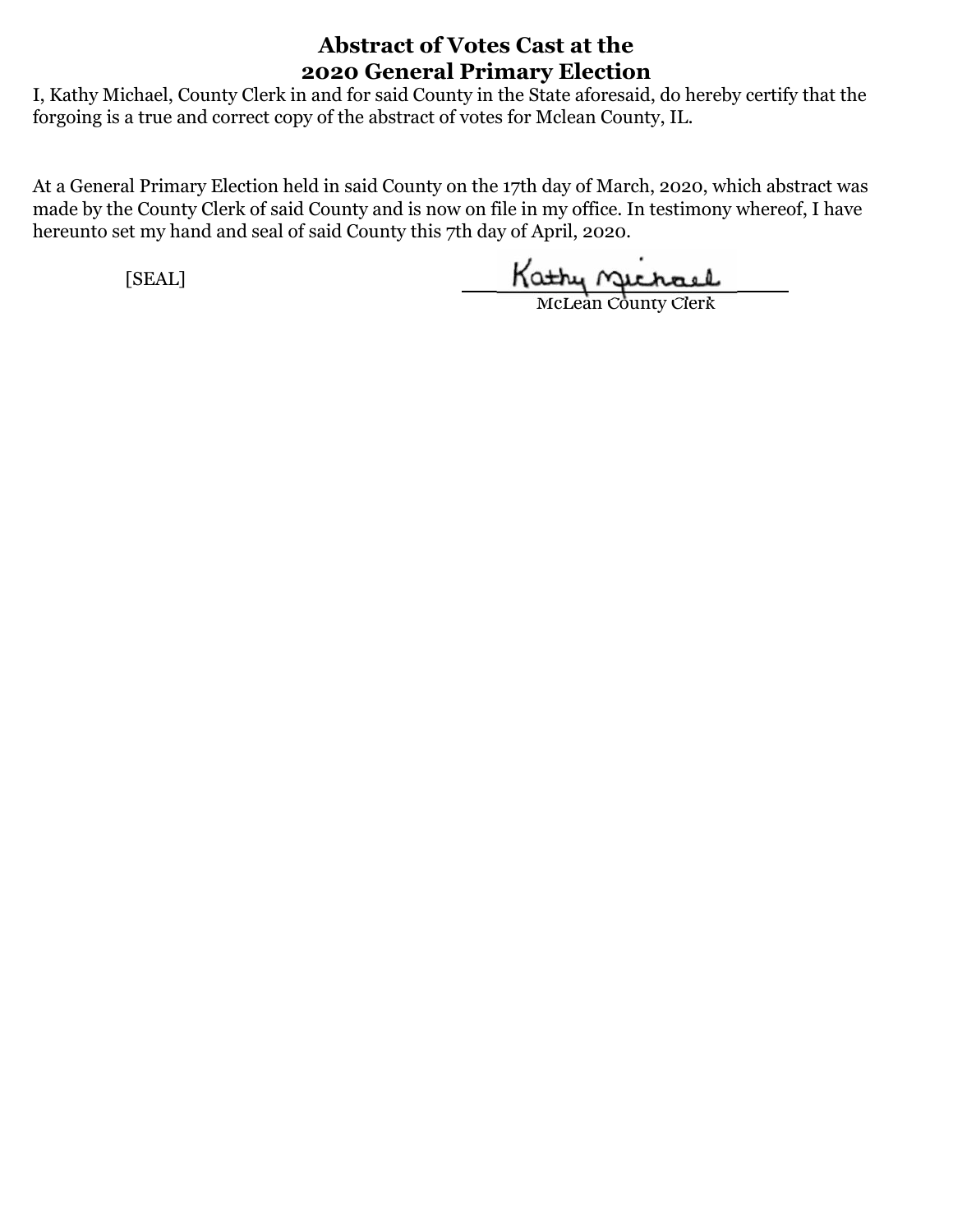# Abstract of Votes Cast at the 2020 General Primary Election

I, Kathy Michael, County Clerk in and for said County in the State aforesaid, do hereby certify that the forgoing is a true and correct copy of the abstract of votes for Mclean County, IL.

At a General Primary Election held in said County on the 17th day of March, 2020, which abstract was made by the County Clerk of said County and is now on file in my office. In testimony whereof, I have hereunto set my hand and seal of said County this 7th day of April, 2020.

[SEAL]

Kathy Michael
McLean County Clerk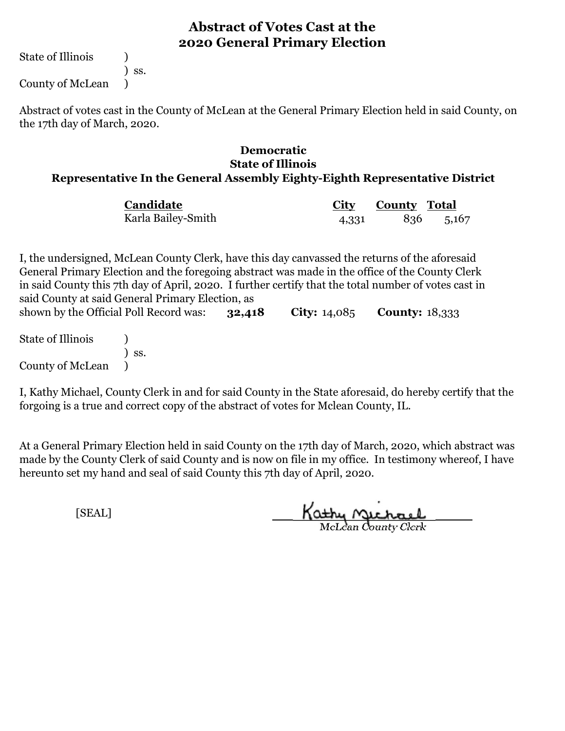# Abstract of Votes Cast at the 2020 General Primary Election

State of Illinois )
) ss.
County of McLean )

Abstract of votes cast in the County of McLean at the General Primary Election held in said County, on the 17th day of March, 2020.

## Democratic
## State of Illinois
## Representative In the General Assembly Eighty-Eighth Representative District

| Candidate | City | County | Total |
|---|---|---|---|
| Karla Bailey-Smith | 4,331 | 836 | 5,167 |

I, the undersigned, McLean County Clerk, have this day canvassed the returns of the aforesaid General Primary Election and the foregoing abstract was made in the office of the County Clerk in said County this 7th day of April, 2020. I further certify that the total number of votes cast in said County at said General Primary Election, as shown by the Official Poll Record was: **32,418** **City:** 14,085 **County:** 18,333

State of Illinois )
) ss.
County of McLean )

I, Kathy Michael, County Clerk in and for said County in the State aforesaid, do hereby certify that the forgoing is a true and correct copy of the abstract of votes for Mclean County, IL.

At a General Primary Election held in said County on the 17th day of March, 2020, which abstract was made by the County Clerk of said County and is now on file in my office. In testimony whereof, I have hereunto set my hand and seal of said County this 7th day of April, 2020.

[SEAL]

Kathy Michael
McLean County Clerk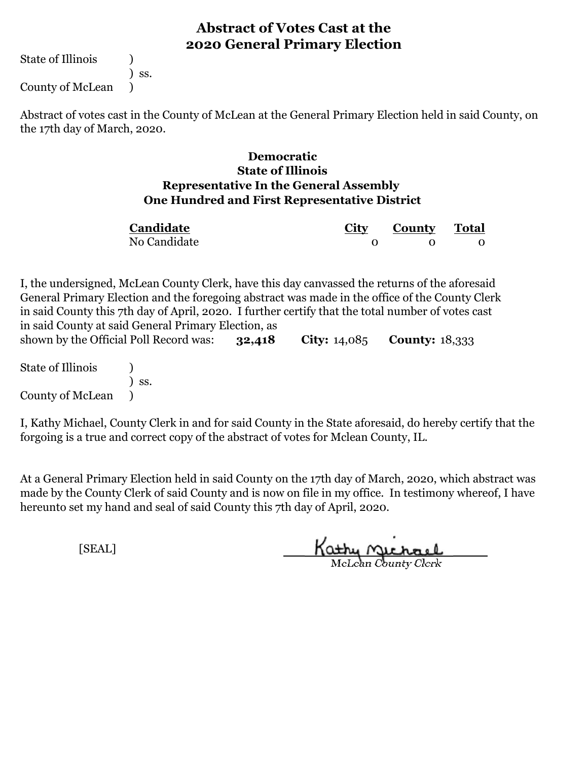# Abstract of Votes Cast at the 2020 General Primary Election

State of Illinois )
) ss.
County of McLean )

Abstract of votes cast in the County of McLean at the General Primary Election held in said County, on the 17th day of March, 2020.

**Democratic**
**State of Illinois**
**Representative In the General Assembly**
**One Hundred and First Representative District**

| Candidate | City | County | Total |
|---|---|---|---|
| No Candidate | 0 | 0 | 0 |

I, the undersigned, McLean County Clerk, have this day canvassed the returns of the aforesaid General Primary Election and the foregoing abstract was made in the office of the County Clerk in said County this 7th day of April, 2020. I further certify that the total number of votes cast in said County at said General Primary Election, as shown by the Official Poll Record was: **32,418** **City:** 14,085 **County:** 18,333

State of Illinois )
) ss.
County of McLean )

I, Kathy Michael, County Clerk in and for said County in the State aforesaid, do hereby certify that the forgoing is a true and correct copy of the abstract of votes for Mclean County, IL.

At a General Primary Election held in said County on the 17th day of March, 2020, which abstract was made by the County Clerk of said County and is now on file in my office. In testimony whereof, I have hereunto set my hand and seal of said County this 7th day of April, 2020.

[SEAL]

Kathy Michael
McLean County Clerk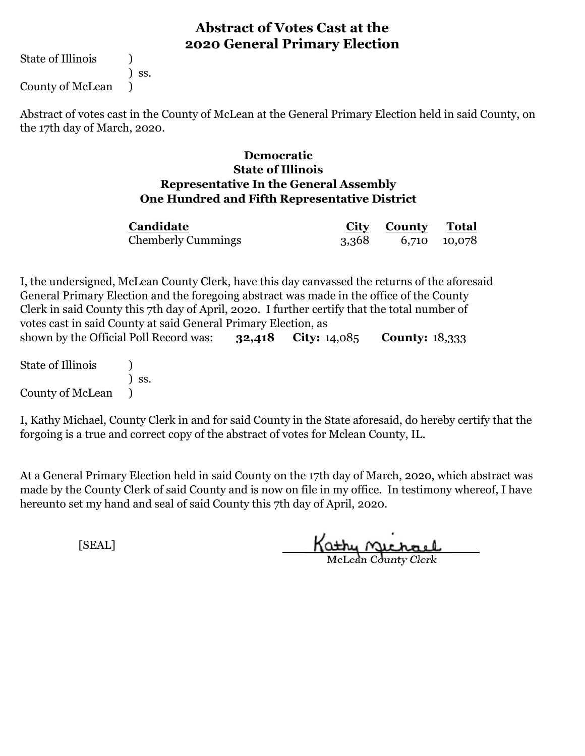# Abstract of Votes Cast at the 2020 General Primary Election

State of Illinois )
) ss.
County of McLean )

Abstract of votes cast in the County of McLean at the General Primary Election held in said County, on the 17th day of March, 2020.

## Democratic
## State of Illinois
## Representative In the General Assembly
## One Hundred and Fifth Representative District

| Candidate | City | County | Total |
|---|---|---|---|
| Chemberly Cummings | 3,368 | 6,710 | 10,078 |

I, the undersigned, McLean County Clerk, have this day canvassed the returns of the aforesaid General Primary Election and the foregoing abstract was made in the office of the County Clerk in said County this 7th day of April, 2020. I further certify that the total number of votes cast in said County at said General Primary Election, as shown by the Official Poll Record was: **32,418** **City:** 14,085 **County:** 18,333

State of Illinois )
) ss.
County of McLean )

I, Kathy Michael, County Clerk in and for said County in the State aforesaid, do hereby certify that the forgoing is a true and correct copy of the abstract of votes for Mclean County, IL.

At a General Primary Election held in said County on the 17th day of March, 2020, which abstract was made by the County Clerk of said County and is now on file in my office. In testimony whereof, I have hereunto set my hand and seal of said County this 7th day of April, 2020.

[SEAL]

Kathy Michael
McLean County Clerk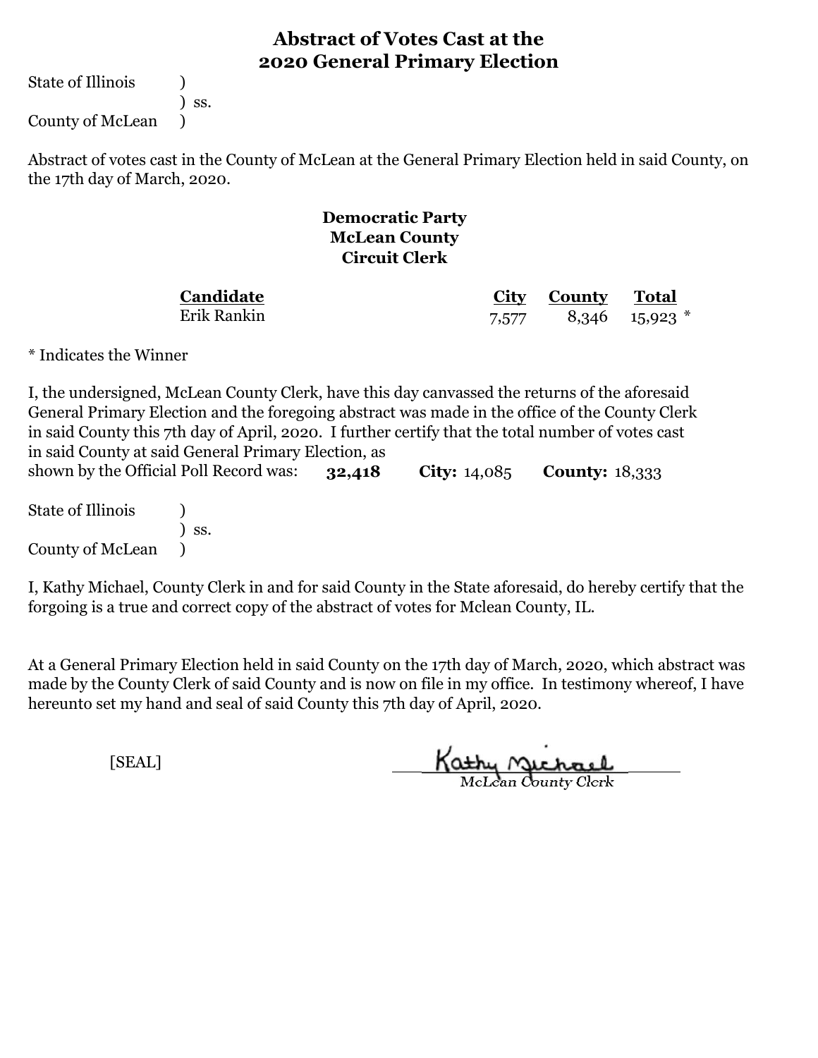# Abstract of Votes Cast at the 2020 General Primary Election

State of Illinois )
) ss.
County of McLean )

Abstract of votes cast in the County of McLean at the General Primary Election held in said County, on the 17th day of March, 2020.

**Democratic Party**
**McLean County**
**Circuit Clerk**

| Candidate | City | County | Total |
|---|---|---|---|
| Erik Rankin | 7,577 | 8,346 | 15,923 * |

* Indicates the Winner

I, the undersigned, McLean County Clerk, have this day canvassed the returns of the aforesaid General Primary Election and the foregoing abstract was made in the office of the County Clerk in said County this 7th day of April, 2020. I further certify that the total number of votes cast in said County at said General Primary Election, as shown by the Official Poll Record was: **32,418** **City:** 14,085 **County:** 18,333

State of Illinois )
) ss.
County of McLean )

I, Kathy Michael, County Clerk in and for said County in the State aforesaid, do hereby certify that the forgoing is a true and correct copy of the abstract of votes for Mclean County, IL.

At a General Primary Election held in said County on the 17th day of March, 2020, which abstract was made by the County Clerk of said County and is now on file in my office. In testimony whereof, I have hereunto set my hand and seal of said County this 7th day of April, 2020.

[SEAL]

Kathy Michael
McLean County Clerk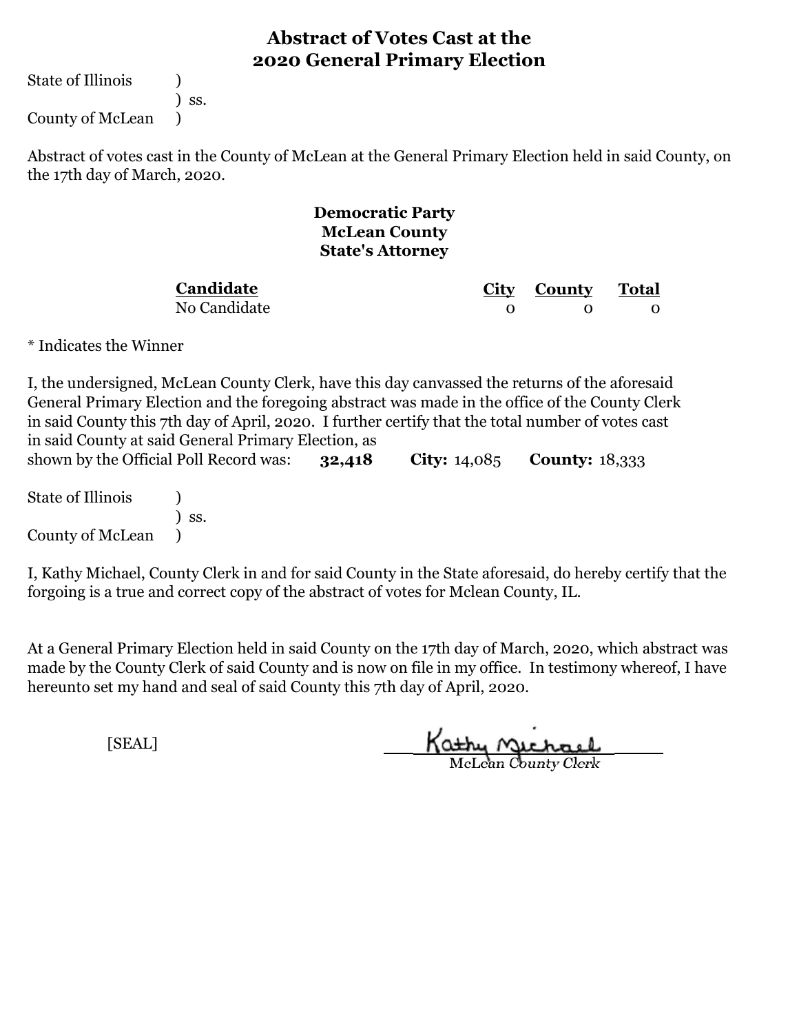# Abstract of Votes Cast at the 2020 General Primary Election

State of Illinois )
) ss.
County of McLean )

Abstract of votes cast in the County of McLean at the General Primary Election held in said County, on the 17th day of March, 2020.

**Democratic Party**
**McLean County**
**State's Attorney**

| Candidate | City | County | Total |
|---|---|---|---|
| No Candidate | 0 | 0 | 0 |

* Indicates the Winner

I, the undersigned, McLean County Clerk, have this day canvassed the returns of the aforesaid General Primary Election and the foregoing abstract was made in the office of the County Clerk in said County this 7th day of April, 2020. I further certify that the total number of votes cast in said County at said General Primary Election, as shown by the Official Poll Record was: **32,418** **City:** 14,085 **County:** 18,333

State of Illinois )
) ss.
County of McLean )

I, Kathy Michael, County Clerk in and for said County in the State aforesaid, do hereby certify that the forgoing is a true and correct copy of the abstract of votes for Mclean County, IL.

At a General Primary Election held in said County on the 17th day of March, 2020, which abstract was made by the County Clerk of said County and is now on file in my office. In testimony whereof, I have hereunto set my hand and seal of said County this 7th day of April, 2020.

[SEAL]

Kathy Michael
McLean County Clerk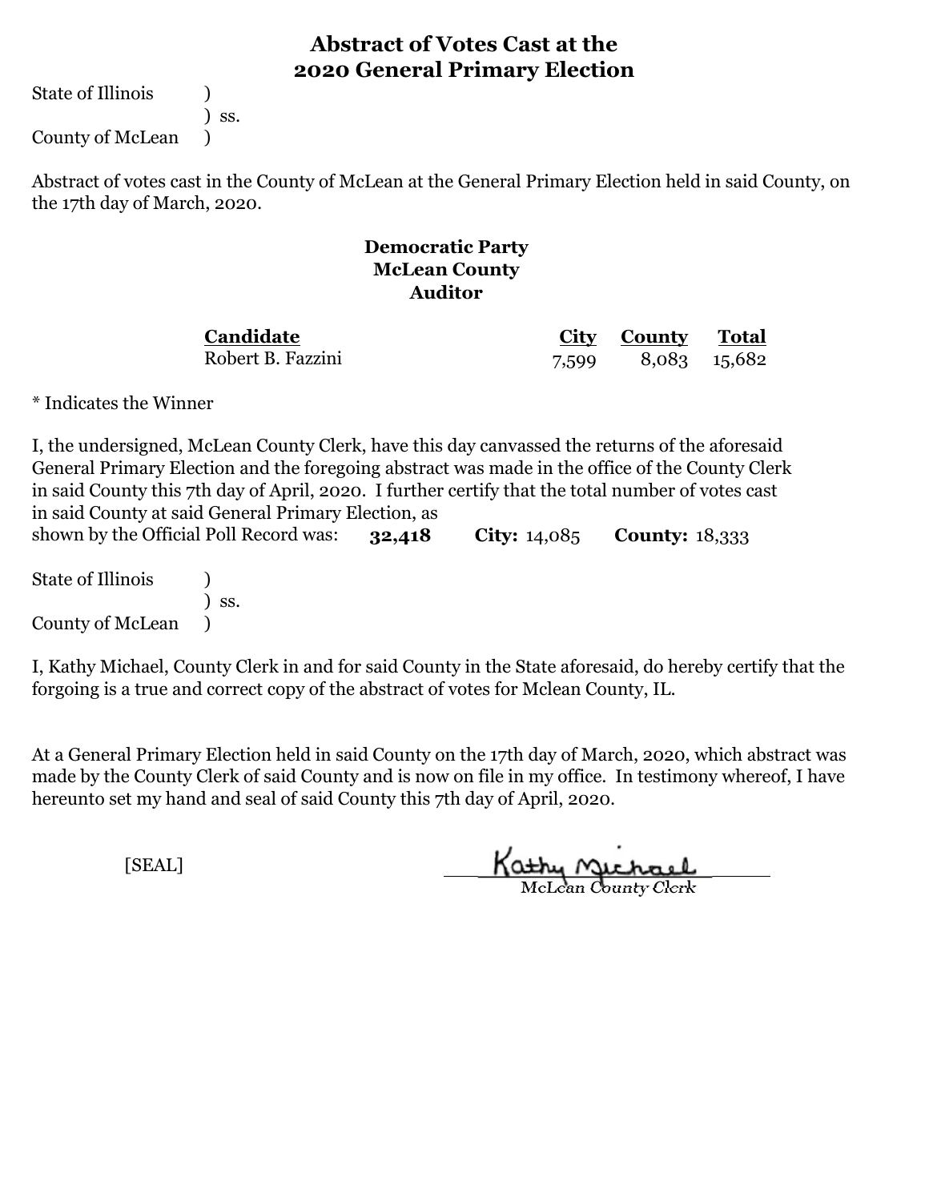# Abstract of Votes Cast at the 2020 General Primary Election

State of Illinois )
) ss.
County of McLean )

Abstract of votes cast in the County of McLean at the General Primary Election held in said County, on the 17th day of March, 2020.

## Democratic Party
## McLean County
## Auditor

| Candidate | City | County | Total |
|---|---|---|---|
| Robert B. Fazzini | 7,599 | 8,083 | 15,682 |

* Indicates the Winner

I, the undersigned, McLean County Clerk, have this day canvassed the returns of the aforesaid General Primary Election and the foregoing abstract was made in the office of the County Clerk in said County this 7th day of April, 2020. I further certify that the total number of votes cast in said County at said General Primary Election, as shown by the Official Poll Record was: **32,418** **City:** 14,085 **County:** 18,333

State of Illinois )
) ss.
County of McLean )

I, Kathy Michael, County Clerk in and for said County in the State aforesaid, do hereby certify that the forgoing is a true and correct copy of the abstract of votes for Mclean County, IL.

At a General Primary Election held in said County on the 17th day of March, 2020, which abstract was made by the County Clerk of said County and is now on file in my office. In testimony whereof, I have hereunto set my hand and seal of said County this 7th day of April, 2020.

[SEAL]

Kathy Michael
McLean County Clerk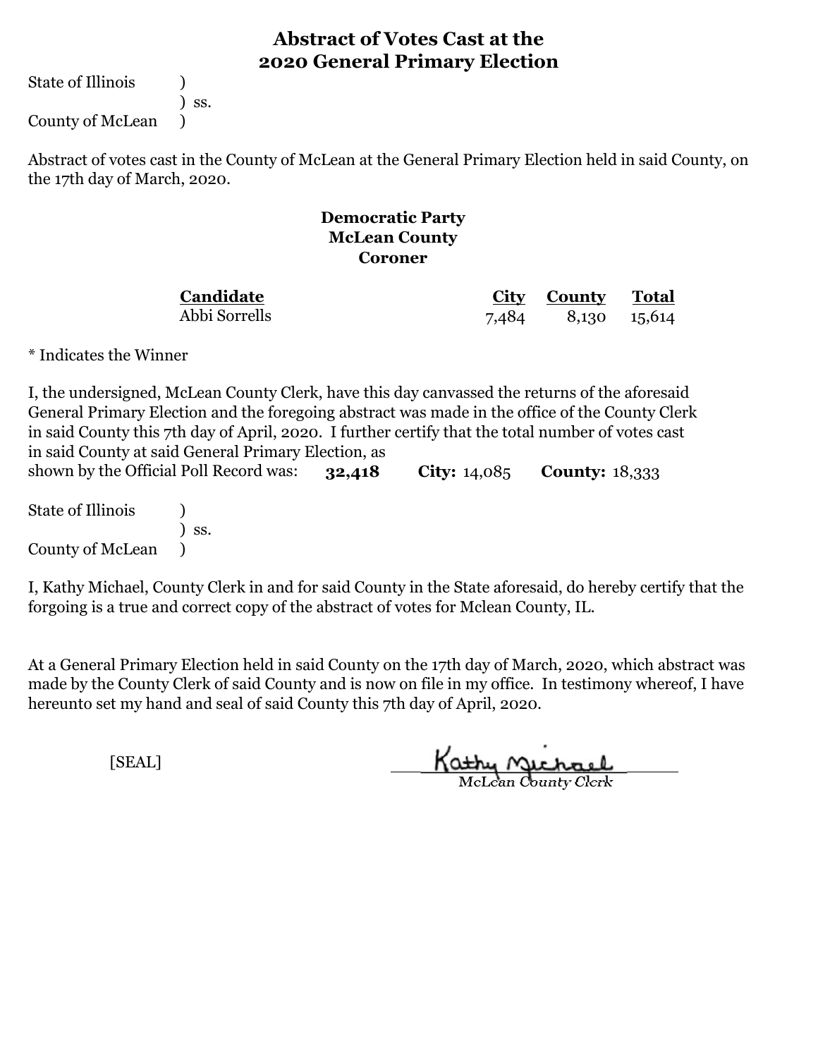# Abstract of Votes Cast at the 2020 General Primary Election

State of Illinois )
) ss.
County of McLean )

Abstract of votes cast in the County of McLean at the General Primary Election held in said County, on the 17th day of March, 2020.

**Democratic Party**
**McLean County**
**Coroner**

| Candidate | City | County | Total |
|---|---|---|---|
| Abbi Sorrells | 7,484 | 8,130 | 15,614 |

* Indicates the Winner

I, the undersigned, McLean County Clerk, have this day canvassed the returns of the aforesaid General Primary Election and the foregoing abstract was made in the office of the County Clerk in said County this 7th day of April, 2020. I further certify that the total number of votes cast in said County at said General Primary Election, as shown by the Official Poll Record was: **32,418** **City:** 14,085 **County:** 18,333

State of Illinois )
) ss.
County of McLean )

I, Kathy Michael, County Clerk in and for said County in the State aforesaid, do hereby certify that the forgoing is a true and correct copy of the abstract of votes for Mclean County, IL.

At a General Primary Election held in said County on the 17th day of March, 2020, which abstract was made by the County Clerk of said County and is now on file in my office. In testimony whereof, I have hereunto set my hand and seal of said County this 7th day of April, 2020.

[SEAL]

Kathy Michael
McLean County Clerk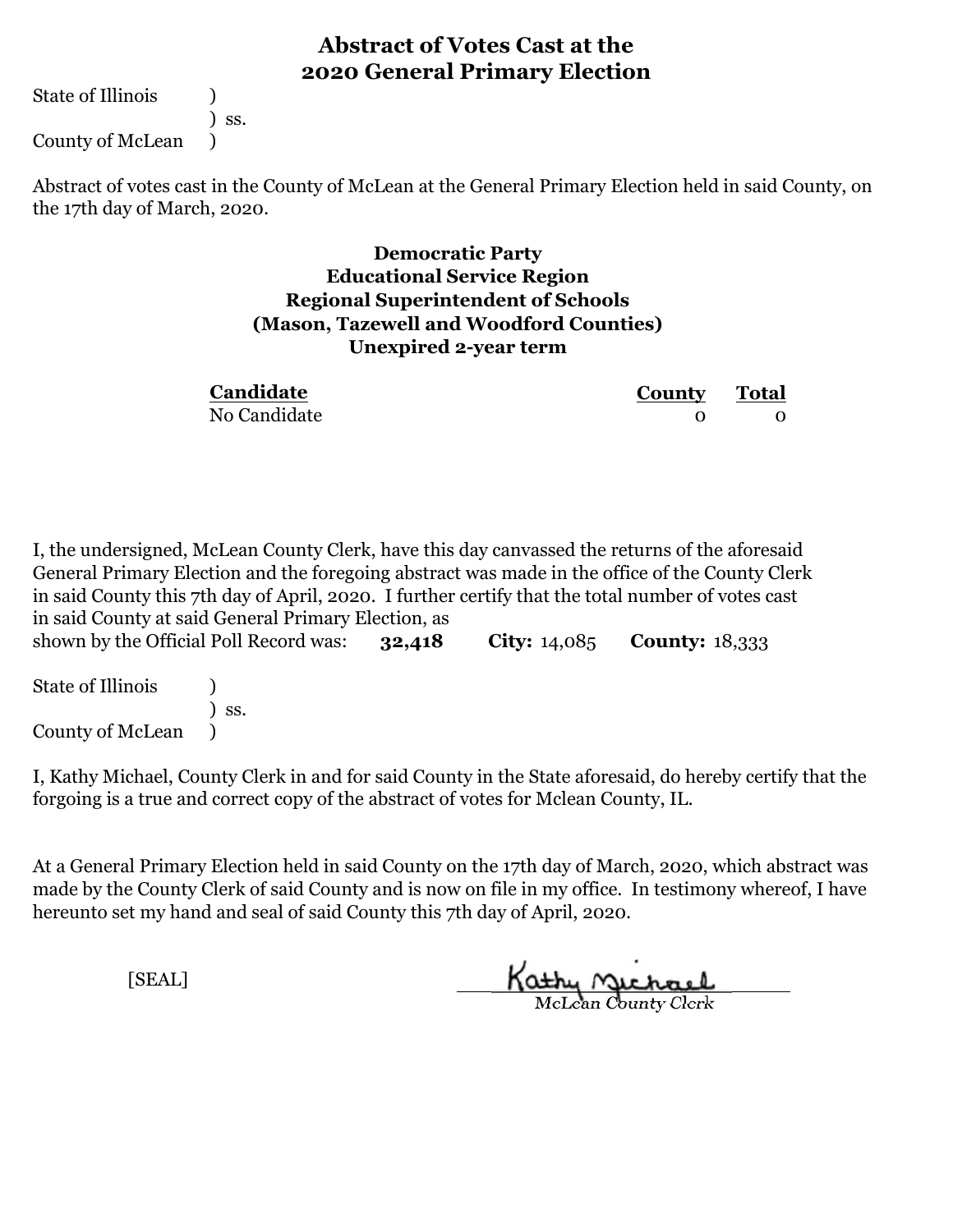# Abstract of Votes Cast at the 2020 General Primary Election

State of Illinois )
) ss.
County of McLean )

Abstract of votes cast in the County of McLean at the General Primary Election held in said County, on the 17th day of March, 2020.

**Democratic Party**
**Educational Service Region**
**Regional Superintendent of Schools**
**(Mason, Tazewell and Woodford Counties)**
**Unexpired 2-year term**

| Candidate | County | Total |
|---|---|---|
| No Candidate | 0 | 0 |

I, the undersigned, McLean County Clerk, have this day canvassed the returns of the aforesaid General Primary Election and the foregoing abstract was made in the office of the County Clerk in said County this 7th day of April, 2020. I further certify that the total number of votes cast in said County at said General Primary Election, as shown by the Official Poll Record was: **32,418** **City:** 14,085 **County:** 18,333

State of Illinois )
) ss.
County of McLean )

I, Kathy Michael, County Clerk in and for said County in the State aforesaid, do hereby certify that the forgoing is a true and correct copy of the abstract of votes for Mclean County, IL.

At a General Primary Election held in said County on the 17th day of March, 2020, which abstract was made by the County Clerk of said County and is now on file in my office. In testimony whereof, I have hereunto set my hand and seal of said County this 7th day of April, 2020.

[SEAL]

Kathy Michael
McLean County Clerk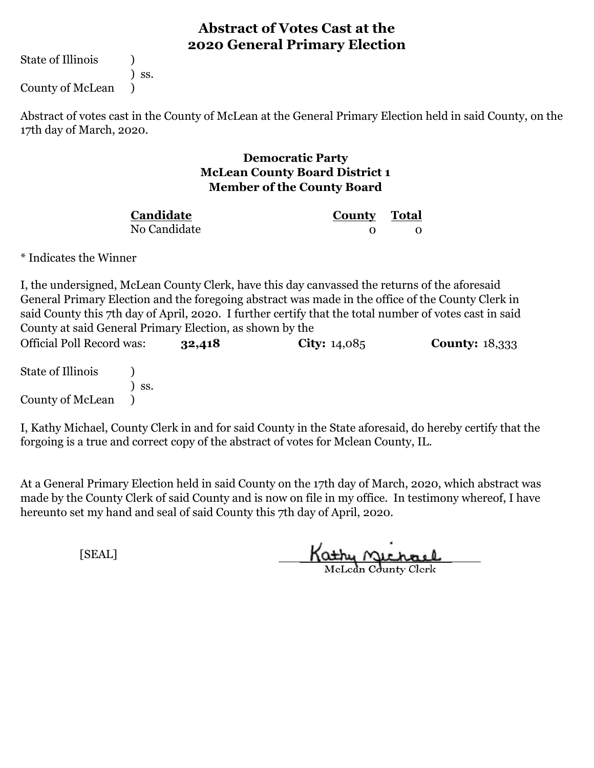# Abstract of Votes Cast at the 2020 General Primary Election

State of Illinois )
) ss.
County of McLean )

Abstract of votes cast in the County of McLean at the General Primary Election held in said County, on the 17th day of March, 2020.

### Democratic Party
### McLean County Board District 1
### Member of the County Board

| Candidate | County | Total |
|---|---|---|
| No Candidate | 0 | 0 |

* Indicates the Winner

I, the undersigned, McLean County Clerk, have this day canvassed the returns of the aforesaid General Primary Election and the foregoing abstract was made in the office of the County Clerk in said County this 7th day of April, 2020. I further certify that the total number of votes cast in said County at said General Primary Election, as shown by the Official Poll Record was: **32,418** **City:** 14,085 **County:** 18,333

State of Illinois )
) ss.
County of McLean )

I, Kathy Michael, County Clerk in and for said County in the State aforesaid, do hereby certify that the forgoing is a true and correct copy of the abstract of votes for Mclean County, IL.

At a General Primary Election held in said County on the 17th day of March, 2020, which abstract was made by the County Clerk of said County and is now on file in my office. In testimony whereof, I have hereunto set my hand and seal of said County this 7th day of April, 2020.

[SEAL]

Kathy Michael
McLean County Clerk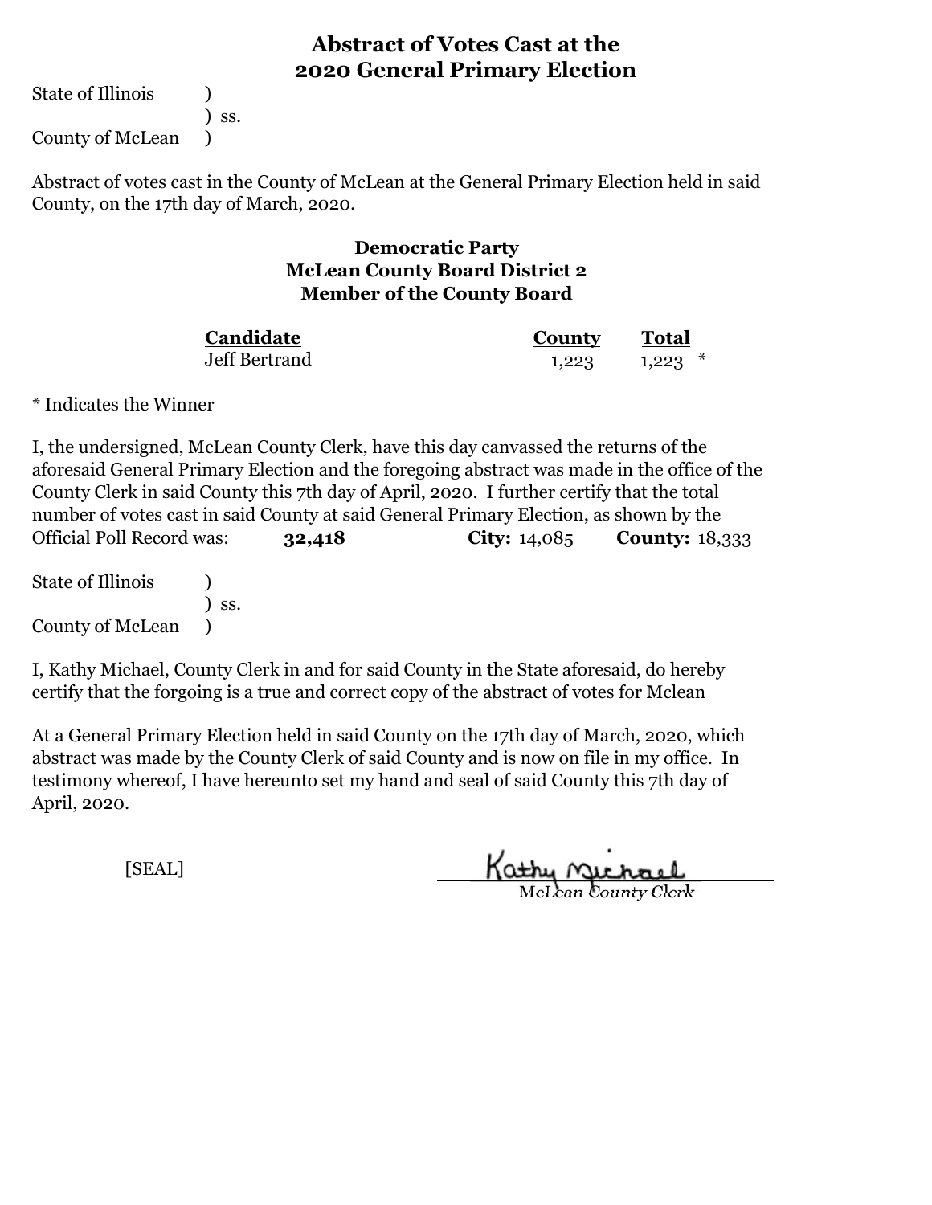# Abstract of Votes Cast at the 2020 General Primary Election

State of Illinois )
) ss.
County of McLean )

Abstract of votes cast in the County of McLean at the General Primary Election held in said County, on the 17th day of March, 2020.

### Democratic Party
### McLean County Board District 2
### Member of the County Board

| Candidate | County | Total |
|---|---|---|
| Jeff Bertrand | 1,223 | 1,223 * |

* Indicates the Winner

I, the undersigned, McLean County Clerk, have this day canvassed the returns of the aforesaid General Primary Election and the foregoing abstract was made in the office of the County Clerk in said County this 7th day of April, 2020. I further certify that the total number of votes cast in said County at said General Primary Election, as shown by the Official Poll Record was: **32,418** **City:** 14,085 **County:** 18,333

State of Illinois )
) ss.
County of McLean )

I, Kathy Michael, County Clerk in and for said County in the State aforesaid, do hereby certify that the forgoing is a true and correct copy of the abstract of votes for Mclean

At a General Primary Election held in said County on the 17th day of March, 2020, which abstract was made by the County Clerk of said County and is now on file in my office. In testimony whereof, I have hereunto set my hand and seal of said County this 7th day of April, 2020.

[SEAL]

Kathy Michael
McLean County Clerk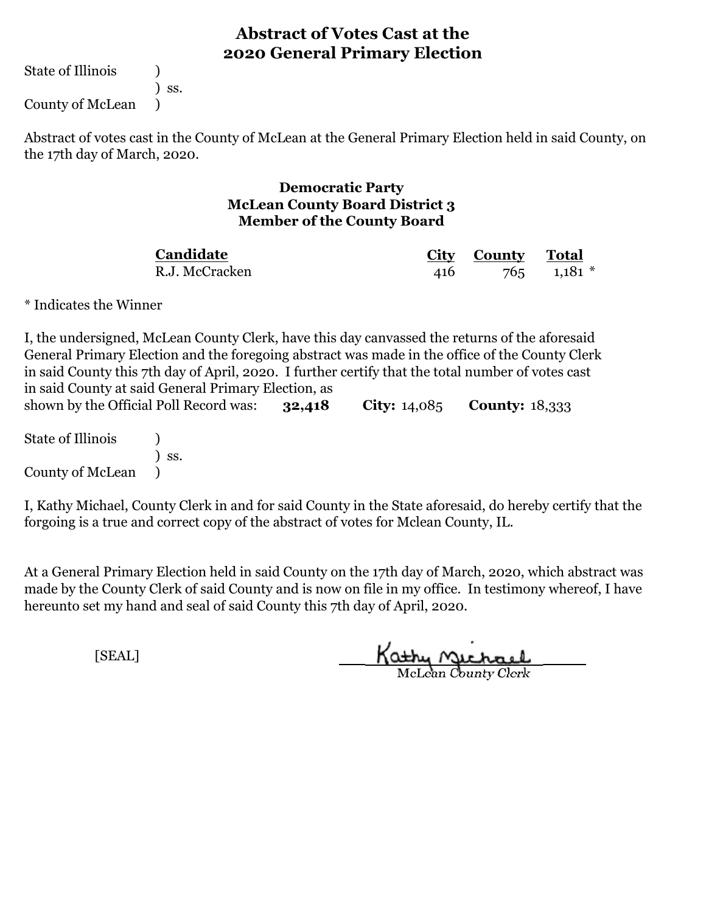# Abstract of Votes Cast at the 2020 General Primary Election

State of Illinois )
) ss.
County of McLean )

Abstract of votes cast in the County of McLean at the General Primary Election held in said County, on the 17th day of March, 2020.

### Democratic Party
### McLean County Board District 3
### Member of the County Board

| Candidate | City | County | Total |
|---|---|---|---|
| R.J. McCracken | 416 | 765 | 1,181 * |

* Indicates the Winner

I, the undersigned, McLean County Clerk, have this day canvassed the returns of the aforesaid General Primary Election and the foregoing abstract was made in the office of the County Clerk in said County this 7th day of April, 2020. I further certify that the total number of votes cast in said County at said General Primary Election, as shown by the Official Poll Record was: **32,418** **City:** 14,085 **County:** 18,333

State of Illinois )
) ss.
County of McLean )

I, Kathy Michael, County Clerk in and for said County in the State aforesaid, do hereby certify that the forgoing is a true and correct copy of the abstract of votes for Mclean County, IL.

At a General Primary Election held in said County on the 17th day of March, 2020, which abstract was made by the County Clerk of said County and is now on file in my office. In testimony whereof, I have hereunto set my hand and seal of said County this 7th day of April, 2020.

[SEAL]

Kathy Michael
McLean County Clerk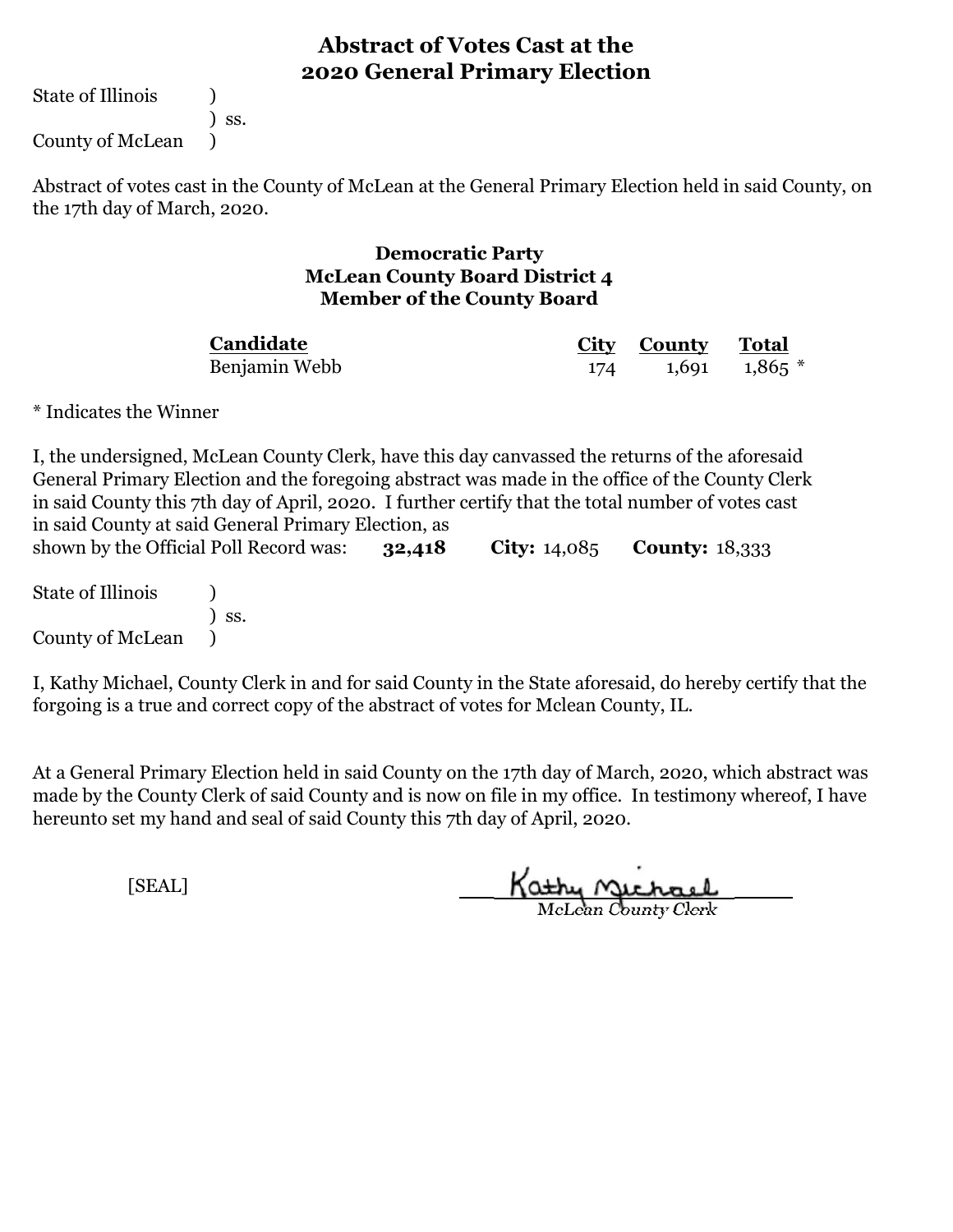# Abstract of Votes Cast at the 2020 General Primary Election

State of Illinois )
) ss.
County of McLean )

Abstract of votes cast in the County of McLean at the General Primary Election held in said County, on the 17th day of March, 2020.

### Democratic Party
### McLean County Board District 4
### Member of the County Board

| Candidate | City | County | Total |
|---|---|---|---|
| Benjamin Webb | 174 | 1,691 | 1,865 * |

* Indicates the Winner

I, the undersigned, McLean County Clerk, have this day canvassed the returns of the aforesaid General Primary Election and the foregoing abstract was made in the office of the County Clerk in said County this 7th day of April, 2020. I further certify that the total number of votes cast in said County at said General Primary Election, as shown by the Official Poll Record was: **32,418** **City:** 14,085 **County:** 18,333

State of Illinois )
) ss.
County of McLean )

I, Kathy Michael, County Clerk in and for said County in the State aforesaid, do hereby certify that the forgoing is a true and correct copy of the abstract of votes for Mclean County, IL.

At a General Primary Election held in said County on the 17th day of March, 2020, which abstract was made by the County Clerk of said County and is now on file in my office. In testimony whereof, I have hereunto set my hand and seal of said County this 7th day of April, 2020.

[SEAL]

Kathy Michael
McLean County Clerk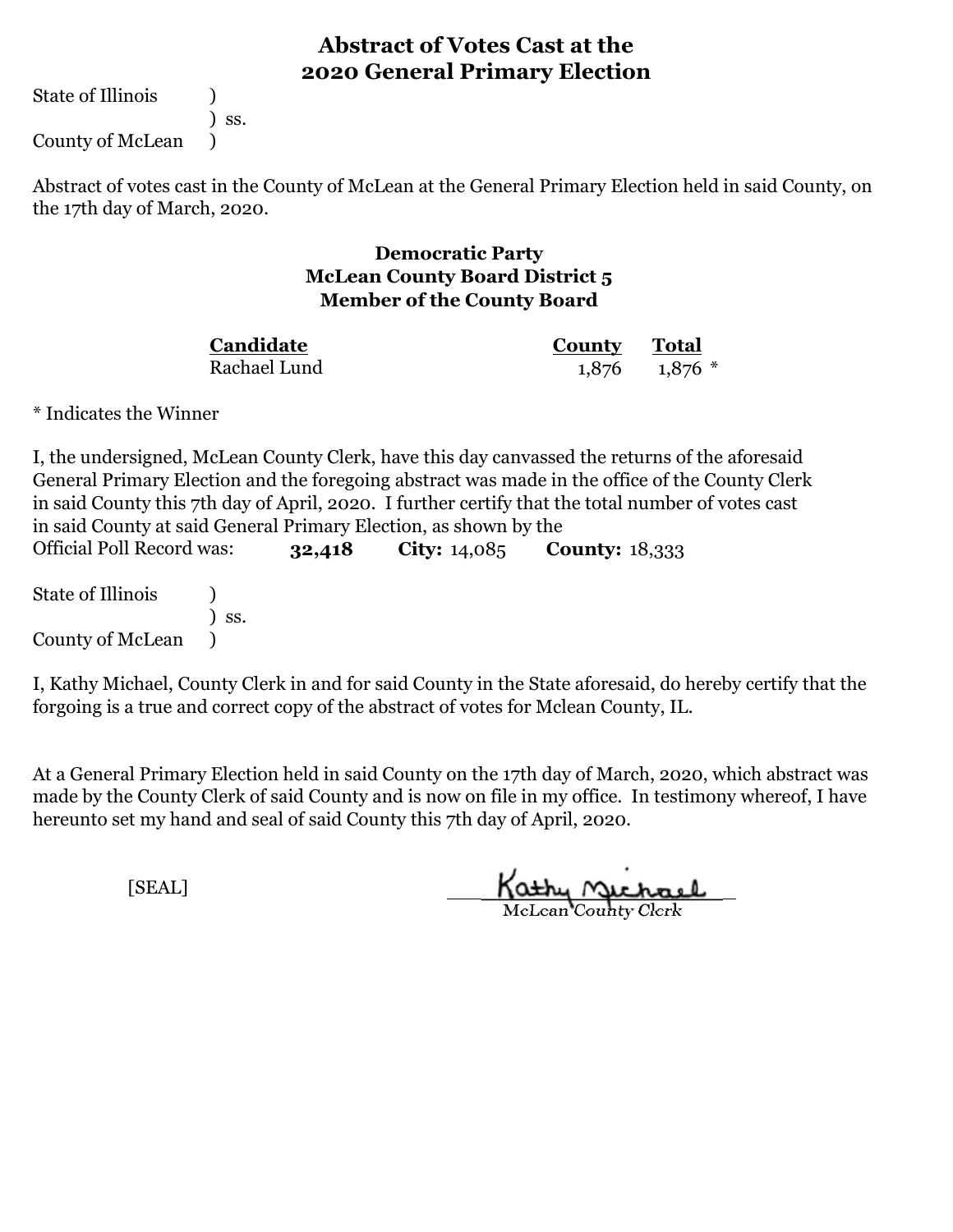# Abstract of Votes Cast at the 2020 General Primary Election

State of Illinois )
) ss.
County of McLean )

Abstract of votes cast in the County of McLean at the General Primary Election held in said County, on the 17th day of March, 2020.

### Democratic Party
### McLean County Board District 5
### Member of the County Board

| Candidate | County | Total |
|---|---|---|
| Rachael Lund | 1,876 | 1,876 * |

* Indicates the Winner

I, the undersigned, McLean County Clerk, have this day canvassed the returns of the aforesaid General Primary Election and the foregoing abstract was made in the office of the County Clerk in said County this 7th day of April, 2020. I further certify that the total number of votes cast in said County at said General Primary Election, as shown by the Official Poll Record was: **32,418** **City:** 14,085 **County:** 18,333

State of Illinois )
) ss.
County of McLean )

I, Kathy Michael, County Clerk in and for said County in the State aforesaid, do hereby certify that the forgoing is a true and correct copy of the abstract of votes for Mclean County, IL.

At a General Primary Election held in said County on the 17th day of March, 2020, which abstract was made by the County Clerk of said County and is now on file in my office. In testimony whereof, I have hereunto set my hand and seal of said County this 7th day of April, 2020.

[SEAL]

Kathy Michael
McLean County Clerk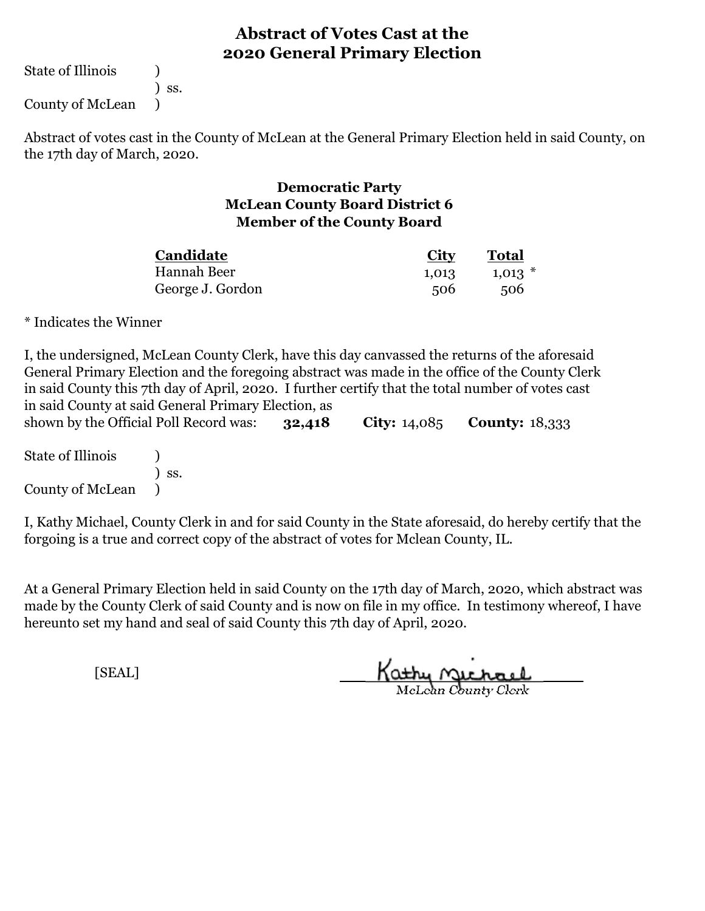# Abstract of Votes Cast at the 2020 General Primary Election

State of Illinois )
) ss.
County of McLean )

Abstract of votes cast in the County of McLean at the General Primary Election held in said County, on the 17th day of March, 2020.

## Democratic Party
## McLean County Board District 6
## Member of the County Board

| Candidate | City | Total |
|---|---|---|
| Hannah Beer | 1,013 | 1,013 * |
| George J. Gordon | 506 | 506 |

* Indicates the Winner

I, the undersigned, McLean County Clerk, have this day canvassed the returns of the aforesaid General Primary Election and the foregoing abstract was made in the office of the County Clerk in said County this 7th day of April, 2020. I further certify that the total number of votes cast in said County at said General Primary Election, as shown by the Official Poll Record was: **32,418** **City:** 14,085 **County:** 18,333

State of Illinois )
) ss.
County of McLean )

I, Kathy Michael, County Clerk in and for said County in the State aforesaid, do hereby certify that the forgoing is a true and correct copy of the abstract of votes for Mclean County, IL.

At a General Primary Election held in said County on the 17th day of March, 2020, which abstract was made by the County Clerk of said County and is now on file in my office. In testimony whereof, I have hereunto set my hand and seal of said County this 7th day of April, 2020.

[SEAL]

Kathy Michael
McLean County Clerk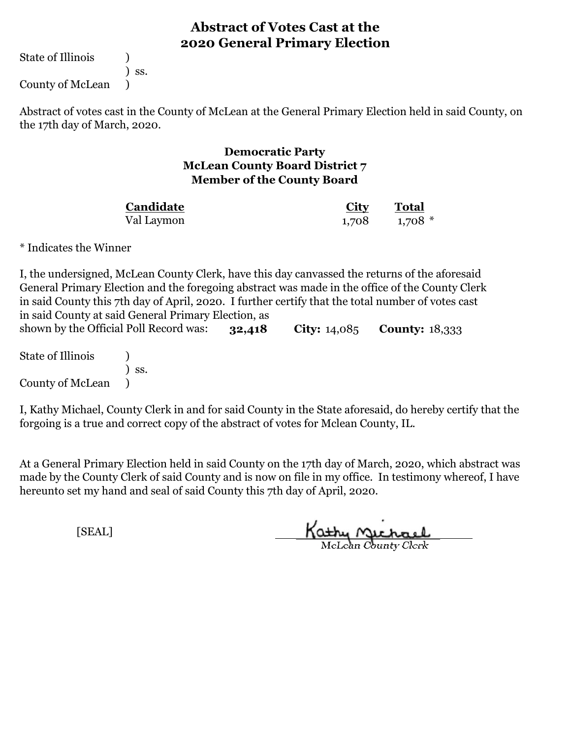# Abstract of Votes Cast at the 2020 General Primary Election

State of Illinois )
) ss.
County of McLean )

Abstract of votes cast in the County of McLean at the General Primary Election held in said County, on the 17th day of March, 2020.

## Democratic Party
## McLean County Board District 7
## Member of the County Board

| Candidate | City | Total |
|---|---|---|
| Val Laymon | 1,708 | 1,708 * |

* Indicates the Winner

I, the undersigned, McLean County Clerk, have this day canvassed the returns of the aforesaid General Primary Election and the foregoing abstract was made in the office of the County Clerk in said County this 7th day of April, 2020. I further certify that the total number of votes cast in said County at said General Primary Election, as shown by the Official Poll Record was: **32,418** **City:** 14,085 **County:** 18,333

State of Illinois )
) ss.
County of McLean )

I, Kathy Michael, County Clerk in and for said County in the State aforesaid, do hereby certify that the forgoing is a true and correct copy of the abstract of votes for Mclean County, IL.

At a General Primary Election held in said County on the 17th day of March, 2020, which abstract was made by the County Clerk of said County and is now on file in my office. In testimony whereof, I have hereunto set my hand and seal of said County this 7th day of April, 2020.

[SEAL]

Kathy Michael
McLean County Clerk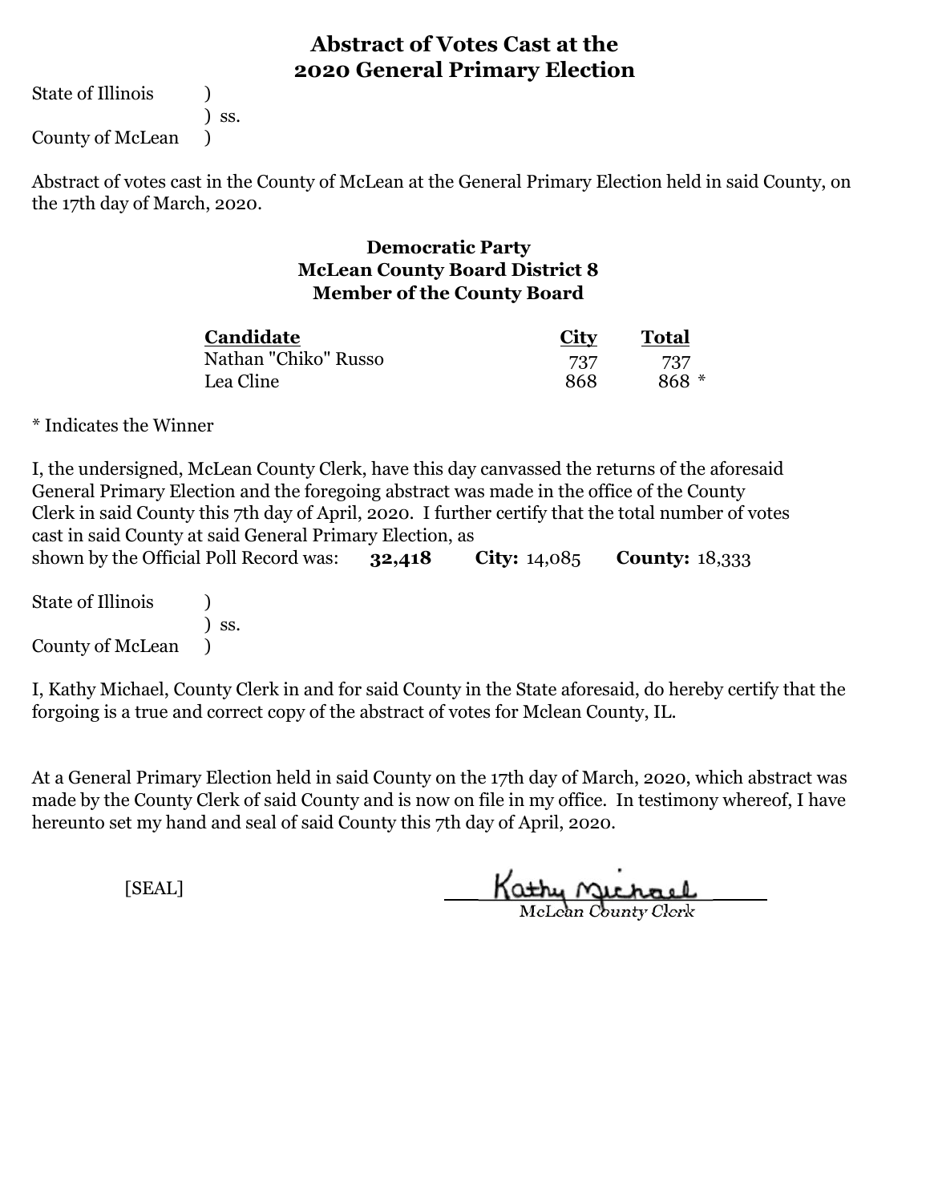# Abstract of Votes Cast at the 2020 General Primary Election

State of Illinois )
) ss.
County of McLean )

Abstract of votes cast in the County of McLean at the General Primary Election held in said County, on the 17th day of March, 2020.

### Democratic Party
### McLean County Board District 8
### Member of the County Board

| Candidate | City | Total |
|---|---|---|
| Nathan "Chiko" Russo | 737 | 737 |
| Lea Cline | 868 | 868 * |

* Indicates the Winner

I, the undersigned, McLean County Clerk, have this day canvassed the returns of the aforesaid General Primary Election and the foregoing abstract was made in the office of the County Clerk in said County this 7th day of April, 2020. I further certify that the total number of votes cast in said County at said General Primary Election, as shown by the Official Poll Record was: **32,418** **City:** 14,085 **County:** 18,333

State of Illinois )
) ss.
County of McLean )

I, Kathy Michael, County Clerk in and for said County in the State aforesaid, do hereby certify that the forgoing is a true and correct copy of the abstract of votes for Mclean County, IL.

At a General Primary Election held in said County on the 17th day of March, 2020, which abstract was made by the County Clerk of said County and is now on file in my office. In testimony whereof, I have hereunto set my hand and seal of said County this 7th day of April, 2020.

[SEAL]

Kathy Michael
McLean County Clerk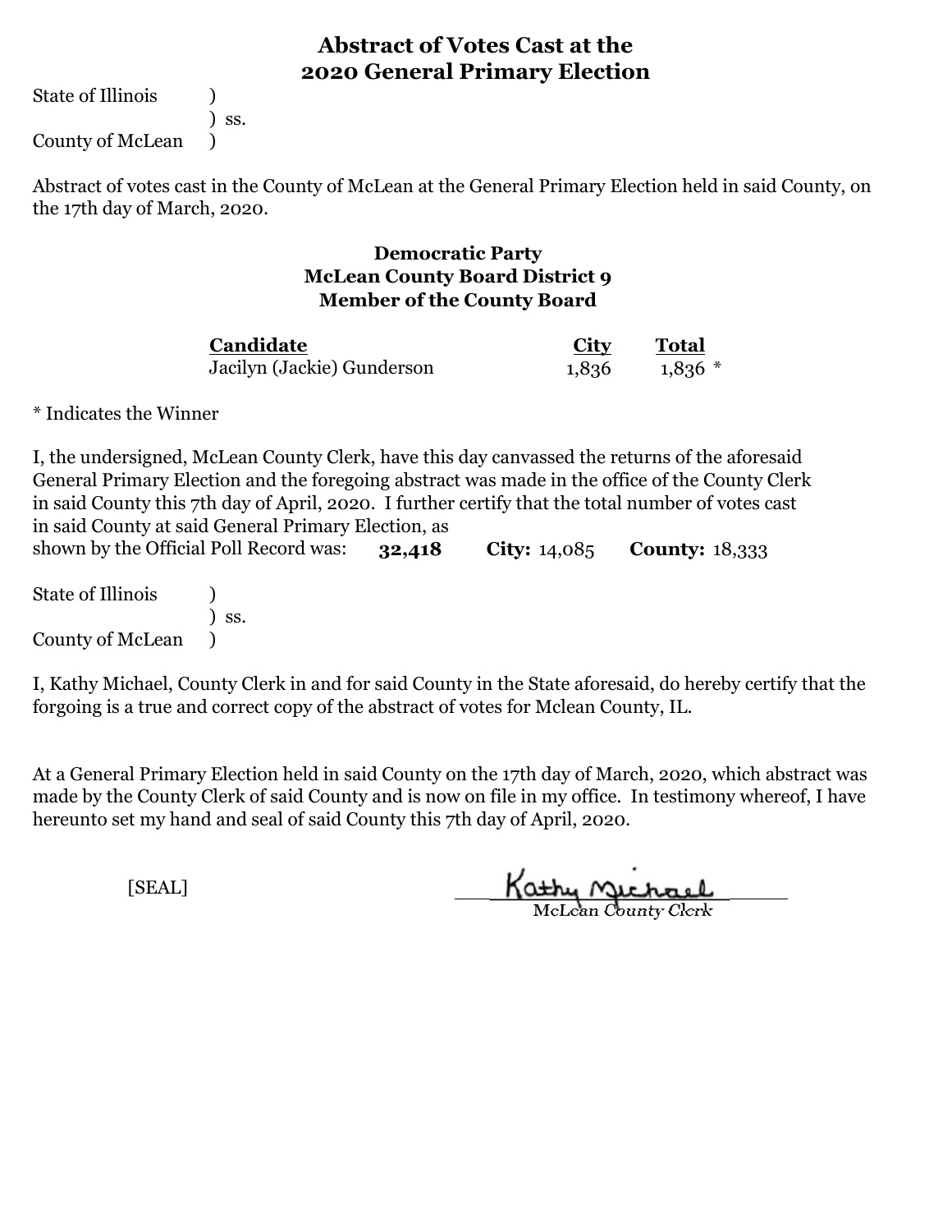# Abstract of Votes Cast at the 2020 General Primary Election

State of Illinois )
) ss.
County of McLean )

Abstract of votes cast in the County of McLean at the General Primary Election held in said County, on the 17th day of March, 2020.

## Democratic Party
## McLean County Board District 9
## Member of the County Board

| Candidate | City | Total |
|---|---|---|
| Jacilyn (Jackie) Gunderson | 1,836 | 1,836 * |

* Indicates the Winner

I, the undersigned, McLean County Clerk, have this day canvassed the returns of the aforesaid General Primary Election and the foregoing abstract was made in the office of the County Clerk in said County this 7th day of April, 2020. I further certify that the total number of votes cast in said County at said General Primary Election, as shown by the Official Poll Record was: **32,418** **City:** 14,085 **County:** 18,333

State of Illinois )
) ss.
County of McLean )

I, Kathy Michael, County Clerk in and for said County in the State aforesaid, do hereby certify that the forgoing is a true and correct copy of the abstract of votes for Mclean County, IL.

At a General Primary Election held in said County on the 17th day of March, 2020, which abstract was made by the County Clerk of said County and is now on file in my office. In testimony whereof, I have hereunto set my hand and seal of said County this 7th day of April, 2020.

[SEAL]

Kathy Michael
McLean County Clerk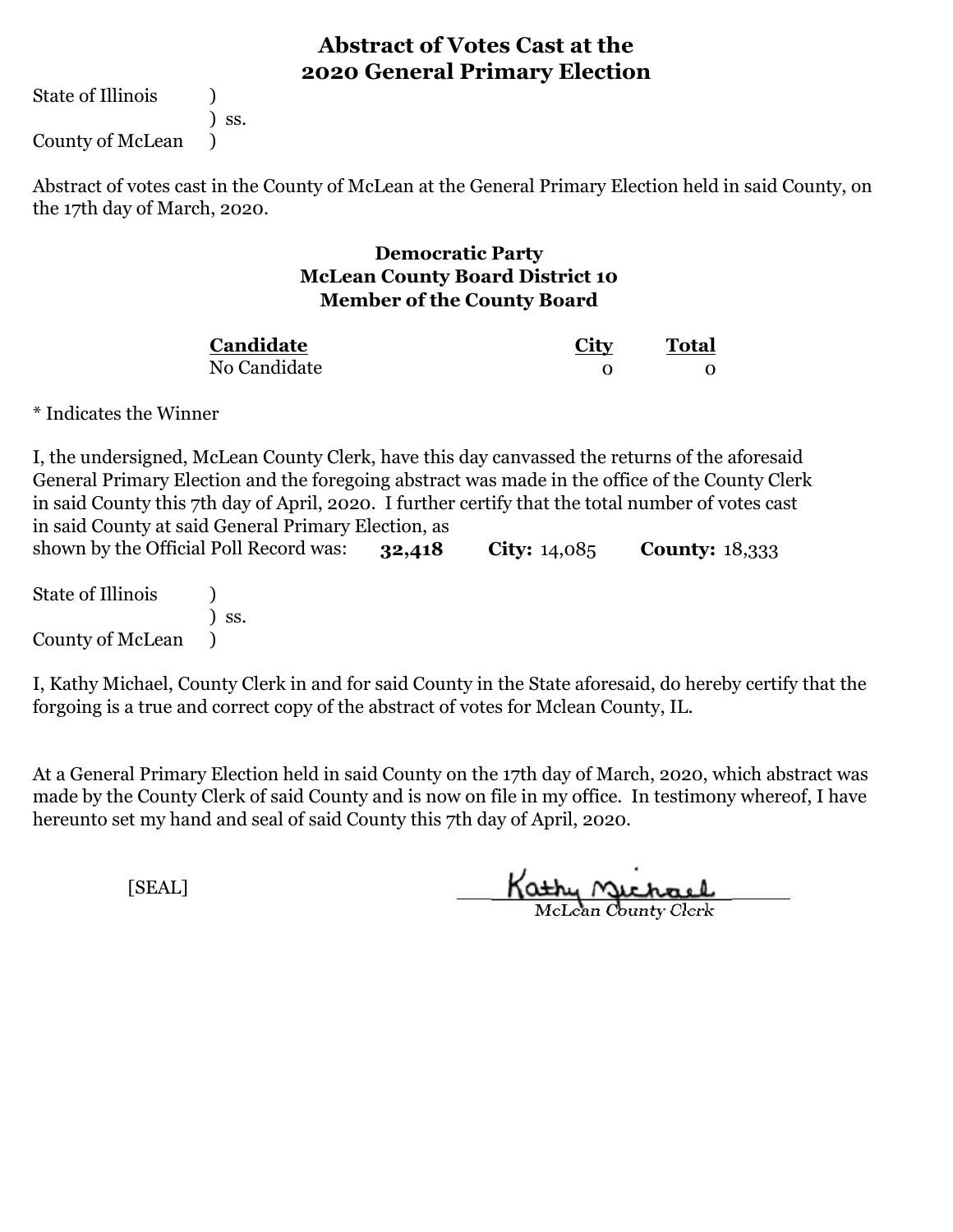# Abstract of Votes Cast at the 2020 General Primary Election

State of Illinois )
) ss.
County of McLean )

Abstract of votes cast in the County of McLean at the General Primary Election held in said County, on the 17th day of March, 2020.

### Democratic Party
### McLean County Board District 10
### Member of the County Board

| Candidate | City | Total |
|---|---|---|
| No Candidate | 0 | 0 |

* Indicates the Winner

I, the undersigned, McLean County Clerk, have this day canvassed the returns of the aforesaid General Primary Election and the foregoing abstract was made in the office of the County Clerk in said County this 7th day of April, 2020. I further certify that the total number of votes cast in said County at said General Primary Election, as shown by the Official Poll Record was: **32,418** **City:** 14,085 **County:** 18,333

State of Illinois )
) ss.
County of McLean )

I, Kathy Michael, County Clerk in and for said County in the State aforesaid, do hereby certify that the forgoing is a true and correct copy of the abstract of votes for Mclean County, IL.

At a General Primary Election held in said County on the 17th day of March, 2020, which abstract was made by the County Clerk of said County and is now on file in my office. In testimony whereof, I have hereunto set my hand and seal of said County this 7th day of April, 2020.

[SEAL]

Kathy Michael
McLean County Clerk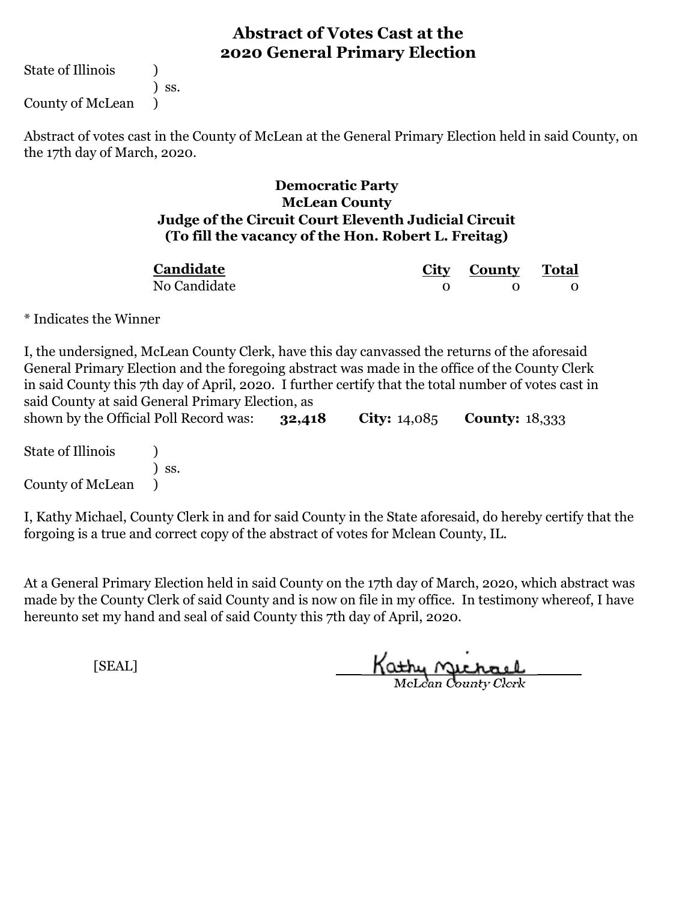# Abstract of Votes Cast at the 2020 General Primary Election

State of Illinois )
) ss.
County of McLean )

Abstract of votes cast in the County of McLean at the General Primary Election held in said County, on the 17th day of March, 2020.

### Democratic Party
### McLean County
### Judge of the Circuit Court Eleventh Judicial Circuit
### (To fill the vacancy of the Hon. Robert L. Freitag)

| Candidate | City | County | Total |
|---|---|---|---|
| No Candidate | 0 | 0 | 0 |

* Indicates the Winner

I, the undersigned, McLean County Clerk, have this day canvassed the returns of the aforesaid General Primary Election and the foregoing abstract was made in the office of the County Clerk in said County this 7th day of April, 2020. I further certify that the total number of votes cast in said County at said General Primary Election, as shown by the Official Poll Record was: **32,418** **City:** 14,085 **County:** 18,333

State of Illinois )
) ss.
County of McLean )

I, Kathy Michael, County Clerk in and for said County in the State aforesaid, do hereby certify that the forgoing is a true and correct copy of the abstract of votes for Mclean County, IL.

At a General Primary Election held in said County on the 17th day of March, 2020, which abstract was made by the County Clerk of said County and is now on file in my office. In testimony whereof, I have hereunto set my hand and seal of said County this 7th day of April, 2020.

[SEAL]

Kathy Michael
McLean County Clerk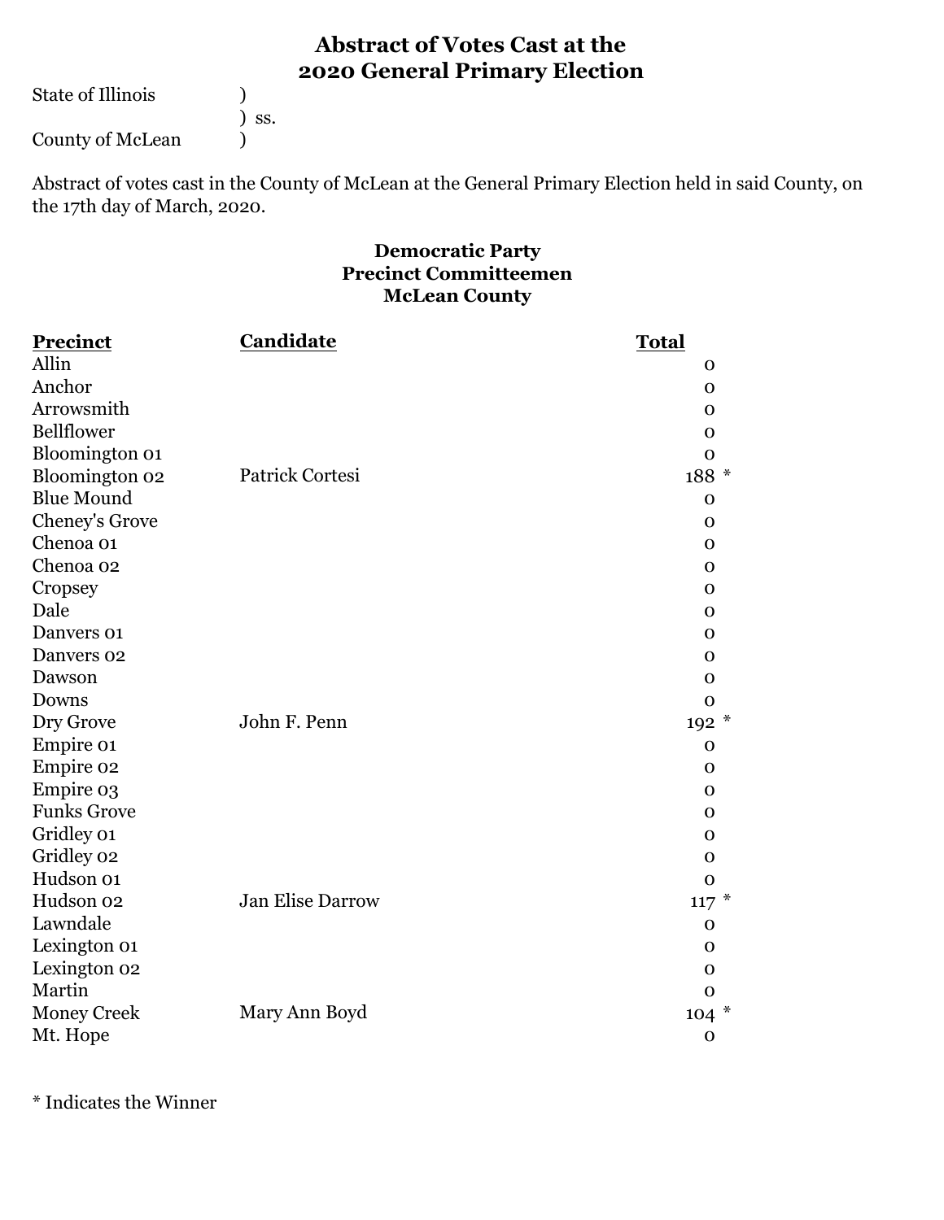# Abstract of Votes Cast at the 2020 General Primary Election

State of Illinois )
) ss.
County of McLean )

Abstract of votes cast in the County of McLean at the General Primary Election held in said County, on the 17th day of March, 2020.

### Democratic Party
### Precinct Committeemen
### McLean County

| Precinct | Candidate | Total |
|---|---|---|
| Allin | | 0 |
| Anchor | | 0 |
| Arrowsmith | | 0 |
| Bellflower | | 0 |
| Bloomington 01 | | 0 |
| Bloomington 02 | Patrick Cortesi | 188 * |
| Blue Mound | | 0 |
| Cheney's Grove | | 0 |
| Chenoa 01 | | 0 |
| Chenoa 02 | | 0 |
| Cropsey | | 0 |
| Dale | | 0 |
| Danvers 01 | | 0 |
| Danvers 02 | | 0 |
| Dawson | | 0 |
| Downs | | 0 |
| Dry Grove | John F. Penn | 192 * |
| Empire 01 | | 0 |
| Empire 02 | | 0 |
| Empire 03 | | 0 |
| Funks Grove | | 0 |
| Gridley 01 | | 0 |
| Gridley 02 | | 0 |
| Hudson 01 | | 0 |
| Hudson 02 | Jan Elise Darrow | 117 * |
| Lawndale | | 0 |
| Lexington 01 | | 0 |
| Lexington 02 | | 0 |
| Martin | | 0 |
| Money Creek | Mary Ann Boyd | 104 * |
| Mt. Hope | | 0 |

* Indicates the Winner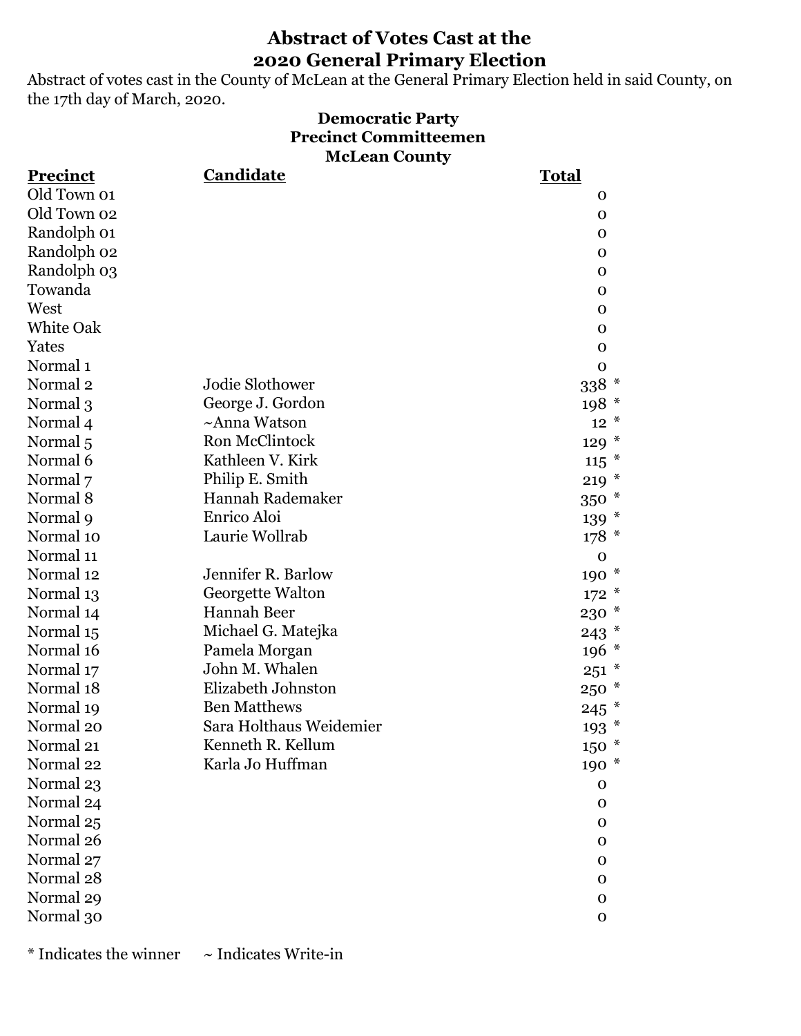# Abstract of Votes Cast at the 2020 General Primary Election

Abstract of votes cast in the County of McLean at the General Primary Election held in said County, on the 17th day of March, 2020.

### Democratic Party
### Precinct Committeemen
### McLean County

| Precinct | Candidate | Total |
|---|---|---|
| Old Town 01 | | 0 |
| Old Town 02 | | 0 |
| Randolph 01 | | 0 |
| Randolph 02 | | 0 |
| Randolph 03 | | 0 |
| Towanda | | 0 |
| West | | 0 |
| White Oak | | 0 |
| Yates | | 0 |
| Normal 1 | | 0 |
| Normal 2 | Jodie Slothower | 338 * |
| Normal 3 | George J. Gordon | 198 * |
| Normal 4 | ~Anna Watson | 12 * |
| Normal 5 | Ron McClintock | 129 * |
| Normal 6 | Kathleen V. Kirk | 115 * |
| Normal 7 | Philip E. Smith | 219 * |
| Normal 8 | Hannah Rademaker | 350 * |
| Normal 9 | Enrico Aloi | 139 * |
| Normal 10 | Laurie Wollrab | 178 * |
| Normal 11 | | 0 |
| Normal 12 | Jennifer R. Barlow | 190 * |
| Normal 13 | Georgette Walton | 172 * |
| Normal 14 | Hannah Beer | 230 * |
| Normal 15 | Michael G. Matejka | 243 * |
| Normal 16 | Pamela Morgan | 196 * |
| Normal 17 | John M. Whalen | 251 * |
| Normal 18 | Elizabeth Johnston | 250 * |
| Normal 19 | Ben Matthews | 245 * |
| Normal 20 | Sara Holthaus Weidemier | 193 * |
| Normal 21 | Kenneth R. Kellum | 150 * |
| Normal 22 | Karla Jo Huffman | 190 * |
| Normal 23 | | 0 |
| Normal 24 | | 0 |
| Normal 25 | | 0 |
| Normal 26 | | 0 |
| Normal 27 | | 0 |
| Normal 28 | | 0 |
| Normal 29 | | 0 |
| Normal 30 | | 0 |

* Indicates the winner ~ Indicates Write-in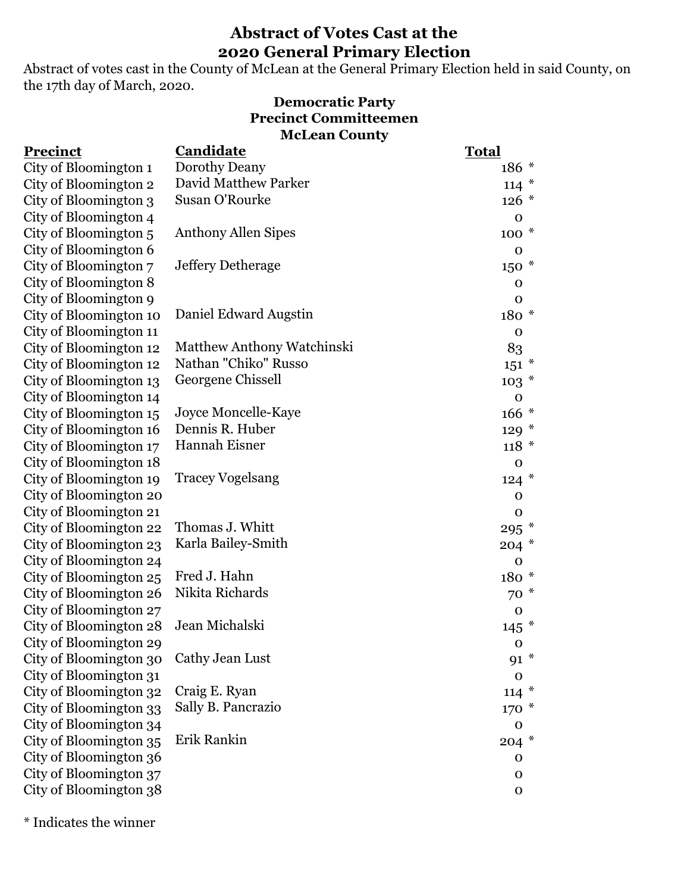## Abstract of Votes Cast at the 2020 General Primary Election

Abstract of votes cast in the County of McLean at the General Primary Election held in said County, on the 17th day of March, 2020.

### Democratic Party
### Precinct Committeemen
### McLean County

| Precinct | Candidate | Total |
|---|---|---|
| City of Bloomington 1 | Dorothy Deany | 186 * |
| City of Bloomington 2 | David Matthew Parker | 114 * |
| City of Bloomington 3 | Susan O'Rourke | 126 * |
| City of Bloomington 4 | | 0 |
| City of Bloomington 5 | Anthony Allen Sipes | 100 * |
| City of Bloomington 6 | | 0 |
| City of Bloomington 7 | Jeffery Detherage | 150 * |
| City of Bloomington 8 | | 0 |
| City of Bloomington 9 | | 0 |
| City of Bloomington 10 | Daniel Edward Augstin | 180 * |
| City of Bloomington 11 | | 0 |
| City of Bloomington 12 | Matthew Anthony Watchinski | 83 |
| City of Bloomington 12 | Nathan "Chiko" Russo | 151 * |
| City of Bloomington 13 | Georgene Chissell | 103 * |
| City of Bloomington 14 | | 0 |
| City of Bloomington 15 | Joyce Moncelle-Kaye | 166 * |
| City of Bloomington 16 | Dennis R. Huber | 129 * |
| City of Bloomington 17 | Hannah Eisner | 118 * |
| City of Bloomington 18 | | 0 |
| City of Bloomington 19 | Tracey Vogelsang | 124 * |
| City of Bloomington 20 | | 0 |
| City of Bloomington 21 | | 0 |
| City of Bloomington 22 | Thomas J. Whitt | 295 * |
| City of Bloomington 23 | Karla Bailey-Smith | 204 * |
| City of Bloomington 24 | | 0 |
| City of Bloomington 25 | Fred J. Hahn | 180 * |
| City of Bloomington 26 | Nikita Richards | 70 * |
| City of Bloomington 27 | | 0 |
| City of Bloomington 28 | Jean Michalski | 145 * |
| City of Bloomington 29 | | 0 |
| City of Bloomington 30 | Cathy Jean Lust | 91 * |
| City of Bloomington 31 | | 0 |
| City of Bloomington 32 | Craig E. Ryan | 114 * |
| City of Bloomington 33 | Sally B. Pancrazio | 170 * |
| City of Bloomington 34 | | 0 |
| City of Bloomington 35 | Erik Rankin | 204 * |
| City of Bloomington 36 | | 0 |
| City of Bloomington 37 | | 0 |
| City of Bloomington 38 | | 0 |

* Indicates the winner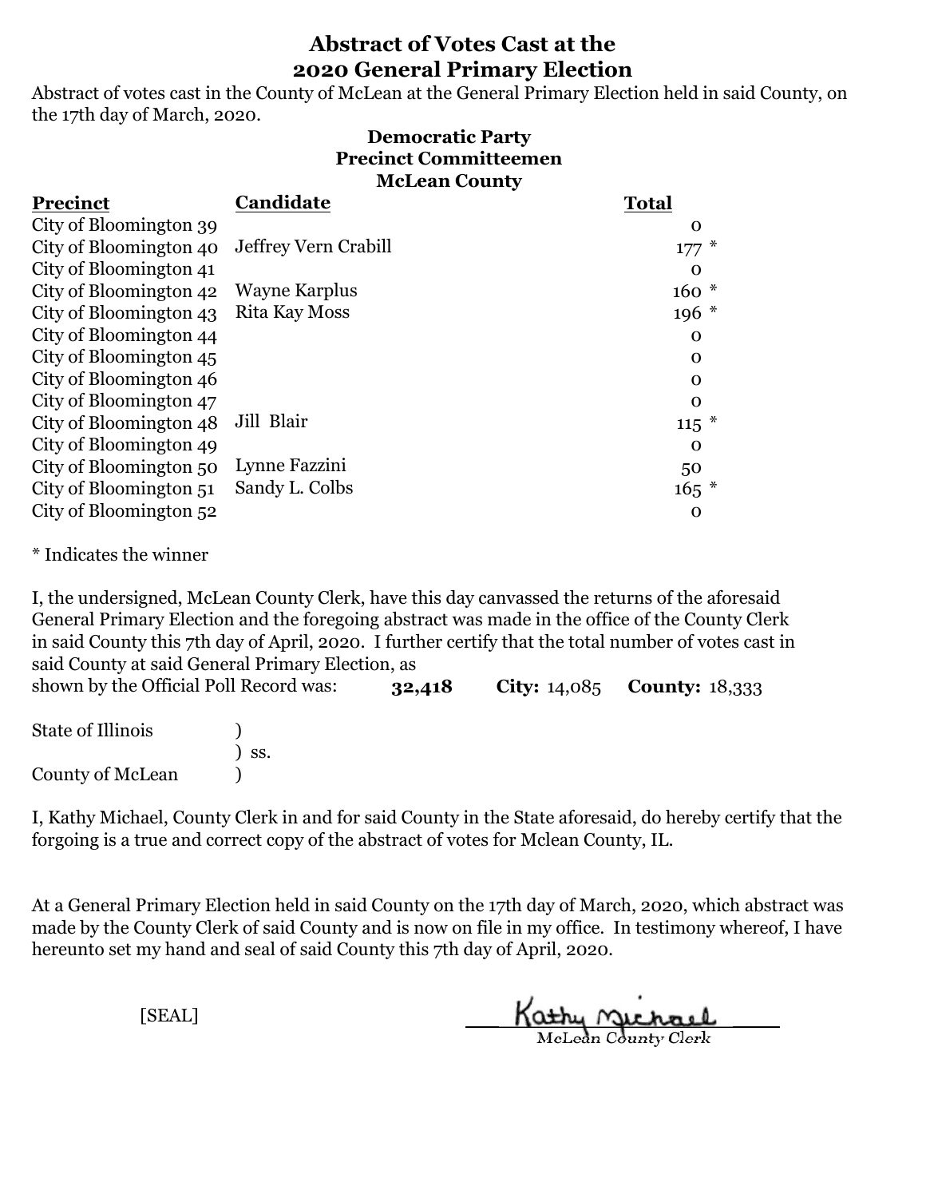# Abstract of Votes Cast at the 2020 General Primary Election

Abstract of votes cast in the County of McLean at the General Primary Election held in said County, on the 17th day of March, 2020.

### Democratic Party
### Precinct Committeemen
### McLean County

| Precinct | Candidate | Total |
|---|---|---|
| City of Bloomington 39 | | 0 |
| City of Bloomington 40 | Jeffrey Vern Crabill | 177 * |
| City of Bloomington 41 | | 0 |
| City of Bloomington 42 | Wayne Karplus | 160 * |
| City of Bloomington 43 | Rita Kay Moss | 196 * |
| City of Bloomington 44 | | 0 |
| City of Bloomington 45 | | 0 |
| City of Bloomington 46 | | 0 |
| City of Bloomington 47 | | 0 |
| City of Bloomington 48 | Jill Blair | 115 * |
| City of Bloomington 49 | | 0 |
| City of Bloomington 50 | Lynne Fazzini | 50 |
| City of Bloomington 51 | Sandy L. Colbs | 165 * |
| City of Bloomington 52 | | 0 |

* Indicates the winner

I, the undersigned, McLean County Clerk, have this day canvassed the returns of the aforesaid General Primary Election and the foregoing abstract was made in the office of the County Clerk in said County this 7th day of April, 2020. I further certify that the total number of votes cast in said County at said General Primary Election, as shown by the Official Poll Record was: **32,418** **City:** 14,085 **County:** 18,333

State of Illinois )
) ss.
County of McLean )

I, Kathy Michael, County Clerk in and for said County in the State aforesaid, do hereby certify that the forgoing is a true and correct copy of the abstract of votes for Mclean County, IL.

At a General Primary Election held in said County on the 17th day of March, 2020, which abstract was made by the County Clerk of said County and is now on file in my office. In testimony whereof, I have hereunto set my hand and seal of said County this 7th day of April, 2020.

[SEAL]

Kathy Michael
McLean County Clerk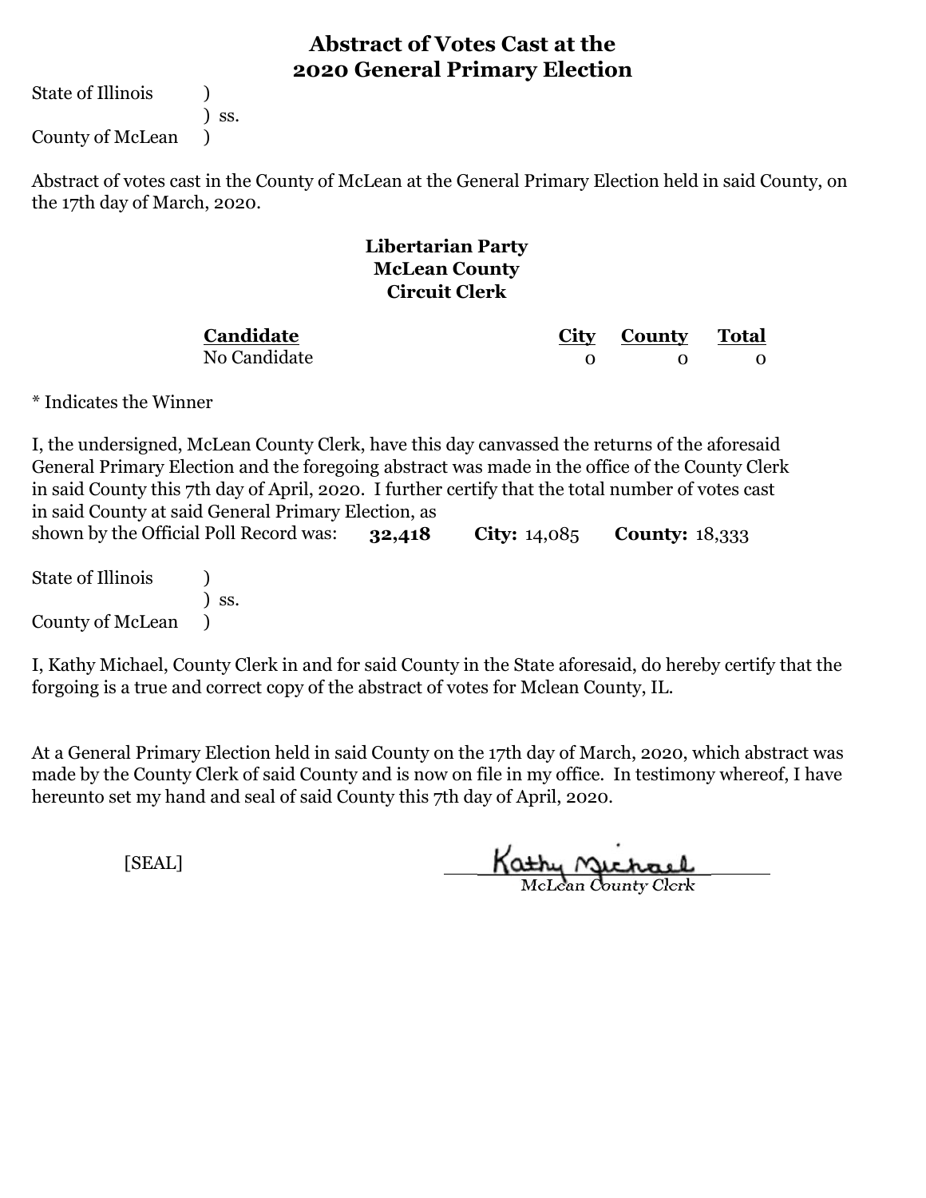# Abstract of Votes Cast at the 2020 General Primary Election

State of Illinois )
) ss.
County of McLean )

Abstract of votes cast in the County of McLean at the General Primary Election held in said County, on the 17th day of March, 2020.

## Libertarian Party
## McLean County
## Circuit Clerk

| Candidate | City | County | Total |
|---|---|---|---|
| No Candidate | 0 | 0 | 0 |

\* Indicates the Winner

I, the undersigned, McLean County Clerk, have this day canvassed the returns of the aforesaid General Primary Election and the foregoing abstract was made in the office of the County Clerk in said County this 7th day of April, 2020. I further certify that the total number of votes cast in said County at said General Primary Election, as shown by the Official Poll Record was: **32,418** **City:** 14,085 **County:** 18,333

State of Illinois )
) ss.
County of McLean )

I, Kathy Michael, County Clerk in and for said County in the State aforesaid, do hereby certify that the forgoing is a true and correct copy of the abstract of votes for Mclean County, IL.

At a General Primary Election held in said County on the 17th day of March, 2020, which abstract was made by the County Clerk of said County and is now on file in my office. In testimony whereof, I have hereunto set my hand and seal of said County this 7th day of April, 2020.

[SEAL]

Kathy Michael
McLean County Clerk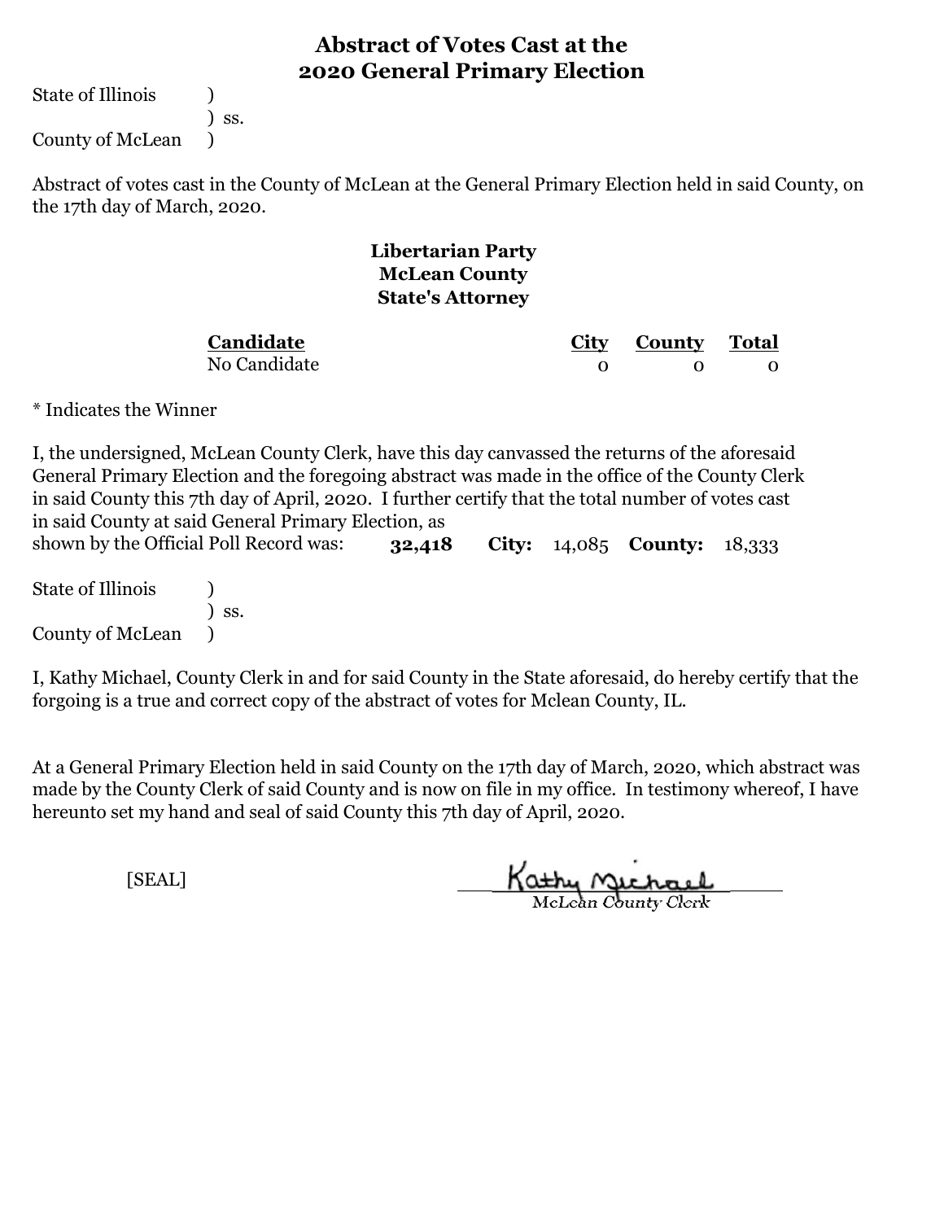# Abstract of Votes Cast at the 2020 General Primary Election

State of Illinois )
) ss.
County of McLean )

Abstract of votes cast in the County of McLean at the General Primary Election held in said County, on the 17th day of March, 2020.

## Libertarian Party
## McLean County
## State's Attorney

| Candidate | City | County | Total |
|---|---|---|---|
| No Candidate | 0 | 0 | 0 |

* Indicates the Winner

I, the undersigned, McLean County Clerk, have this day canvassed the returns of the aforesaid General Primary Election and the foregoing abstract was made in the office of the County Clerk in said County this 7th day of April, 2020. I further certify that the total number of votes cast in said County at said General Primary Election, as shown by the Official Poll Record was: **32,418** **City:** 14,085 **County:** 18,333

State of Illinois )
) ss.
County of McLean )

I, Kathy Michael, County Clerk in and for said County in the State aforesaid, do hereby certify that the forgoing is a true and correct copy of the abstract of votes for Mclean County, IL.

At a General Primary Election held in said County on the 17th day of March, 2020, which abstract was made by the County Clerk of said County and is now on file in my office. In testimony whereof, I have hereunto set my hand and seal of said County this 7th day of April, 2020.

[SEAL]

Kathy Michael
McLean County Clerk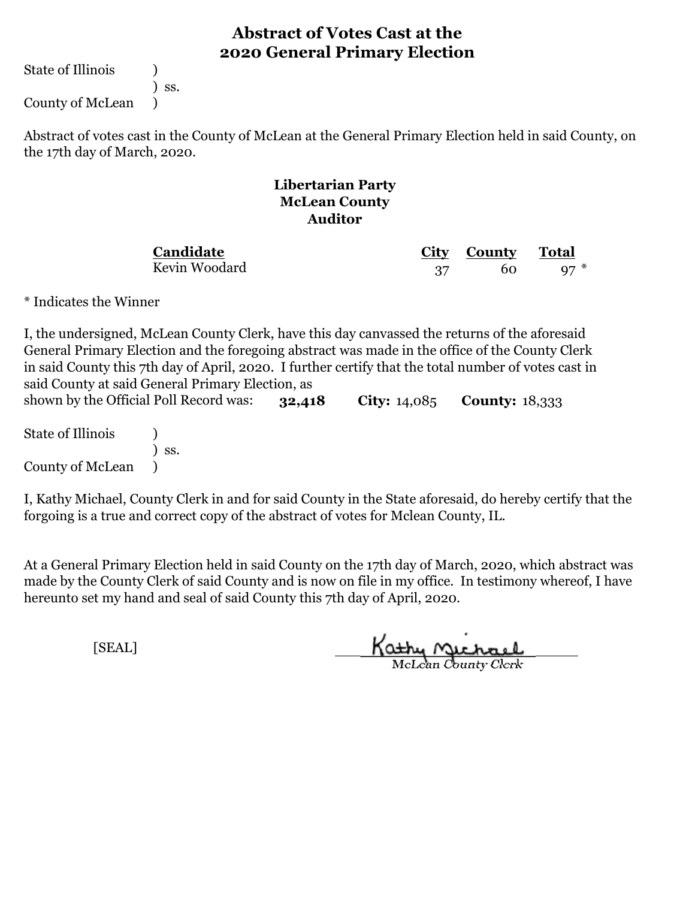# Abstract of Votes Cast at the 2020 General Primary Election

State of Illinois )
) ss.
County of McLean )

Abstract of votes cast in the County of McLean at the General Primary Election held in said County, on the 17th day of March, 2020.

**Libertarian Party**
**McLean County**
**Auditor**

| Candidate | City | County | Total |
|---|---|---|---|
| Kevin Woodard | 37 | 60 | 97 * |

* Indicates the Winner

I, the undersigned, McLean County Clerk, have this day canvassed the returns of the aforesaid General Primary Election and the foregoing abstract was made in the office of the County Clerk in said County this 7th day of April, 2020. I further certify that the total number of votes cast in said County at said General Primary Election, as shown by the Official Poll Record was: **32,418** **City:** 14,085 **County:** 18,333

State of Illinois )
) ss.
County of McLean )

I, Kathy Michael, County Clerk in and for said County in the State aforesaid, do hereby certify that the forgoing is a true and correct copy of the abstract of votes for Mclean County, IL.

At a General Primary Election held in said County on the 17th day of March, 2020, which abstract was made by the County Clerk of said County and is now on file in my office. In testimony whereof, I have hereunto set my hand and seal of said County this 7th day of April, 2020.

[SEAL]

Kathy Michael
McLean County Clerk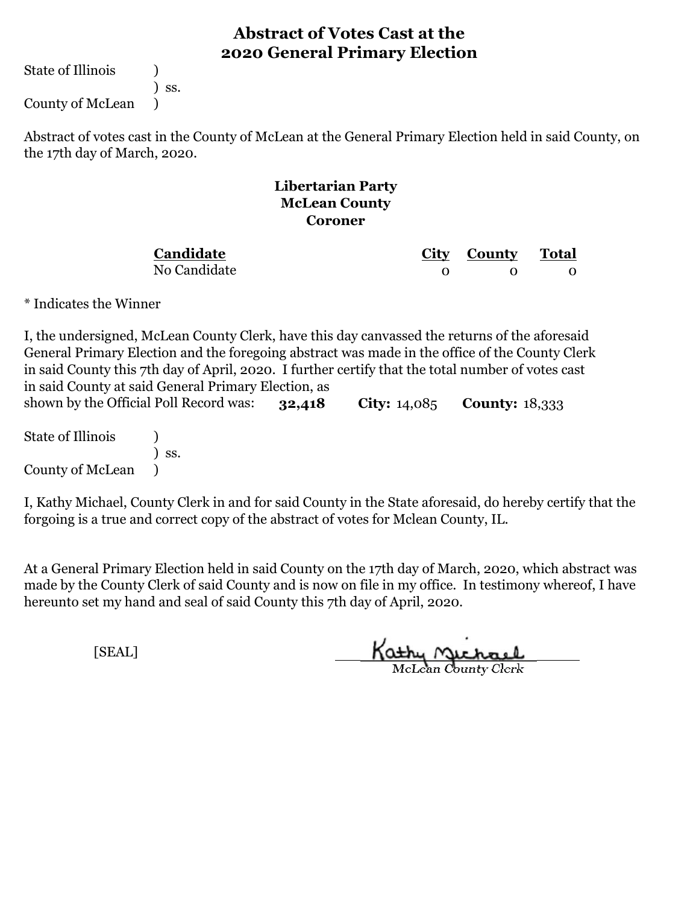# Abstract of Votes Cast at the 2020 General Primary Election

State of Illinois )
) ss.
County of McLean )

Abstract of votes cast in the County of McLean at the General Primary Election held in said County, on the 17th day of March, 2020.

## Libertarian Party
## McLean County
## Coroner

| Candidate | City | County | Total |
|---|---|---|---|
| No Candidate | 0 | 0 | 0 |

* Indicates the Winner

I, the undersigned, McLean County Clerk, have this day canvassed the returns of the aforesaid General Primary Election and the foregoing abstract was made in the office of the County Clerk in said County this 7th day of April, 2020. I further certify that the total number of votes cast in said County at said General Primary Election, as shown by the Official Poll Record was: **32,418** **City:** 14,085 **County:** 18,333

State of Illinois )
) ss.
County of McLean )

I, Kathy Michael, County Clerk in and for said County in the State aforesaid, do hereby certify that the forgoing is a true and correct copy of the abstract of votes for Mclean County, IL.

At a General Primary Election held in said County on the 17th day of March, 2020, which abstract was made by the County Clerk of said County and is now on file in my office. In testimony whereof, I have hereunto set my hand and seal of said County this 7th day of April, 2020.

[SEAL]

Kathy Michael
McLean County Clerk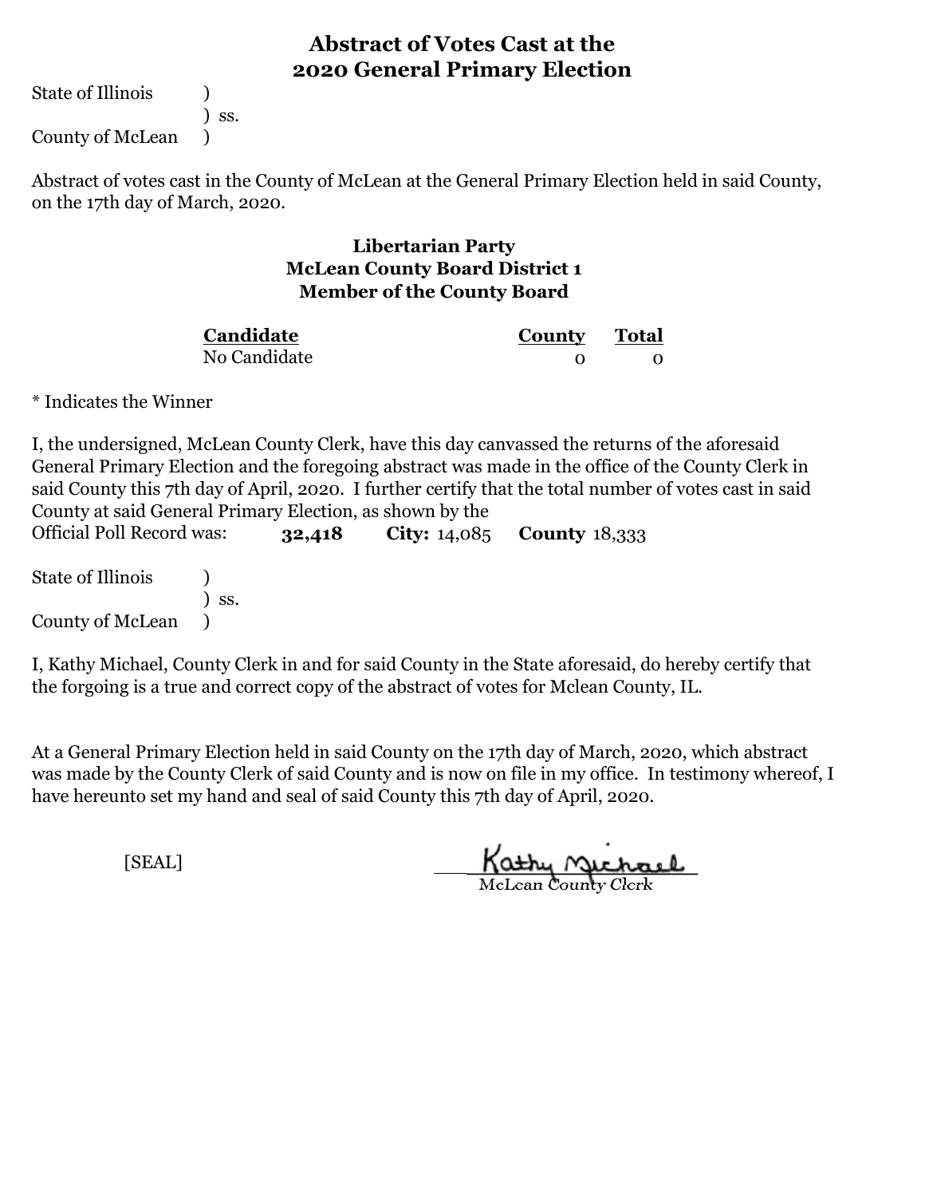## Abstract of Votes Cast at the 2020 General Primary Election

State of Illinois )
) ss.
County of McLean )

Abstract of votes cast in the County of McLean at the General Primary Election held in said County, on the 17th day of March, 2020.

### Libertarian Party
### McLean County Board District 1
### Member of the County Board

| Candidate | County | Total |
| --- | --- | --- |
| No Candidate | 0 | 0 |

* Indicates the Winner

I, the undersigned, McLean County Clerk, have this day canvassed the returns of the aforesaid General Primary Election and the foregoing abstract was made in the office of the County Clerk in said County this 7th day of April, 2020. I further certify that the total number of votes cast in said County at said General Primary Election, as shown by the Official Poll Record was: **32,418** **City:** 14,085 **County** 18,333

State of Illinois )
) ss.
County of McLean )

I, Kathy Michael, County Clerk in and for said County in the State aforesaid, do hereby certify that the forgoing is a true and correct copy of the abstract of votes for Mclean County, IL.

At a General Primary Election held in said County on the 17th day of March, 2020, which abstract was made by the County Clerk of said County and is now on file in my office. In testimony whereof, I have hereunto set my hand and seal of said County this 7th day of April, 2020.

[SEAL]

Kathy Michael
McLean County Clerk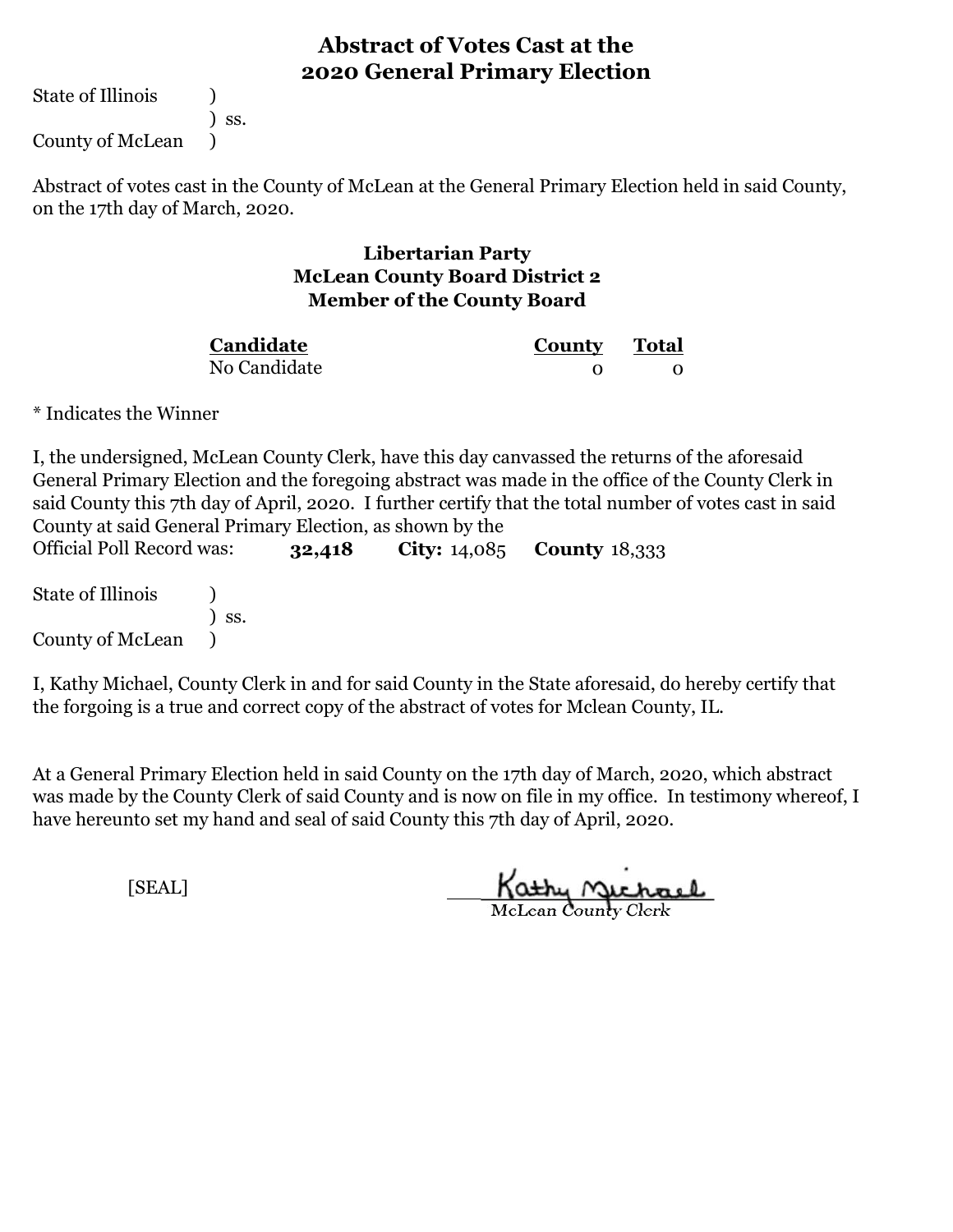# Abstract of Votes Cast at the 2020 General Primary Election

State of Illinois )
) ss.
County of McLean )

Abstract of votes cast in the County of McLean at the General Primary Election held in said County, on the 17th day of March, 2020.

**Libertarian Party**
**McLean County Board District 2**
**Member of the County Board**

| Candidate | County | Total |
|---|---|---|
| No Candidate | 0 | 0 |

* Indicates the Winner

I, the undersigned, McLean County Clerk, have this day canvassed the returns of the aforesaid General Primary Election and the foregoing abstract was made in the office of the County Clerk in said County this 7th day of April, 2020. I further certify that the total number of votes cast in said County at said General Primary Election, as shown by the Official Poll Record was: **32,418** **City:** 14,085 **County** 18,333

State of Illinois )
) ss.
County of McLean )

I, Kathy Michael, County Clerk in and for said County in the State aforesaid, do hereby certify that the forgoing is a true and correct copy of the abstract of votes for Mclean County, IL.

At a General Primary Election held in said County on the 17th day of March, 2020, which abstract was made by the County Clerk of said County and is now on file in my office. In testimony whereof, I have hereunto set my hand and seal of said County this 7th day of April, 2020.

[SEAL]

Kathy Michael
McLean County Clerk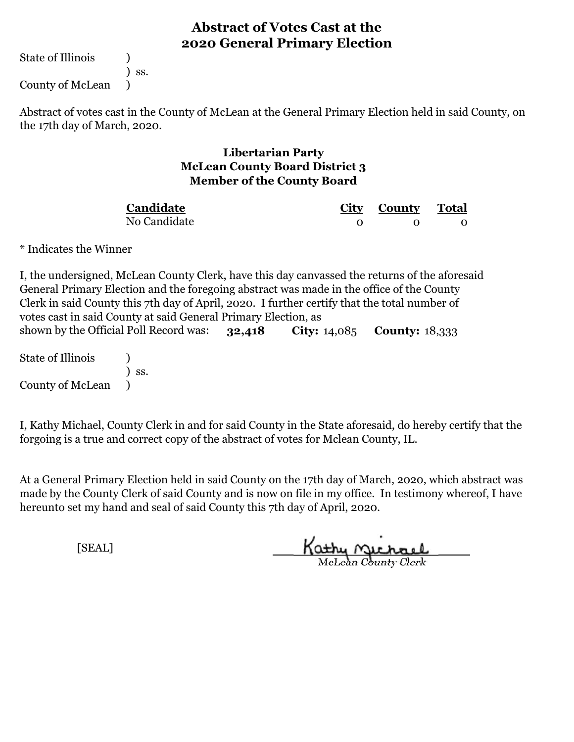# Abstract of Votes Cast at the 2020 General Primary Election

State of Illinois )
) ss.
County of McLean )

Abstract of votes cast in the County of McLean at the General Primary Election held in said County, on the 17th day of March, 2020.

### Libertarian Party
### McLean County Board District 3
### Member of the County Board

| Candidate | City | County | Total |
|---|---|---|---|
| No Candidate | 0 | 0 | 0 |

* Indicates the Winner

I, the undersigned, McLean County Clerk, have this day canvassed the returns of the aforesaid General Primary Election and the foregoing abstract was made in the office of the County Clerk in said County this 7th day of April, 2020. I further certify that the total number of votes cast in said County at said General Primary Election, as shown by the Official Poll Record was: **32,418** **City:** 14,085 **County:** 18,333

State of Illinois )
) ss.
County of McLean )

I, Kathy Michael, County Clerk in and for said County in the State aforesaid, do hereby certify that the forgoing is a true and correct copy of the abstract of votes for Mclean County, IL.

At a General Primary Election held in said County on the 17th day of March, 2020, which abstract was made by the County Clerk of said County and is now on file in my office. In testimony whereof, I have hereunto set my hand and seal of said County this 7th day of April, 2020.

[SEAL]

Kathy Michael
McLean County Clerk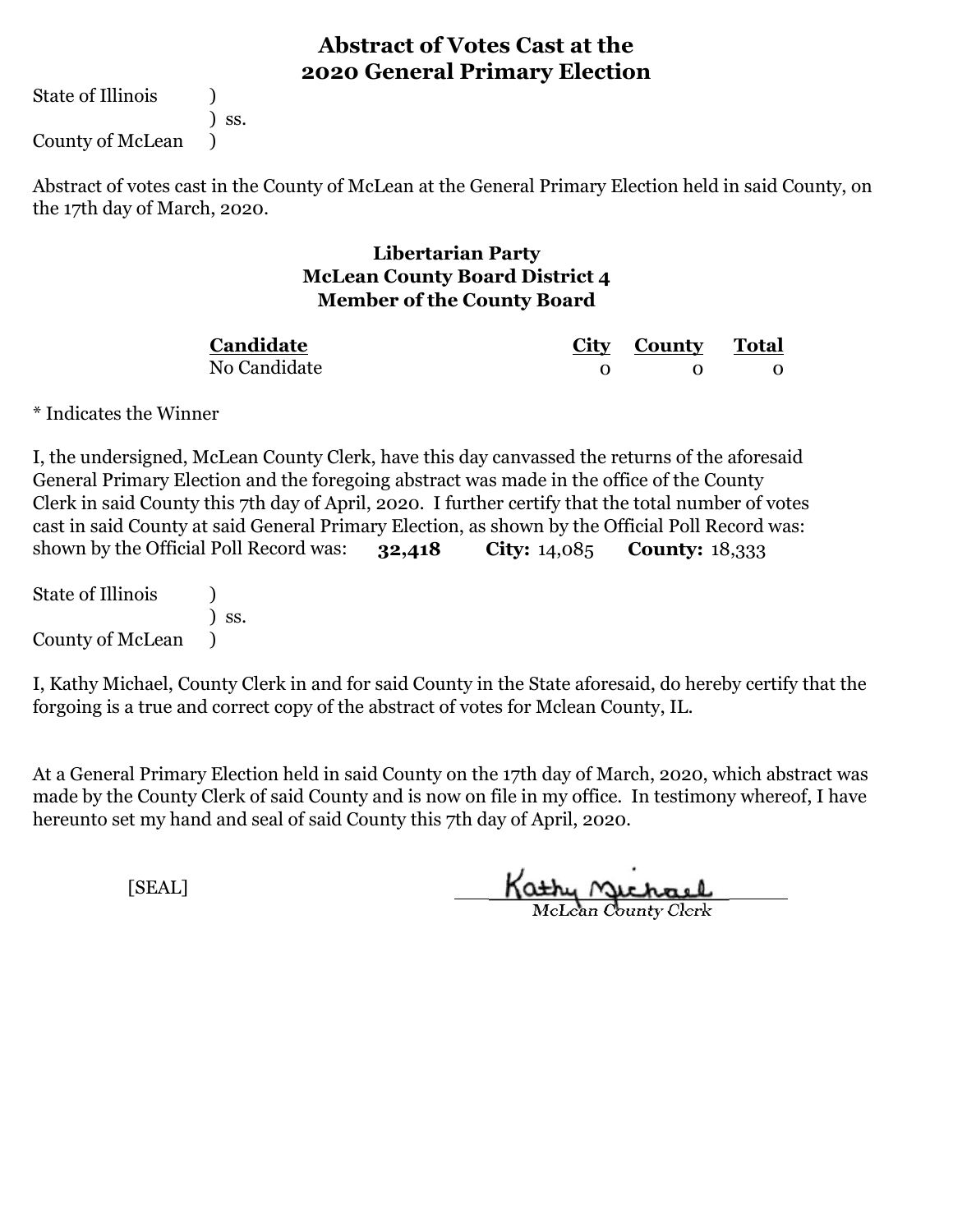# Abstract of Votes Cast at the 2020 General Primary Election

State of Illinois )
) ss.
County of McLean )

Abstract of votes cast in the County of McLean at the General Primary Election held in said County, on the 17th day of March, 2020.

## Libertarian Party
## McLean County Board District 4
## Member of the County Board

| Candidate | City | County | Total |
|---|---|---|---|
| No Candidate | 0 | 0 | 0 |

* Indicates the Winner

I, the undersigned, McLean County Clerk, have this day canvassed the returns of the aforesaid General Primary Election and the foregoing abstract was made in the office of the County Clerk in said County this 7th day of April, 2020. I further certify that the total number of votes cast in said County at said General Primary Election, as shown by the Official Poll Record was: shown by the Official Poll Record was: **32,418** **City:** 14,085 **County:** 18,333

State of Illinois )
) ss.
County of McLean )

I, Kathy Michael, County Clerk in and for said County in the State aforesaid, do hereby certify that the forgoing is a true and correct copy of the abstract of votes for Mclean County, IL.

At a General Primary Election held in said County on the 17th day of March, 2020, which abstract was made by the County Clerk of said County and is now on file in my office. In testimony whereof, I have hereunto set my hand and seal of said County this 7th day of April, 2020.

[SEAL]

Kathy Michael
McLean County Clerk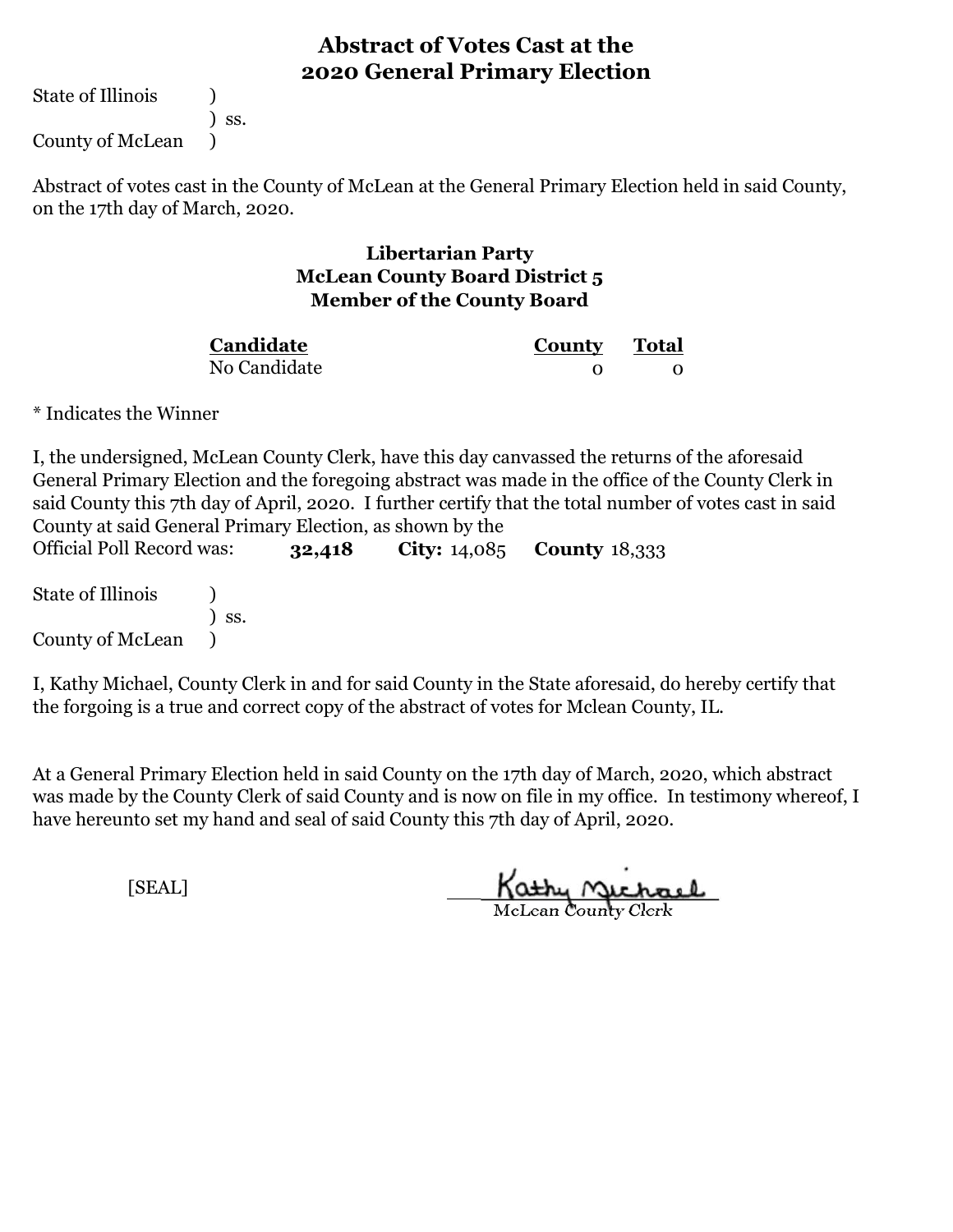# Abstract of Votes Cast at the 2020 General Primary Election

State of Illinois )
) ss.
County of McLean )

Abstract of votes cast in the County of McLean at the General Primary Election held in said County, on the 17th day of March, 2020.

### Libertarian Party
### McLean County Board District 5
### Member of the County Board

| Candidate | County | Total |
| --- | --- | --- |
| No Candidate | 0 | 0 |

* Indicates the Winner

I, the undersigned, McLean County Clerk, have this day canvassed the returns of the aforesaid General Primary Election and the foregoing abstract was made in the office of the County Clerk in said County this 7th day of April, 2020. I further certify that the total number of votes cast in said County at said General Primary Election, as shown by the Official Poll Record was: **32,418** **City:** 14,085 **County** 18,333

State of Illinois )
) ss.
County of McLean )

I, Kathy Michael, County Clerk in and for said County in the State aforesaid, do hereby certify that the forgoing is a true and correct copy of the abstract of votes for Mclean County, IL.

At a General Primary Election held in said County on the 17th day of March, 2020, which abstract was made by the County Clerk of said County and is now on file in my office. In testimony whereof, I have hereunto set my hand and seal of said County this 7th day of April, 2020.

[SEAL]

Kathy Michael
McLean County Clerk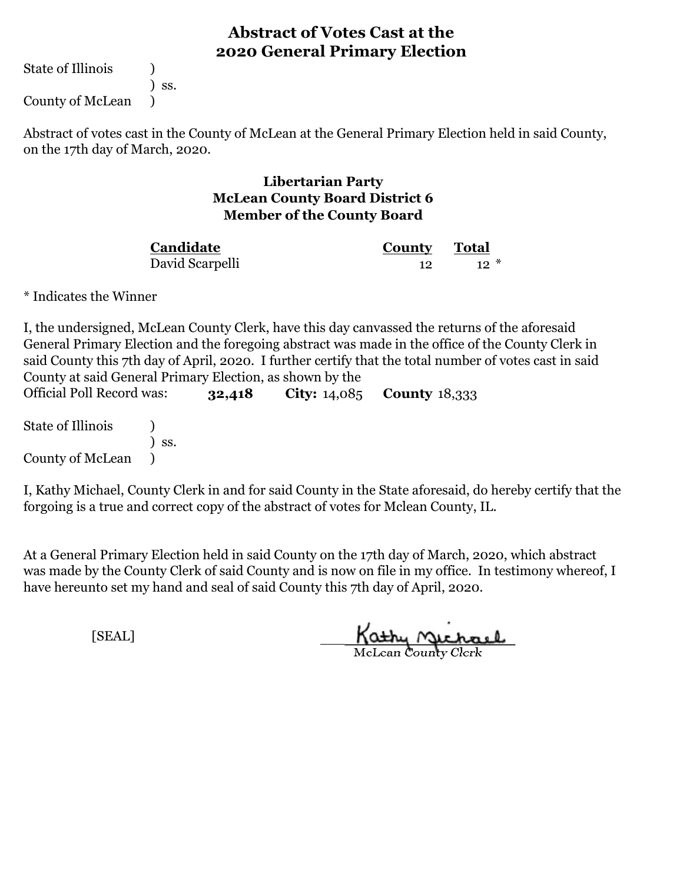# Abstract of Votes Cast at the 2020 General Primary Election

State of Illinois )
) ss.
County of McLean )

Abstract of votes cast in the County of McLean at the General Primary Election held in said County, on the 17th day of March, 2020.

### Libertarian Party
### McLean County Board District 6
### Member of the County Board

| Candidate | County | Total |
|---|---|---|
| David Scarpelli | 12 | 12 * |

* Indicates the Winner

I, the undersigned, McLean County Clerk, have this day canvassed the returns of the aforesaid General Primary Election and the foregoing abstract was made in the office of the County Clerk in said County this 7th day of April, 2020. I further certify that the total number of votes cast in said County at said General Primary Election, as shown by the Official Poll Record was: **32,418** **City:** 14,085 **County** 18,333

State of Illinois )
) ss.
County of McLean )

I, Kathy Michael, County Clerk in and for said County in the State aforesaid, do hereby certify that the forgoing is a true and correct copy of the abstract of votes for Mclean County, IL.

At a General Primary Election held in said County on the 17th day of March, 2020, which abstract was made by the County Clerk of said County and is now on file in my office. In testimony whereof, I have hereunto set my hand and seal of said County this 7th day of April, 2020.

[SEAL]

Kathy Michael
McLean County Clerk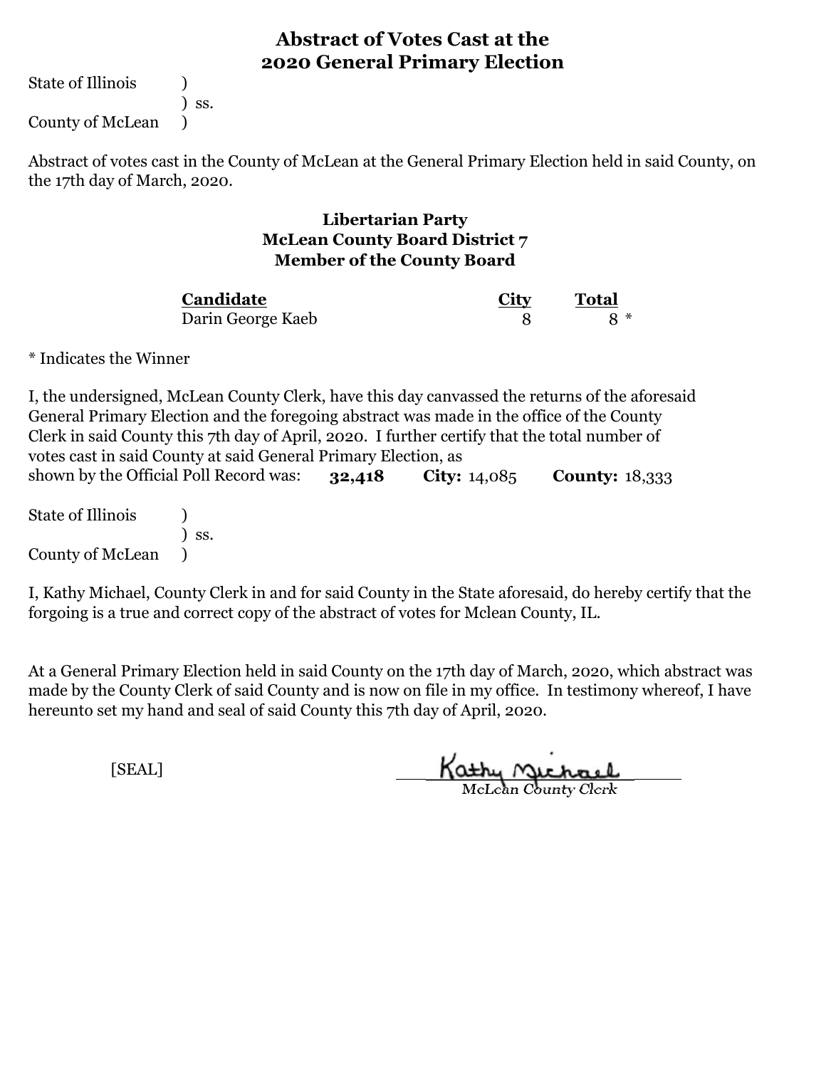# Abstract of Votes Cast at the 2020 General Primary Election

State of Illinois )
) ss.
County of McLean )

Abstract of votes cast in the County of McLean at the General Primary Election held in said County, on the 17th day of March, 2020.

## Libertarian Party
## McLean County Board District 7
## Member of the County Board

| Candidate | City | Total |
|---|---|---|
| Darin George Kaeb | 8 | 8 * |

* Indicates the Winner

I, the undersigned, McLean County Clerk, have this day canvassed the returns of the aforesaid General Primary Election and the foregoing abstract was made in the office of the County Clerk in said County this 7th day of April, 2020. I further certify that the total number of votes cast in said County at said General Primary Election, as shown by the Official Poll Record was: **32,418** **City:** 14,085 **County:** 18,333

State of Illinois )
) ss.
County of McLean )

I, Kathy Michael, County Clerk in and for said County in the State aforesaid, do hereby certify that the forgoing is a true and correct copy of the abstract of votes for Mclean County, IL.

At a General Primary Election held in said County on the 17th day of March, 2020, which abstract was made by the County Clerk of said County and is now on file in my office. In testimony whereof, I have hereunto set my hand and seal of said County this 7th day of April, 2020.

[SEAL]

Kathy Michael
McLean County Clerk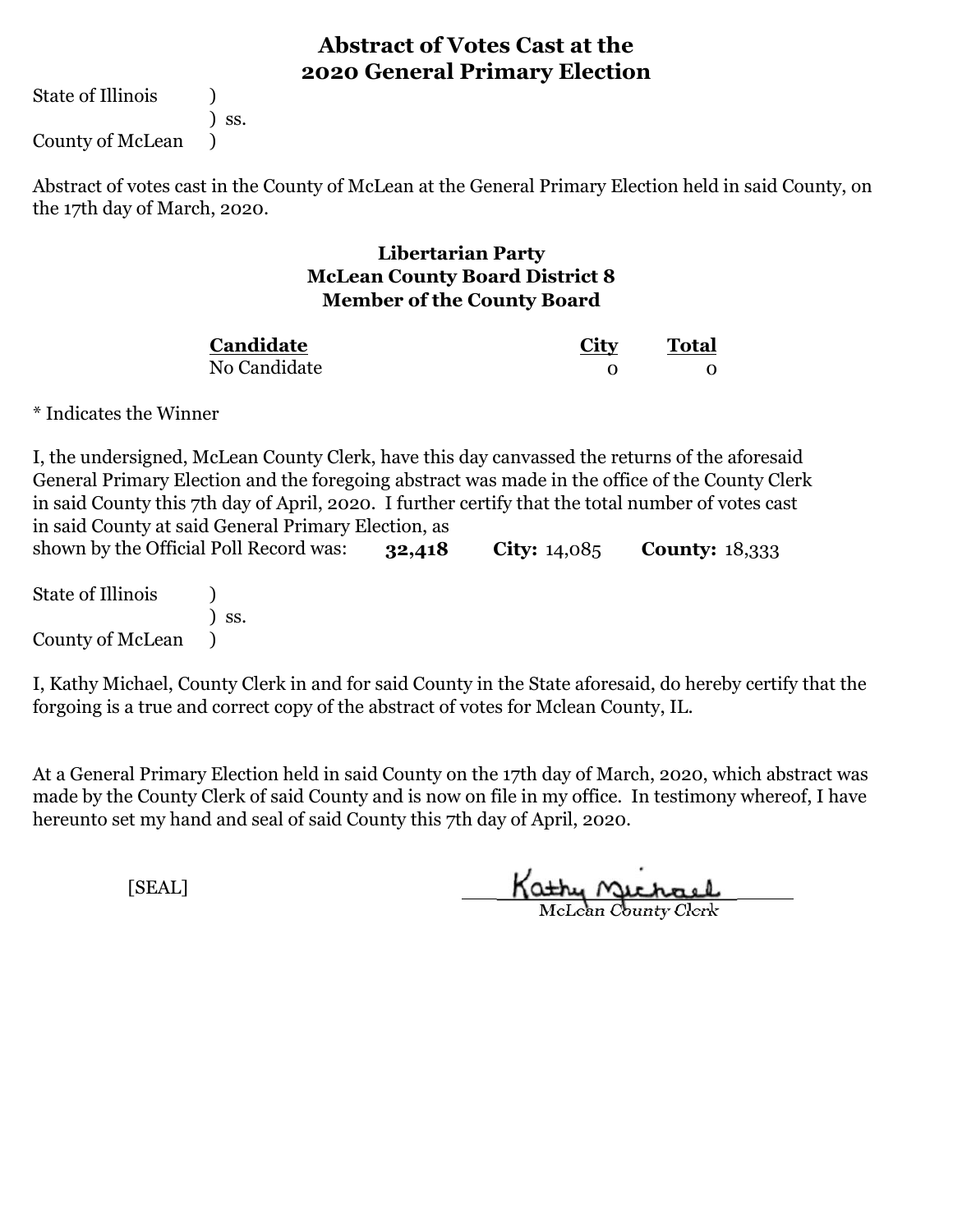# Abstract of Votes Cast at the 2020 General Primary Election

State of Illinois )
) ss.
County of McLean )

Abstract of votes cast in the County of McLean at the General Primary Election held in said County, on the 17th day of March, 2020.

### Libertarian Party
### McLean County Board District 8
### Member of the County Board

| Candidate | City | Total |
|---|---|---|
| No Candidate | 0 | 0 |

* Indicates the Winner

I, the undersigned, McLean County Clerk, have this day canvassed the returns of the aforesaid General Primary Election and the foregoing abstract was made in the office of the County Clerk in said County this 7th day of April, 2020. I further certify that the total number of votes cast in said County at said General Primary Election, as shown by the Official Poll Record was: **32,418** **City:** 14,085 **County:** 18,333

State of Illinois )
) ss.
County of McLean )

I, Kathy Michael, County Clerk in and for said County in the State aforesaid, do hereby certify that the forgoing is a true and correct copy of the abstract of votes for Mclean County, IL.

At a General Primary Election held in said County on the 17th day of March, 2020, which abstract was made by the County Clerk of said County and is now on file in my office. In testimony whereof, I have hereunto set my hand and seal of said County this 7th day of April, 2020.

[SEAL]

Kathy Michael
McLean County Clerk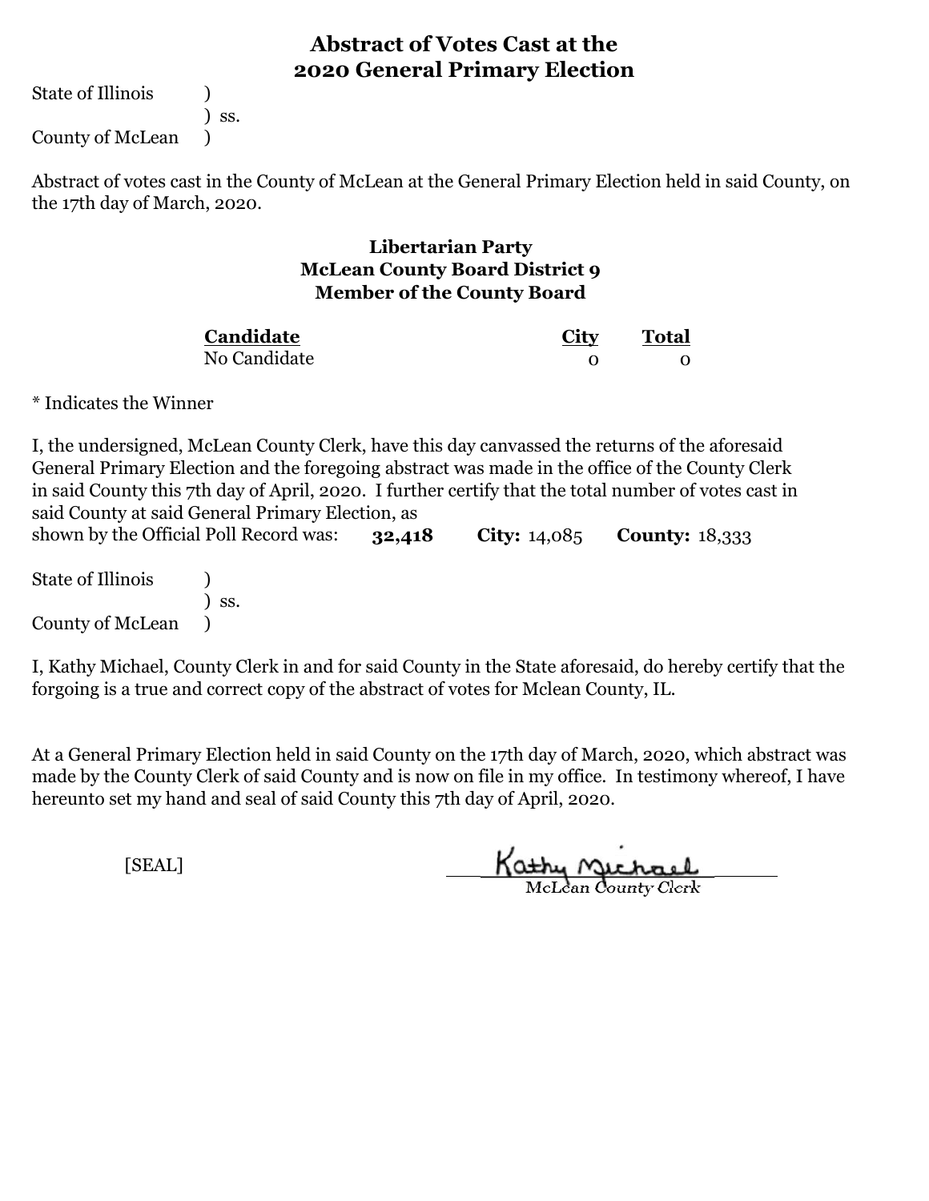# Abstract of Votes Cast at the 2020 General Primary Election

State of Illinois )
) ss.
County of McLean )

Abstract of votes cast in the County of McLean at the General Primary Election held in said County, on the 17th day of March, 2020.

### Libertarian Party
### McLean County Board District 9
### Member of the County Board

| Candidate | City | Total |
|---|---|---|
| No Candidate | 0 | 0 |

* Indicates the Winner

I, the undersigned, McLean County Clerk, have this day canvassed the returns of the aforesaid General Primary Election and the foregoing abstract was made in the office of the County Clerk in said County this 7th day of April, 2020. I further certify that the total number of votes cast in said County at said General Primary Election, as shown by the Official Poll Record was: **32,418** **City:** 14,085 **County:** 18,333

State of Illinois )
) ss.
County of McLean )

I, Kathy Michael, County Clerk in and for said County in the State aforesaid, do hereby certify that the forgoing is a true and correct copy of the abstract of votes for Mclean County, IL.

At a General Primary Election held in said County on the 17th day of March, 2020, which abstract was made by the County Clerk of said County and is now on file in my office. In testimony whereof, I have hereunto set my hand and seal of said County this 7th day of April, 2020.

[SEAL]

Kathy Michael
McLean County Clerk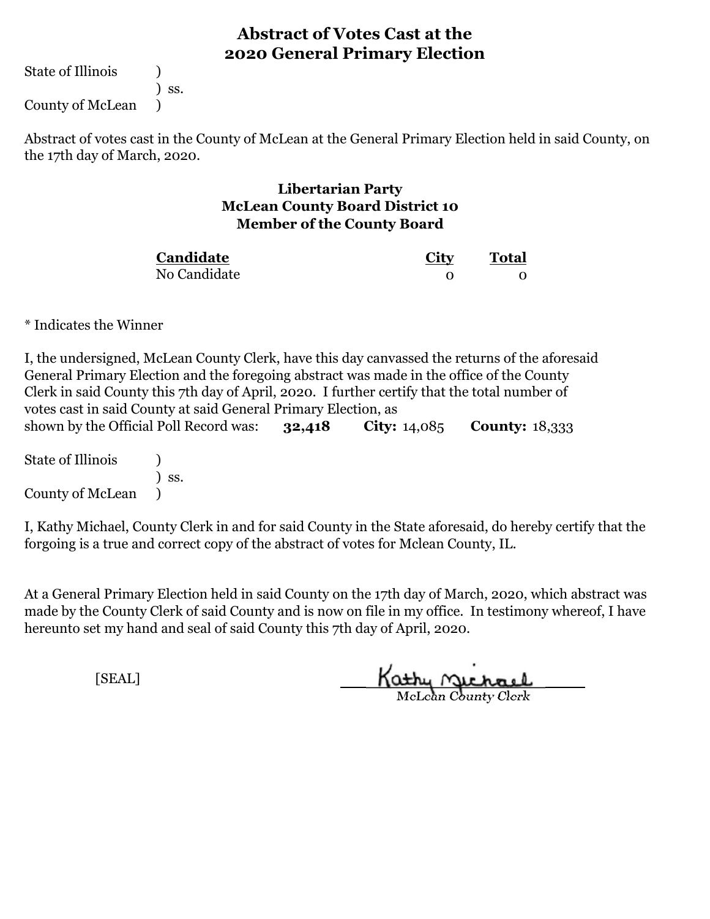# Abstract of Votes Cast at the 2020 General Primary Election

State of Illinois )
) ss.
County of McLean )

Abstract of votes cast in the County of McLean at the General Primary Election held in said County, on the 17th day of March, 2020.

## Libertarian Party
## McLean County Board District 10
## Member of the County Board

| Candidate | City | Total |
|---|---|---|
| No Candidate | 0 | 0 |

* Indicates the Winner

I, the undersigned, McLean County Clerk, have this day canvassed the returns of the aforesaid General Primary Election and the foregoing abstract was made in the office of the County Clerk in said County this 7th day of April, 2020. I further certify that the total number of votes cast in said County at said General Primary Election, as shown by the Official Poll Record was: **32,418** **City:** 14,085 **County:** 18,333

State of Illinois )
) ss.
County of McLean )

I, Kathy Michael, County Clerk in and for said County in the State aforesaid, do hereby certify that the forgoing is a true and correct copy of the abstract of votes for Mclean County, IL.

At a General Primary Election held in said County on the 17th day of March, 2020, which abstract was made by the County Clerk of said County and is now on file in my office. In testimony whereof, I have hereunto set my hand and seal of said County this 7th day of April, 2020.

[SEAL]

Kathy Michael
*McLean County Clerk*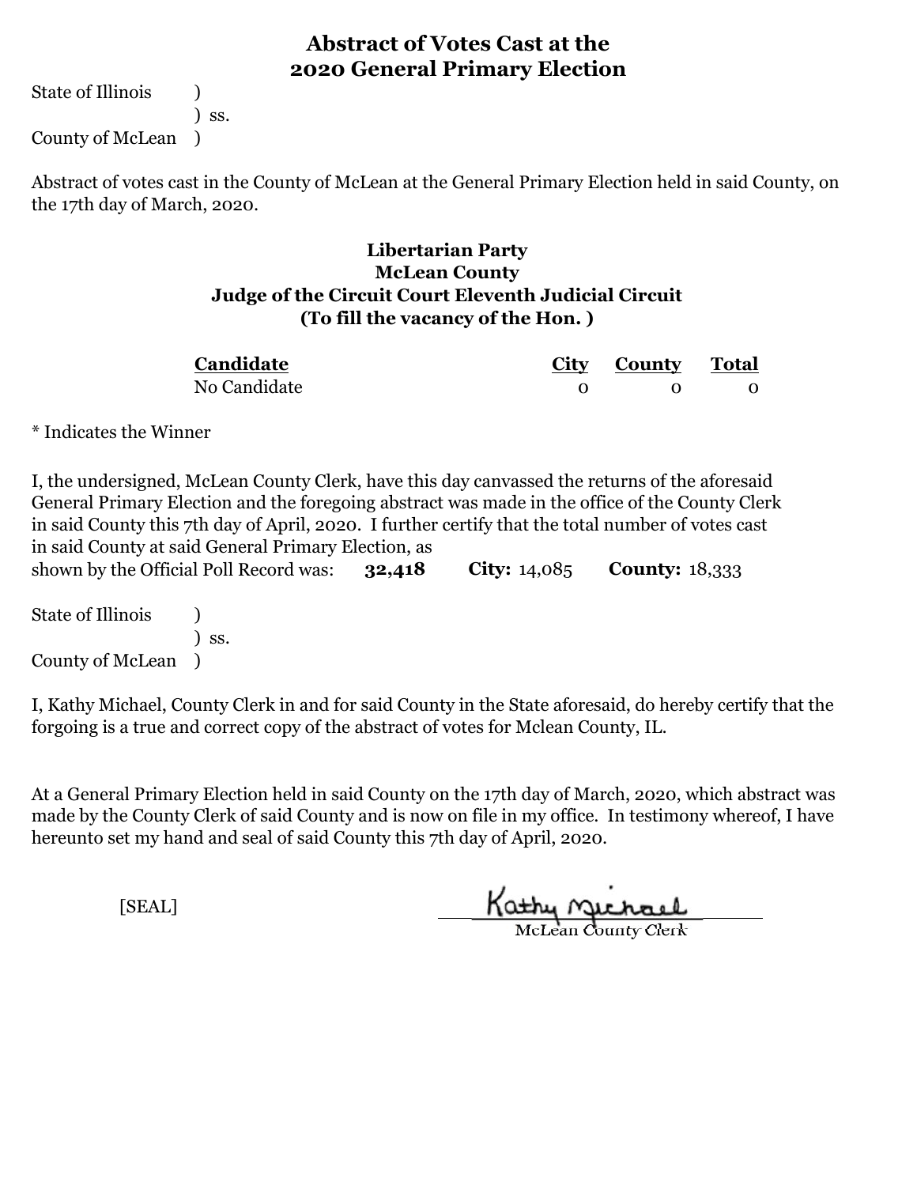# Abstract of Votes Cast at the 2020 General Primary Election

State of Illinois )
) ss.
County of McLean )

Abstract of votes cast in the County of McLean at the General Primary Election held in said County, on the 17th day of March, 2020.

## Libertarian Party
## McLean County
## Judge of the Circuit Court Eleventh Judicial Circuit
## (To fill the vacancy of the Hon. )

| Candidate | City | County | Total |
|---|---|---|---|
| No Candidate | 0 | 0 | 0 |

* Indicates the Winner

I, the undersigned, McLean County Clerk, have this day canvassed the returns of the aforesaid General Primary Election and the foregoing abstract was made in the office of the County Clerk in said County this 7th day of April, 2020. I further certify that the total number of votes cast in said County at said General Primary Election, as shown by the Official Poll Record was: **32,418** **City:** 14,085 **County:** 18,333

State of Illinois )
) ss.
County of McLean )

I, Kathy Michael, County Clerk in and for said County in the State aforesaid, do hereby certify that the forgoing is a true and correct copy of the abstract of votes for Mclean County, IL.

At a General Primary Election held in said County on the 17th day of March, 2020, which abstract was made by the County Clerk of said County and is now on file in my office. In testimony whereof, I have hereunto set my hand and seal of said County this 7th day of April, 2020.

[SEAL]

Kathy Michael
McLean County Clerk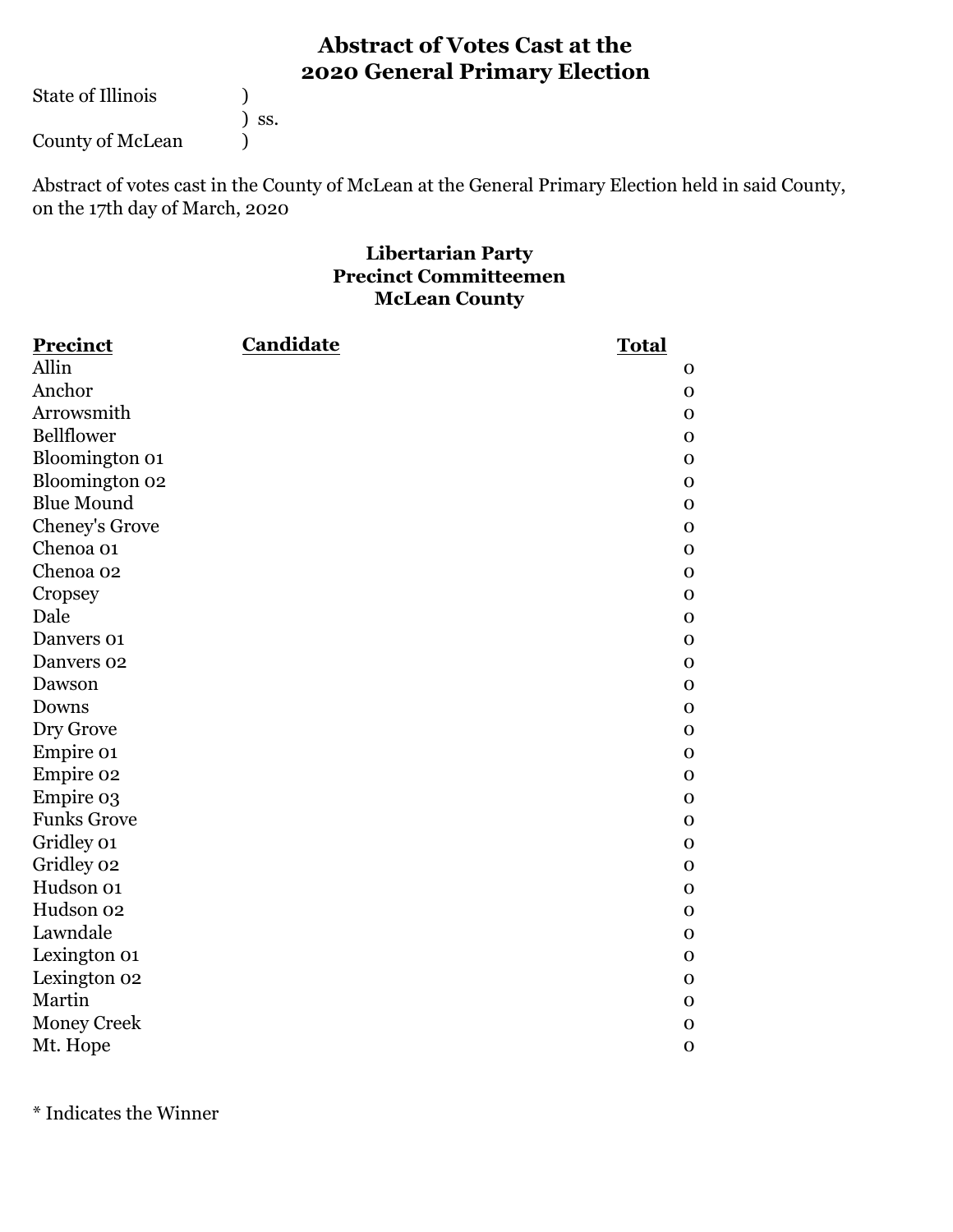# Abstract of Votes Cast at the 2020 General Primary Election

State of Illinois )
) ss.
County of McLean )

Abstract of votes cast in the County of McLean at the General Primary Election held in said County, on the 17th day of March, 2020

### Libertarian Party
### Precinct Committeemen
### McLean County

| Precinct | Candidate | Total |
|---|---|---|
| Allin | | 0 |
| Anchor | | 0 |
| Arrowsmith | | 0 |
| Bellflower | | 0 |
| Bloomington 01 | | 0 |
| Bloomington 02 | | 0 |
| Blue Mound | | 0 |
| Cheney's Grove | | 0 |
| Chenoa 01 | | 0 |
| Chenoa 02 | | 0 |
| Cropsey | | 0 |
| Dale | | 0 |
| Danvers 01 | | 0 |
| Danvers 02 | | 0 |
| Dawson | | 0 |
| Downs | | 0 |
| Dry Grove | | 0 |
| Empire 01 | | 0 |
| Empire 02 | | 0 |
| Empire 03 | | 0 |
| Funks Grove | | 0 |
| Gridley 01 | | 0 |
| Gridley 02 | | 0 |
| Hudson 01 | | 0 |
| Hudson 02 | | 0 |
| Lawndale | | 0 |
| Lexington 01 | | 0 |
| Lexington 02 | | 0 |
| Martin | | 0 |
| Money Creek | | 0 |
| Mt. Hope | | 0 |

* Indicates the Winner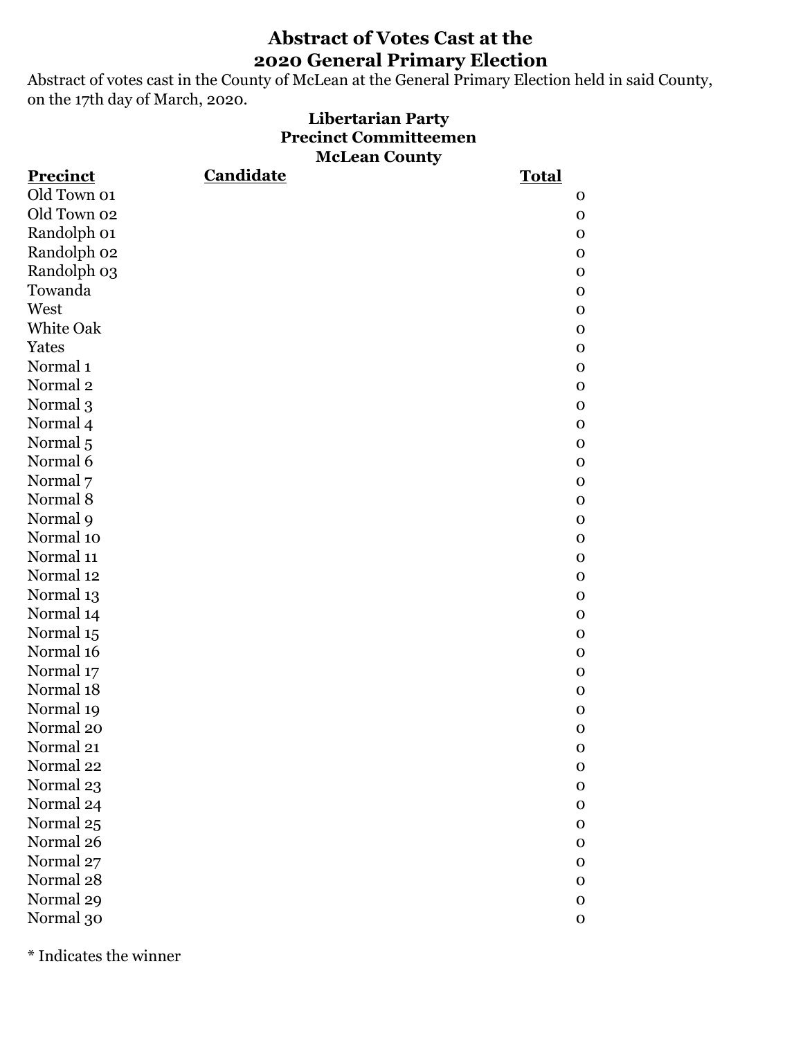# Abstract of Votes Cast at the 2020 General Primary Election

Abstract of votes cast in the County of McLean at the General Primary Election held in said County, on the 17th day of March, 2020.

## Libertarian Party
## Precinct Committeemen
## McLean County

| Precinct | Candidate | Total |
|---|---|---|
| Old Town 01 | | 0 |
| Old Town 02 | | 0 |
| Randolph 01 | | 0 |
| Randolph 02 | | 0 |
| Randolph 03 | | 0 |
| Towanda | | 0 |
| West | | 0 |
| White Oak | | 0 |
| Yates | | 0 |
| Normal 1 | | 0 |
| Normal 2 | | 0 |
| Normal 3 | | 0 |
| Normal 4 | | 0 |
| Normal 5 | | 0 |
| Normal 6 | | 0 |
| Normal 7 | | 0 |
| Normal 8 | | 0 |
| Normal 9 | | 0 |
| Normal 10 | | 0 |
| Normal 11 | | 0 |
| Normal 12 | | 0 |
| Normal 13 | | 0 |
| Normal 14 | | 0 |
| Normal 15 | | 0 |
| Normal 16 | | 0 |
| Normal 17 | | 0 |
| Normal 18 | | 0 |
| Normal 19 | | 0 |
| Normal 20 | | 0 |
| Normal 21 | | 0 |
| Normal 22 | | 0 |
| Normal 23 | | 0 |
| Normal 24 | | 0 |
| Normal 25 | | 0 |
| Normal 26 | | 0 |
| Normal 27 | | 0 |
| Normal 28 | | 0 |
| Normal 29 | | 0 |
| Normal 30 | | 0 |

* Indicates the winner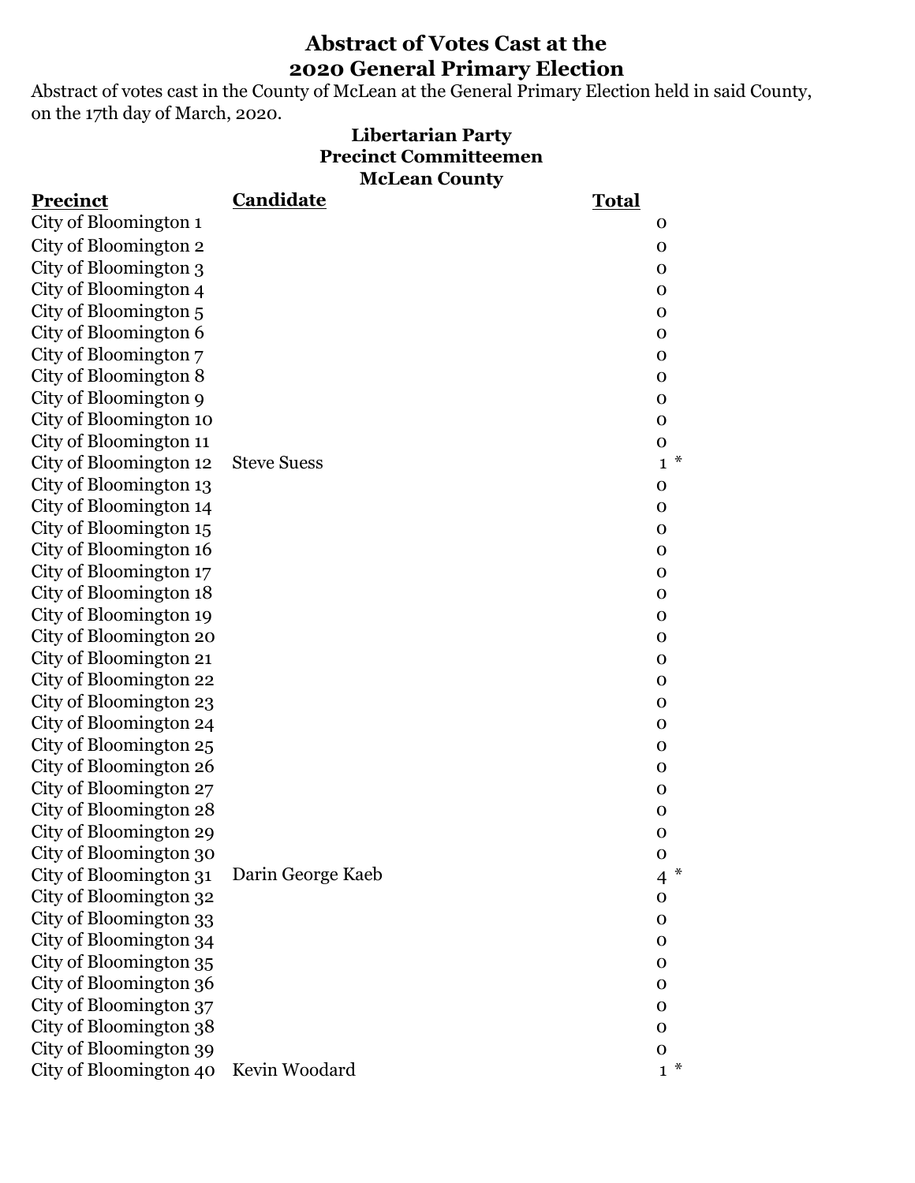# Abstract of Votes Cast at the 2020 General Primary Election

Abstract of votes cast in the County of McLean at the General Primary Election held in said County, on the 17th day of March, 2020.

## Libertarian Party
## Precinct Committeemen
## McLean County

| Precinct | Candidate | Total |
|---|---|---|
| City of Bloomington 1 | | 0 |
| City of Bloomington 2 | | 0 |
| City of Bloomington 3 | | 0 |
| City of Bloomington 4 | | 0 |
| City of Bloomington 5 | | 0 |
| City of Bloomington 6 | | 0 |
| City of Bloomington 7 | | 0 |
| City of Bloomington 8 | | 0 |
| City of Bloomington 9 | | 0 |
| City of Bloomington 10 | | 0 |
| City of Bloomington 11 | | 0 |
| City of Bloomington 12 | Steve Suess | 1 * |
| City of Bloomington 13 | | 0 |
| City of Bloomington 14 | | 0 |
| City of Bloomington 15 | | 0 |
| City of Bloomington 16 | | 0 |
| City of Bloomington 17 | | 0 |
| City of Bloomington 18 | | 0 |
| City of Bloomington 19 | | 0 |
| City of Bloomington 20 | | 0 |
| City of Bloomington 21 | | 0 |
| City of Bloomington 22 | | 0 |
| City of Bloomington 23 | | 0 |
| City of Bloomington 24 | | 0 |
| City of Bloomington 25 | | 0 |
| City of Bloomington 26 | | 0 |
| City of Bloomington 27 | | 0 |
| City of Bloomington 28 | | 0 |
| City of Bloomington 29 | | 0 |
| City of Bloomington 30 | | 0 |
| City of Bloomington 31 | Darin George Kaeb | 4 * |
| City of Bloomington 32 | | 0 |
| City of Bloomington 33 | | 0 |
| City of Bloomington 34 | | 0 |
| City of Bloomington 35 | | 0 |
| City of Bloomington 36 | | 0 |
| City of Bloomington 37 | | 0 |
| City of Bloomington 38 | | 0 |
| City of Bloomington 39 | | 0 |
| City of Bloomington 40 | Kevin Woodard | 1 * |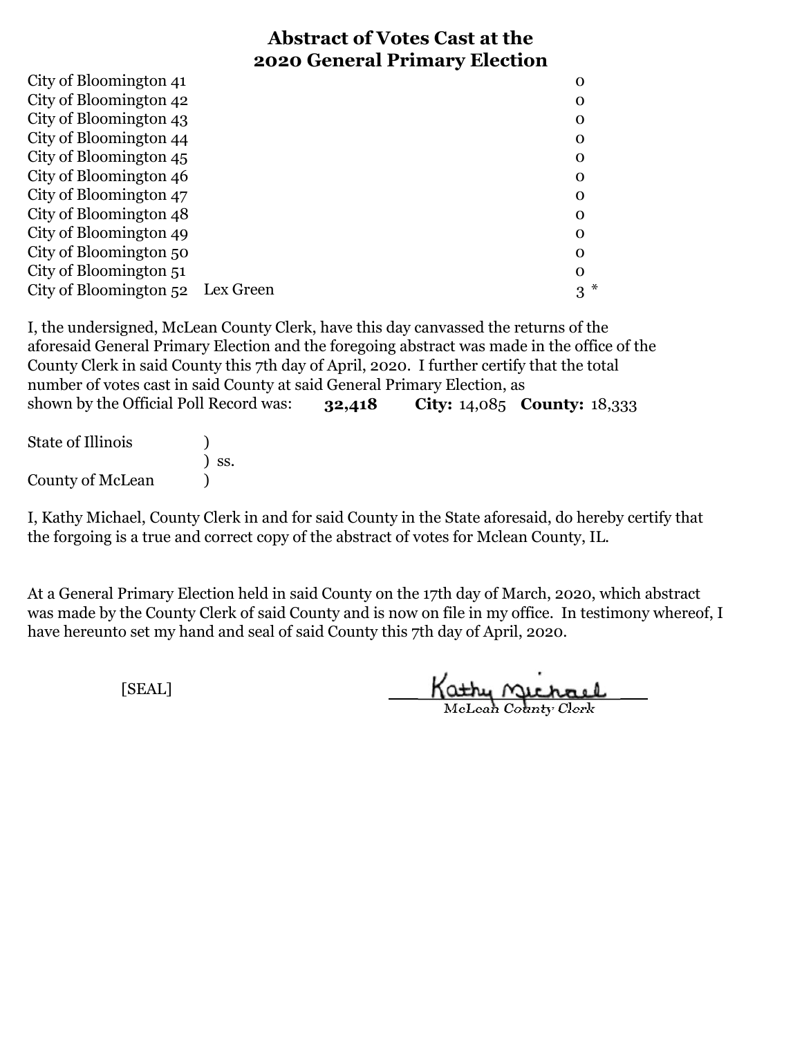# Abstract of Votes Cast at the 2020 General Primary Election

| | | |
|---|---|---|
| City of Bloomington 41 | | 0 |
| City of Bloomington 42 | | 0 |
| City of Bloomington 43 | | 0 |
| City of Bloomington 44 | | 0 |
| City of Bloomington 45 | | 0 |
| City of Bloomington 46 | | 0 |
| City of Bloomington 47 | | 0 |
| City of Bloomington 48 | | 0 |
| City of Bloomington 49 | | 0 |
| City of Bloomington 50 | | 0 |
| City of Bloomington 51 | | 0 |
| City of Bloomington 52 | Lex Green | 3 * |

I, the undersigned, McLean County Clerk, have this day canvassed the returns of the aforesaid General Primary Election and the foregoing abstract was made in the office of the County Clerk in said County this 7th day of April, 2020. I further certify that the total number of votes cast in said County at said General Primary Election, as shown by the Official Poll Record was: **32,418** **City:** 14,085 **County:** 18,333

State of Illinois )
) ss.
County of McLean )

I, Kathy Michael, County Clerk in and for said County in the State aforesaid, do hereby certify that the forgoing is a true and correct copy of the abstract of votes for Mclean County, IL.

At a General Primary Election held in said County on the 17th day of March, 2020, which abstract was made by the County Clerk of said County and is now on file in my office. In testimony whereof, I have hereunto set my hand and seal of said County this 7th day of April, 2020.

[SEAL]

Kathy Michael
McLean County Clerk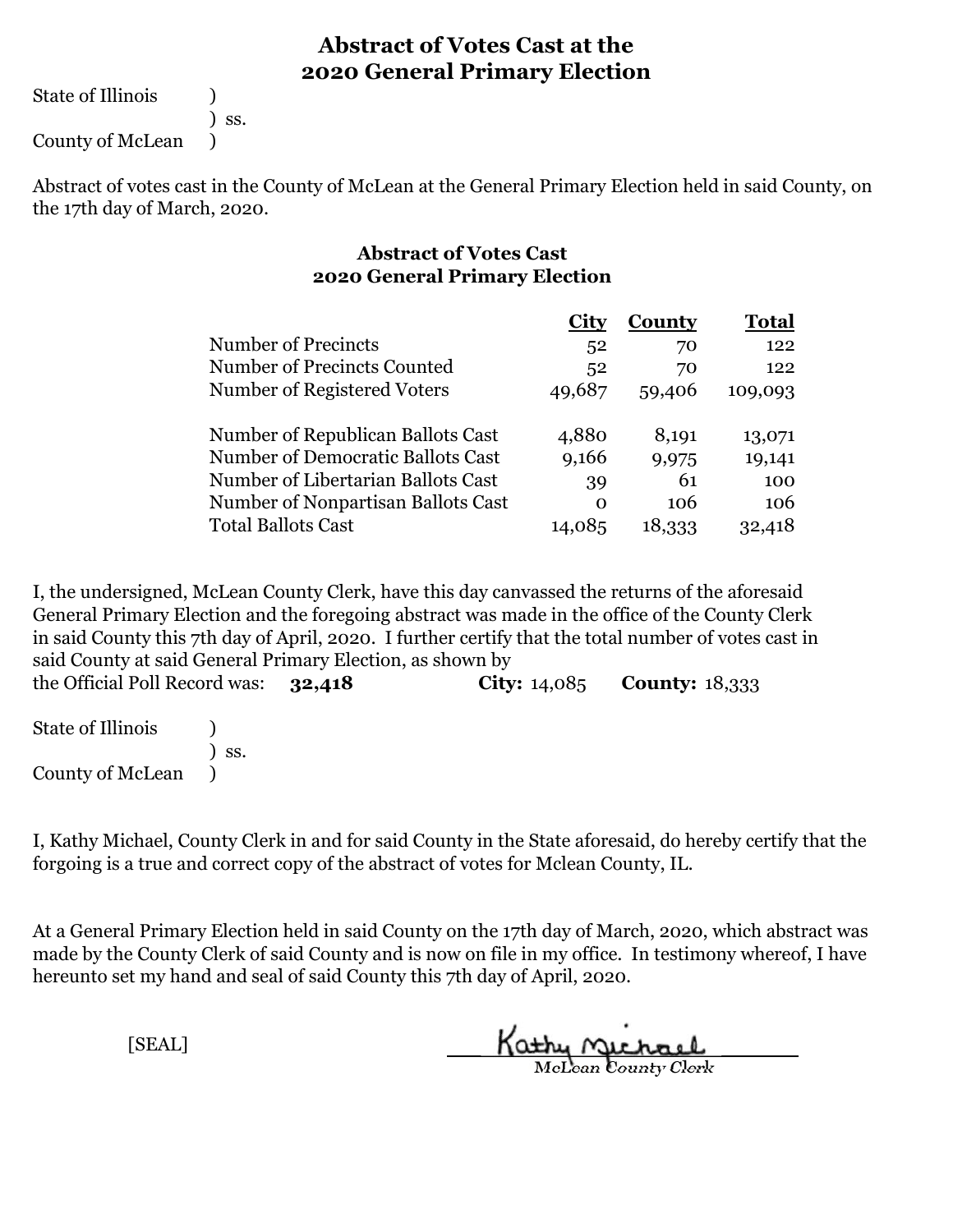# Abstract of Votes Cast at the 2020 General Primary Election

State of Illinois )
) ss.
County of McLean )

Abstract of votes cast in the County of McLean at the General Primary Election held in said County, on the 17th day of March, 2020.

## Abstract of Votes Cast
## 2020 General Primary Election

| | City | County | Total |
|---|---|---|---|
| Number of Precincts | 52 | 70 | 122 |
| Number of Precincts Counted | 52 | 70 | 122 |
| Number of Registered Voters | 49,687 | 59,406 | 109,093 |
| | | | |
| Number of Republican Ballots Cast | 4,880 | 8,191 | 13,071 |
| Number of Democratic Ballots Cast | 9,166 | 9,975 | 19,141 |
| Number of Libertarian Ballots Cast | 39 | 61 | 100 |
| Number of Nonpartisan Ballots Cast | 0 | 106 | 106 |
| Total Ballots Cast | 14,085 | 18,333 | 32,418 |

I, the undersigned, McLean County Clerk, have this day canvassed the returns of the aforesaid General Primary Election and the foregoing abstract was made in the office of the County Clerk in said County this 7th day of April, 2020. I further certify that the total number of votes cast in said County at said General Primary Election, as shown by the Official Poll Record was: **32,418** **City:** 14,085 **County:** 18,333

State of Illinois )
) ss.
County of McLean )

I, Kathy Michael, County Clerk in and for said County in the State aforesaid, do hereby certify that the forgoing is a true and correct copy of the abstract of votes for Mclean County, IL.

At a General Primary Election held in said County on the 17th day of March, 2020, which abstract was made by the County Clerk of said County and is now on file in my office. In testimony whereof, I have hereunto set my hand and seal of said County this 7th day of April, 2020.

[SEAL]

Kathy Michael
*McLean County Clerk*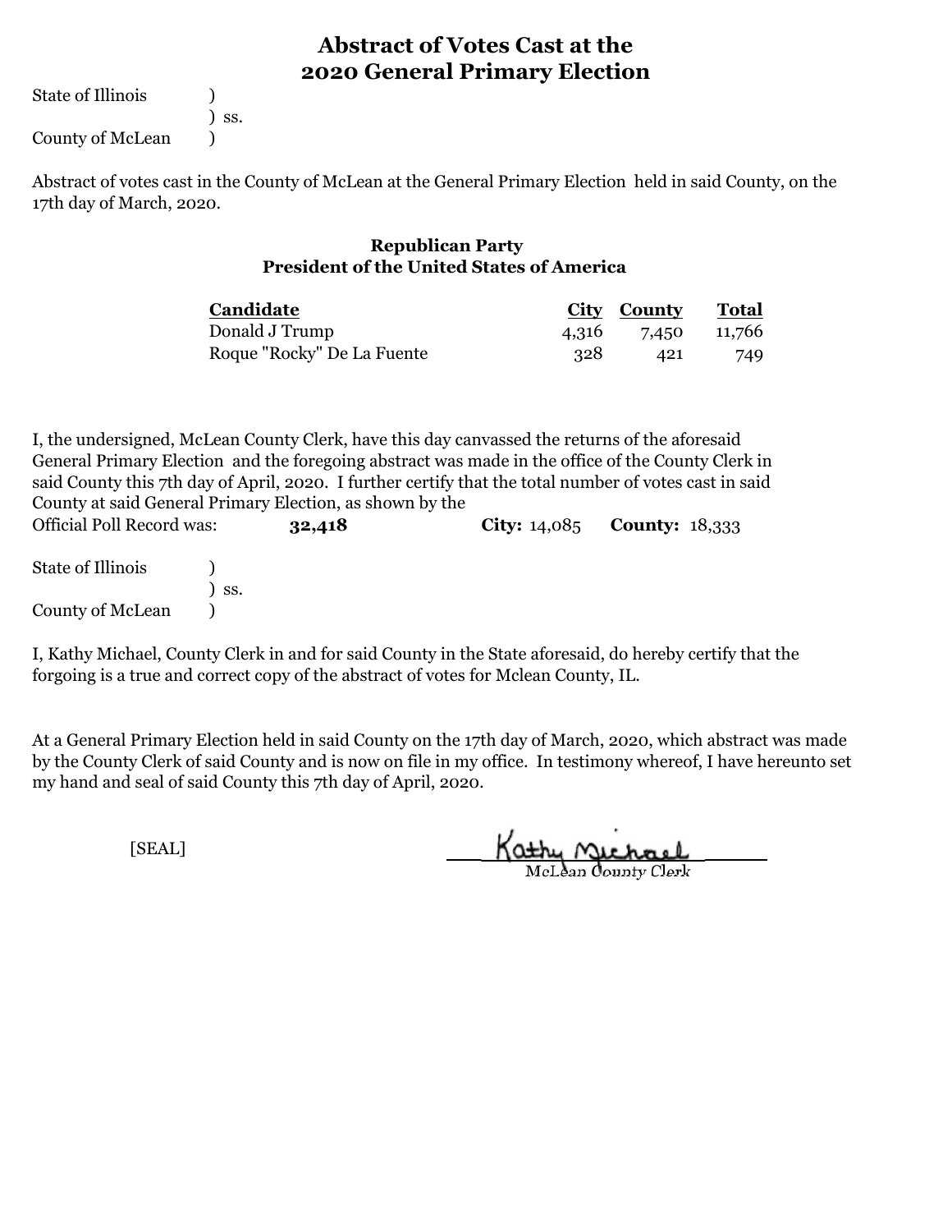# Abstract of Votes Cast at the 2020 General Primary Election

State of Illinois )
) ss.
County of McLean )

Abstract of votes cast in the County of McLean at the General Primary Election held in said County, on the 17th day of March, 2020.

### Republican Party
### President of the United States of America

| Candidate | City | County | Total |
|---|---|---|---|
| Donald J Trump | 4,316 | 7,450 | 11,766 |
| Roque "Rocky" De La Fuente | 328 | 421 | 749 |

I, the undersigned, McLean County Clerk, have this day canvassed the returns of the aforesaid General Primary Election and the foregoing abstract was made in the office of the County Clerk in said County this 7th day of April, 2020. I further certify that the total number of votes cast in said County at said General Primary Election, as shown by the Official Poll Record was: **32,418** **City:** 14,085 **County:** 18,333

State of Illinois )
) ss.
County of McLean )

I, Kathy Michael, County Clerk in and for said County in the State aforesaid, do hereby certify that the forgoing is a true and correct copy of the abstract of votes for Mclean County, IL.

At a General Primary Election held in said County on the 17th day of March, 2020, which abstract was made by the County Clerk of said County and is now on file in my office. In testimony whereof, I have hereunto set my hand and seal of said County this 7th day of April, 2020.

[SEAL]

Kathy Michael
McLean County Clerk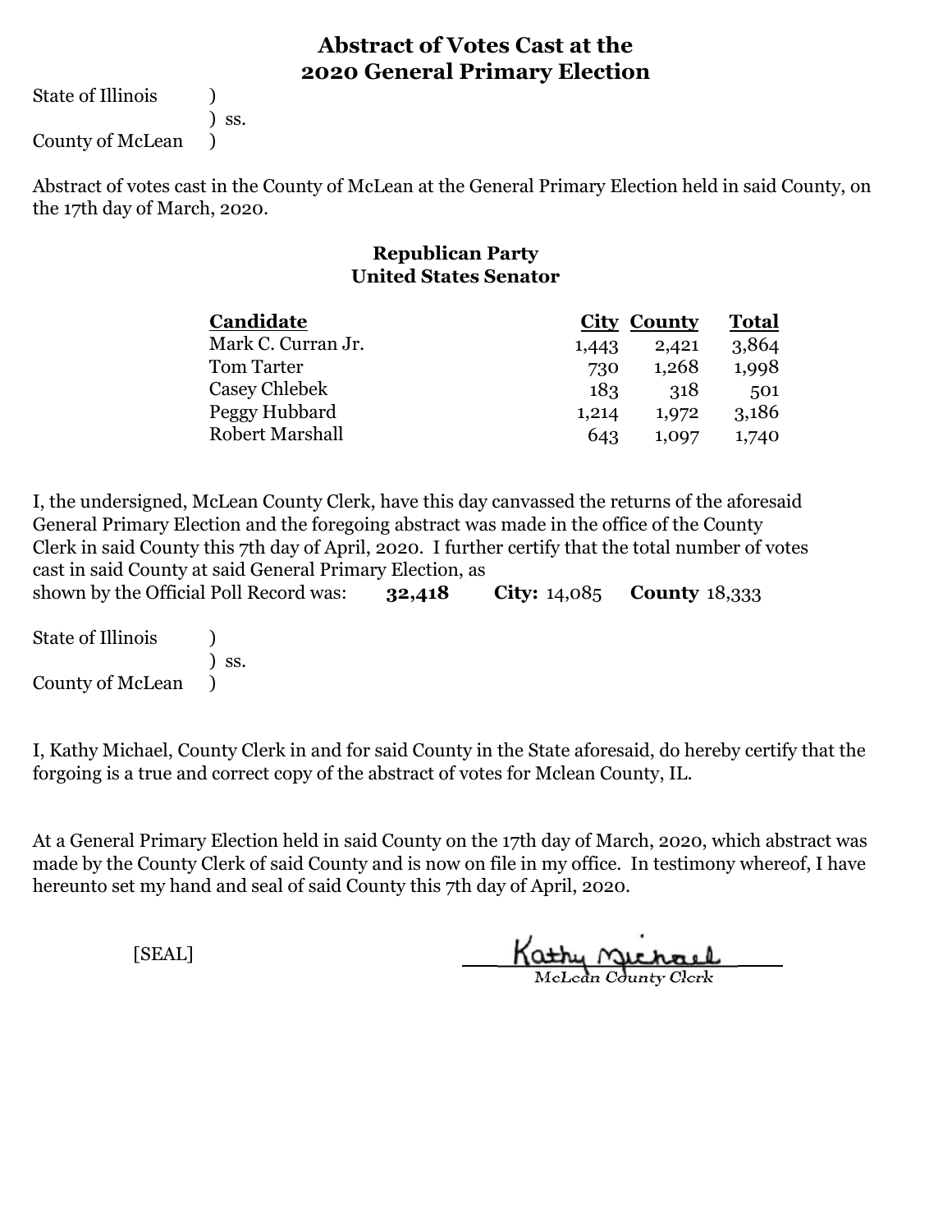# Abstract of Votes Cast at the 2020 General Primary Election

State of Illinois )
) ss.
County of McLean )

Abstract of votes cast in the County of McLean at the General Primary Election held in said County, on the 17th day of March, 2020.

## Republican Party
### United States Senator

| Candidate | City | County | Total |
|---|---|---|---|
| Mark C. Curran Jr. | 1,443 | 2,421 | 3,864 |
| Tom Tarter | 730 | 1,268 | 1,998 |
| Casey Chlebek | 183 | 318 | 501 |
| Peggy Hubbard | 1,214 | 1,972 | 3,186 |
| Robert Marshall | 643 | 1,097 | 1,740 |

I, the undersigned, McLean County Clerk, have this day canvassed the returns of the aforesaid General Primary Election and the foregoing abstract was made in the office of the County Clerk in said County this 7th day of April, 2020. I further certify that the total number of votes cast in said County at said General Primary Election, as shown by the Official Poll Record was: **32,418** **City:** 14,085 **County** 18,333

State of Illinois )
) ss.
County of McLean )

I, Kathy Michael, County Clerk in and for said County in the State aforesaid, do hereby certify that the forgoing is a true and correct copy of the abstract of votes for Mclean County, IL.

At a General Primary Election held in said County on the 17th day of March, 2020, which abstract was made by the County Clerk of said County and is now on file in my office. In testimony whereof, I have hereunto set my hand and seal of said County this 7th day of April, 2020.

[SEAL]

Kathy Michael
McLean County Clerk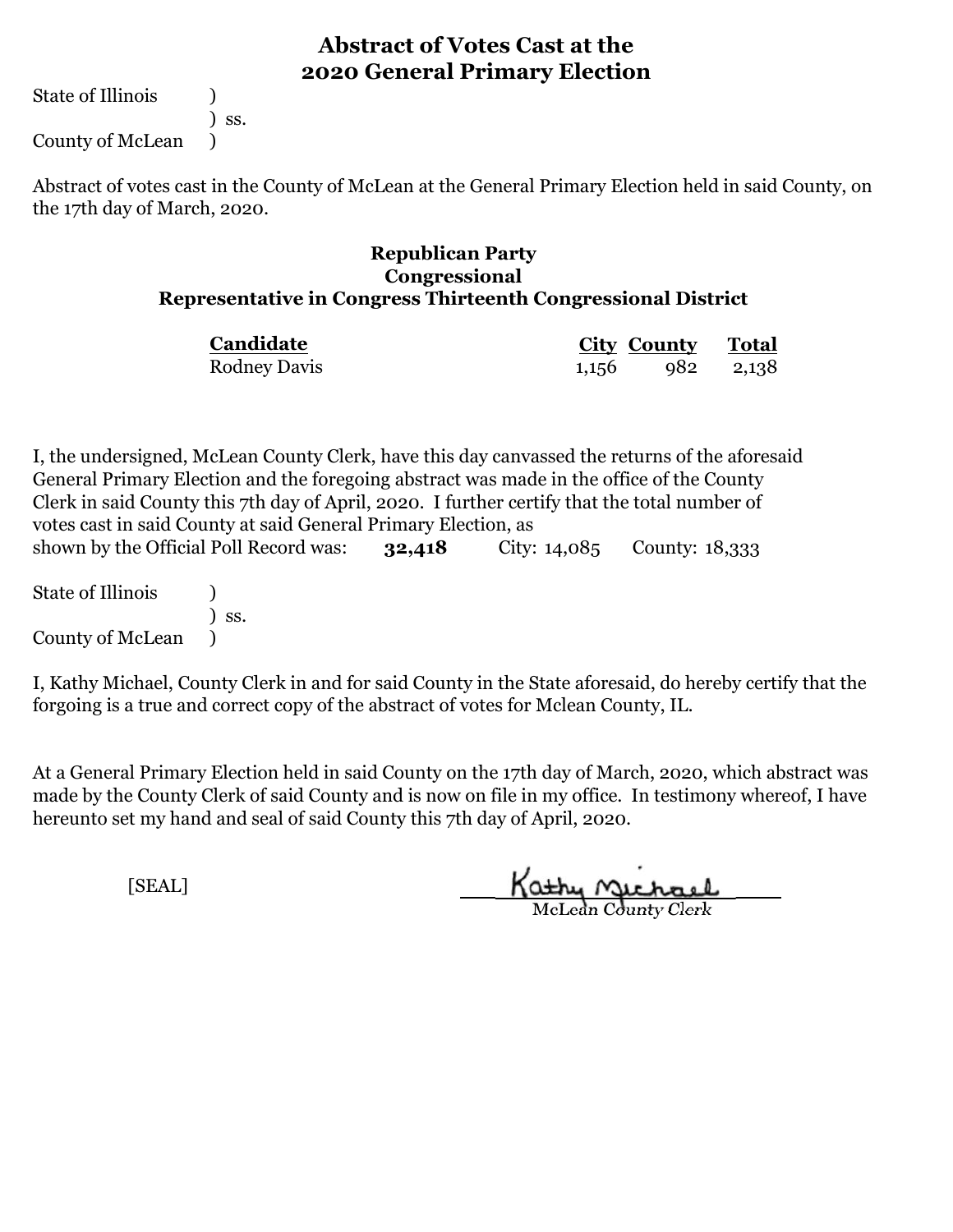# Abstract of Votes Cast at the 2020 General Primary Election

State of Illinois )
) ss.
County of McLean )

Abstract of votes cast in the County of McLean at the General Primary Election held in said County, on the 17th day of March, 2020.

### Republican Party
### Congressional
### Representative in Congress Thirteenth Congressional District

| Candidate | City | County | Total |
|---|---|---|---|
| Rodney Davis | 1,156 | 982 | 2,138 |

I, the undersigned, McLean County Clerk, have this day canvassed the returns of the aforesaid General Primary Election and the foregoing abstract was made in the office of the County Clerk in said County this 7th day of April, 2020. I further certify that the total number of votes cast in said County at said General Primary Election, as shown by the Official Poll Record was: **32,418** City: 14,085 County: 18,333

State of Illinois )
) ss.
County of McLean )

I, Kathy Michael, County Clerk in and for said County in the State aforesaid, do hereby certify that the forgoing is a true and correct copy of the abstract of votes for Mclean County, IL.

At a General Primary Election held in said County on the 17th day of March, 2020, which abstract was made by the County Clerk of said County and is now on file in my office. In testimony whereof, I have hereunto set my hand and seal of said County this 7th day of April, 2020.

[SEAL]

Kathy Michael
McLean County Clerk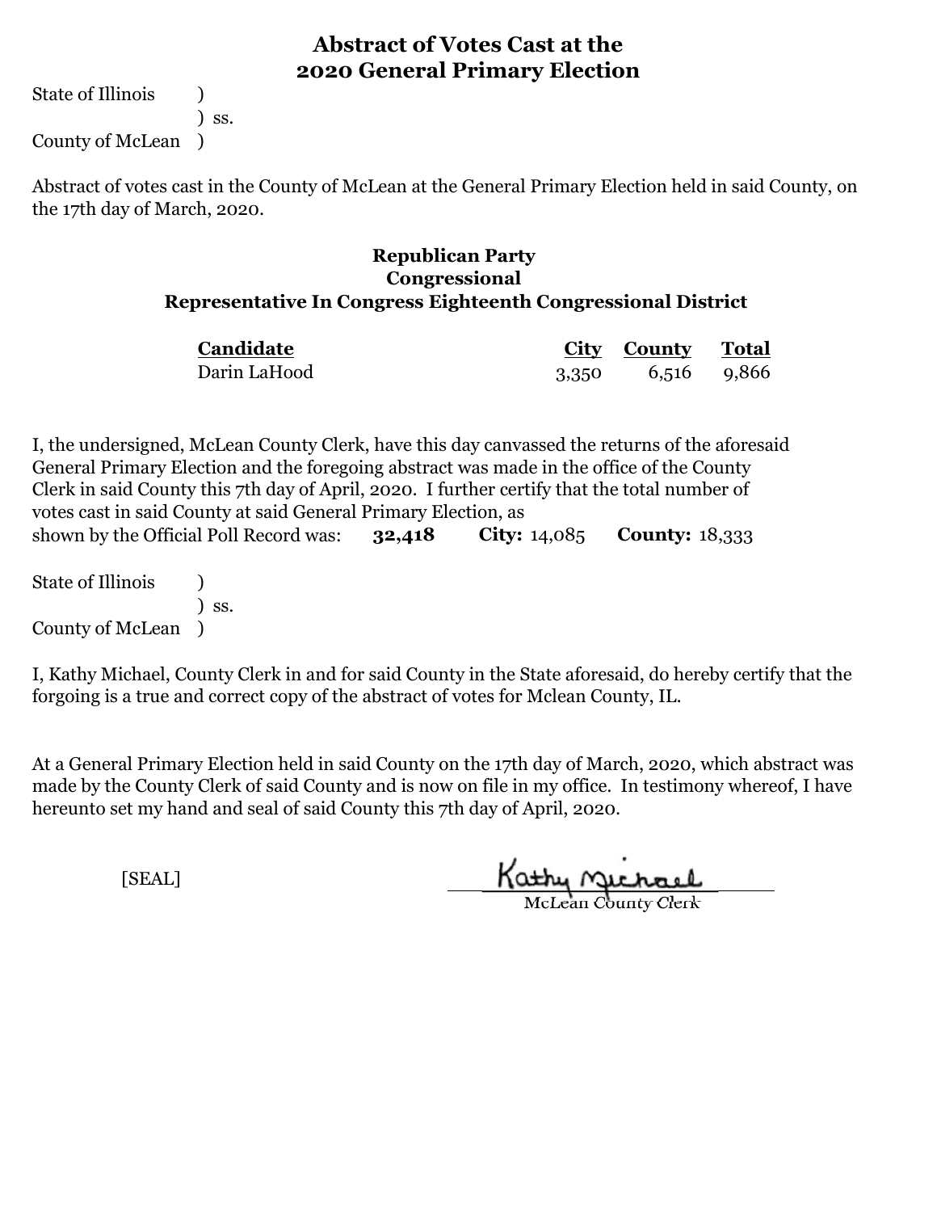# Abstract of Votes Cast at the 2020 General Primary Election

State of Illinois )
) ss.
County of McLean )

Abstract of votes cast in the County of McLean at the General Primary Election held in said County, on the 17th day of March, 2020.

## Republican Party
### Congressional
### Representative In Congress Eighteenth Congressional District

| Candidate | City | County | Total |
|---|---|---|---|
| Darin LaHood | 3,350 | 6,516 | 9,866 |

I, the undersigned, McLean County Clerk, have this day canvassed the returns of the aforesaid General Primary Election and the foregoing abstract was made in the office of the County Clerk in said County this 7th day of April, 2020. I further certify that the total number of votes cast in said County at said General Primary Election, as shown by the Official Poll Record was: **32,418** **City:** 14,085 **County:** 18,333

State of Illinois )
) ss.
County of McLean )

I, Kathy Michael, County Clerk in and for said County in the State aforesaid, do hereby certify that the forgoing is a true and correct copy of the abstract of votes for Mclean County, IL.

At a General Primary Election held in said County on the 17th day of March, 2020, which abstract was made by the County Clerk of said County and is now on file in my office. In testimony whereof, I have hereunto set my hand and seal of said County this 7th day of April, 2020.

[SEAL]

Kathy Michael
McLean County Clerk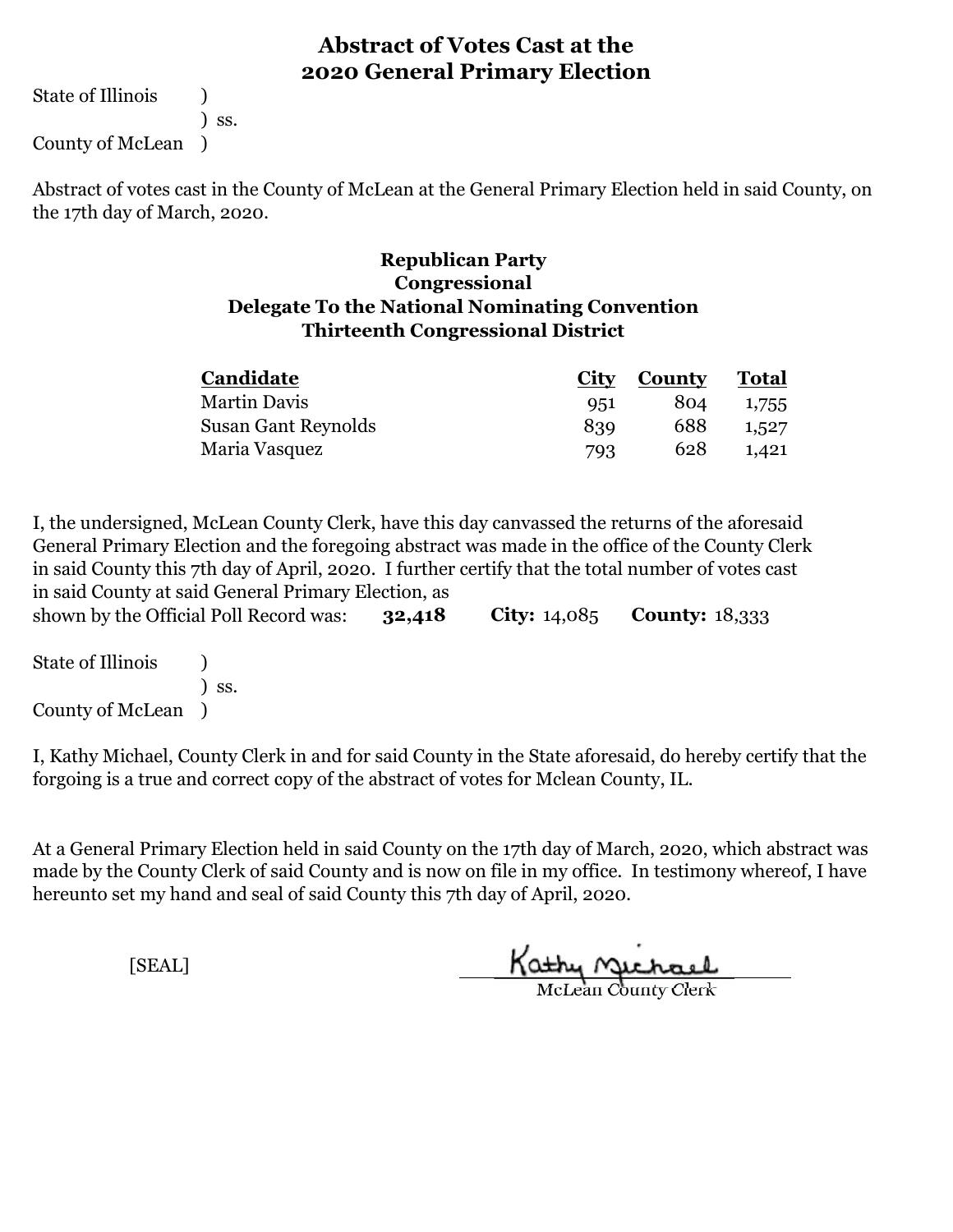# Abstract of Votes Cast at the 2020 General Primary Election

State of Illinois )
) ss.
County of McLean )

Abstract of votes cast in the County of McLean at the General Primary Election held in said County, on the 17th day of March, 2020.

**Republican Party**
**Congressional**
**Delegate To the National Nominating Convention**
**Thirteenth Congressional District**

| Candidate | City | County | Total |
|---|---|---|---|
| Martin Davis | 951 | 804 | 1,755 |
| Susan Gant Reynolds | 839 | 688 | 1,527 |
| Maria Vasquez | 793 | 628 | 1,421 |

I, the undersigned, McLean County Clerk, have this day canvassed the returns of the aforesaid General Primary Election and the foregoing abstract was made in the office of the County Clerk in said County this 7th day of April, 2020. I further certify that the total number of votes cast in said County at said General Primary Election, as shown by the Official Poll Record was: **32,418** **City:** 14,085 **County:** 18,333

State of Illinois )
) ss.
County of McLean )

I, Kathy Michael, County Clerk in and for said County in the State aforesaid, do hereby certify that the forgoing is a true and correct copy of the abstract of votes for Mclean County, IL.

At a General Primary Election held in said County on the 17th day of March, 2020, which abstract was made by the County Clerk of said County and is now on file in my office. In testimony whereof, I have hereunto set my hand and seal of said County this 7th day of April, 2020.

[SEAL]

Kathy Michael
McLean County Clerk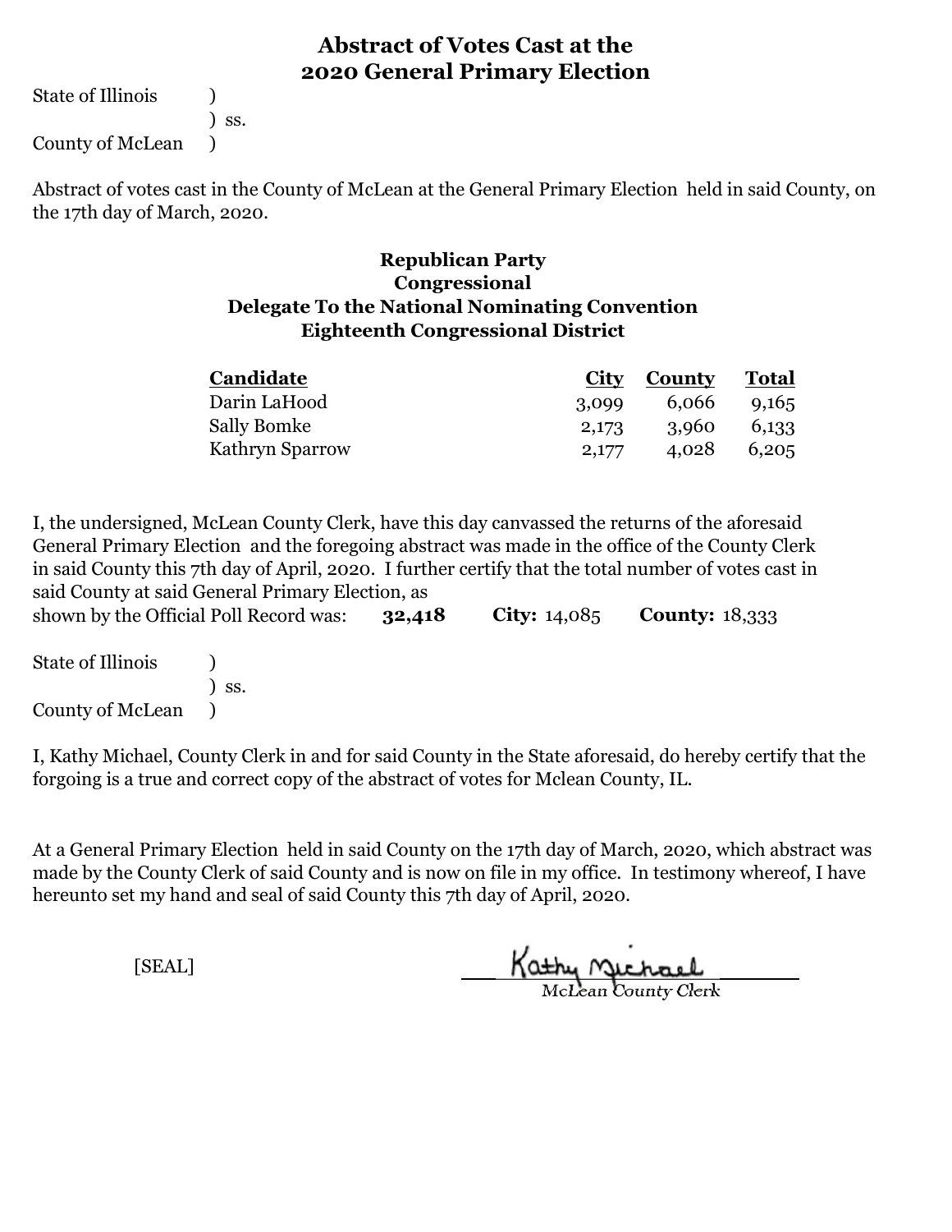# Abstract of Votes Cast at the 2020 General Primary Election

State of Illinois )
) ss.
County of McLean )

Abstract of votes cast in the County of McLean at the General Primary Election held in said County, on the 17th day of March, 2020.

## Republican Party
## Congressional
## Delegate To the National Nominating Convention
## Eighteenth Congressional District

| Candidate | City | County | Total |
|---|---|---|---|
| Darin LaHood | 3,099 | 6,066 | 9,165 |
| Sally Bomke | 2,173 | 3,960 | 6,133 |
| Kathryn Sparrow | 2,177 | 4,028 | 6,205 |

I, the undersigned, McLean County Clerk, have this day canvassed the returns of the aforesaid General Primary Election and the foregoing abstract was made in the office of the County Clerk in said County this 7th day of April, 2020. I further certify that the total number of votes cast in said County at said General Primary Election, as shown by the Official Poll Record was: **32,418** **City:** 14,085 **County:** 18,333

State of Illinois )
) ss.
County of McLean )

I, Kathy Michael, County Clerk in and for said County in the State aforesaid, do hereby certify that the forgoing is a true and correct copy of the abstract of votes for Mclean County, IL.

At a General Primary Election held in said County on the 17th day of March, 2020, which abstract was made by the County Clerk of said County and is now on file in my office. In testimony whereof, I have hereunto set my hand and seal of said County this 7th day of April, 2020.

[SEAL]

Kathy Michael
McLean County Clerk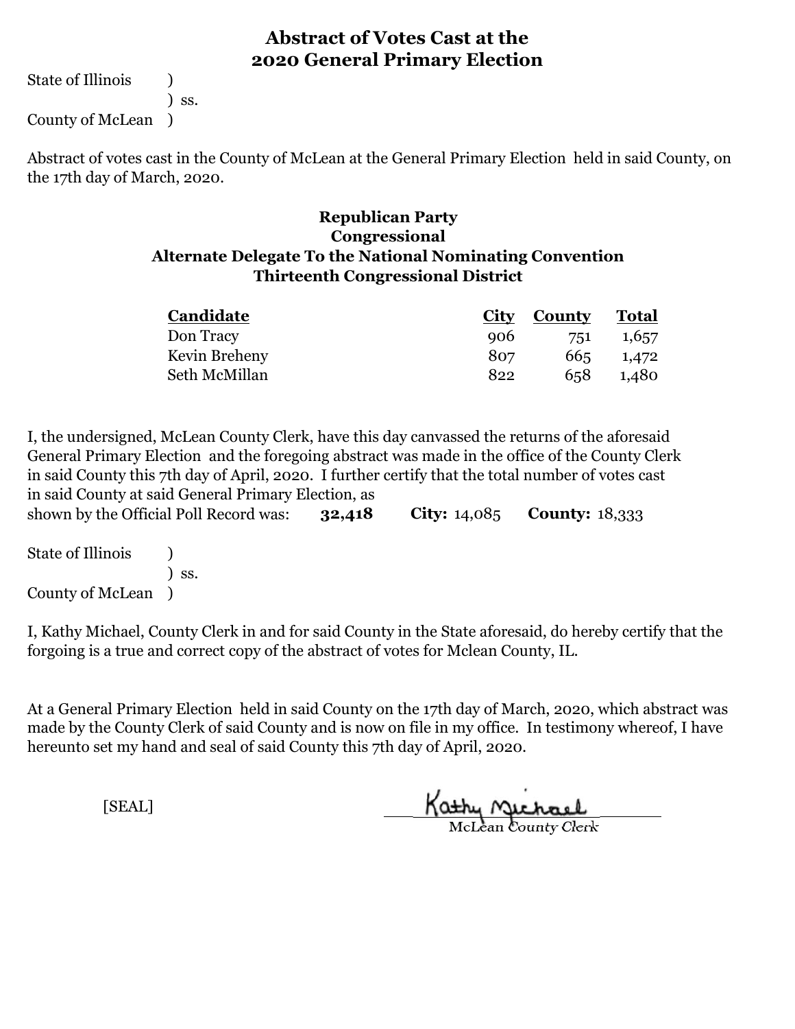# Abstract of Votes Cast at the 2020 General Primary Election

State of Illinois )
) ss.
County of McLean )

Abstract of votes cast in the County of McLean at the General Primary Election held in said County, on the 17th day of March, 2020.

## Republican Party
## Congressional
## Alternate Delegate To the National Nominating Convention
## Thirteenth Congressional District

| Candidate | City | County | Total |
|---|---|---|---|
| Don Tracy | 906 | 751 | 1,657 |
| Kevin Breheny | 807 | 665 | 1,472 |
| Seth McMillan | 822 | 658 | 1,480 |

I, the undersigned, McLean County Clerk, have this day canvassed the returns of the aforesaid General Primary Election and the foregoing abstract was made in the office of the County Clerk in said County this 7th day of April, 2020. I further certify that the total number of votes cast in said County at said General Primary Election, as shown by the Official Poll Record was: **32,418** **City:** 14,085 **County:** 18,333

State of Illinois )
) ss.
County of McLean )

I, Kathy Michael, County Clerk in and for said County in the State aforesaid, do hereby certify that the forgoing is a true and correct copy of the abstract of votes for Mclean County, IL.

At a General Primary Election held in said County on the 17th day of March, 2020, which abstract was made by the County Clerk of said County and is now on file in my office. In testimony whereof, I have hereunto set my hand and seal of said County this 7th day of April, 2020.

[SEAL]

Kathy Michael
McLean County Clerk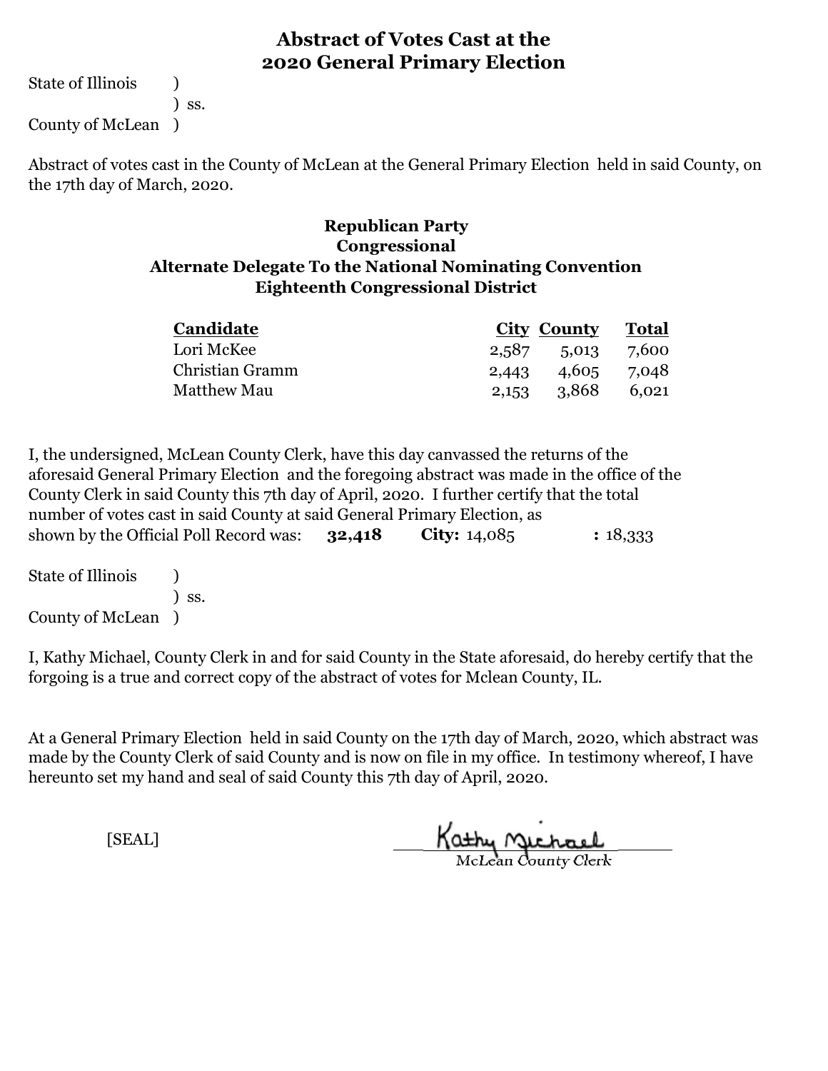# Abstract of Votes Cast at the 2020 General Primary Election

State of Illinois )
) ss.
County of McLean )

Abstract of votes cast in the County of McLean at the General Primary Election held in said County, on the 17th day of March, 2020.

## Republican Party
## Congressional
## Alternate Delegate To the National Nominating Convention
## Eighteenth Congressional District

| Candidate | City | County | Total |
|---|---|---|---|
| Lori McKee | 2,587 | 5,013 | 7,600 |
| Christian Gramm | 2,443 | 4,605 | 7,048 |
| Matthew Mau | 2,153 | 3,868 | 6,021 |

I, the undersigned, McLean County Clerk, have this day canvassed the returns of the aforesaid General Primary Election and the foregoing abstract was made in the office of the County Clerk in said County this 7th day of April, 2020. I further certify that the total number of votes cast in said County at said General Primary Election, as shown by the Official Poll Record was: **32,418** **City:** 14,085 **:** 18,333

State of Illinois )
) ss.
County of McLean )

I, Kathy Michael, County Clerk in and for said County in the State aforesaid, do hereby certify that the forgoing is a true and correct copy of the abstract of votes for Mclean County, IL.

At a General Primary Election held in said County on the 17th day of March, 2020, which abstract was made by the County Clerk of said County and is now on file in my office. In testimony whereof, I have hereunto set my hand and seal of said County this 7th day of April, 2020.

[SEAL]

Kathy Michael
McLean County Clerk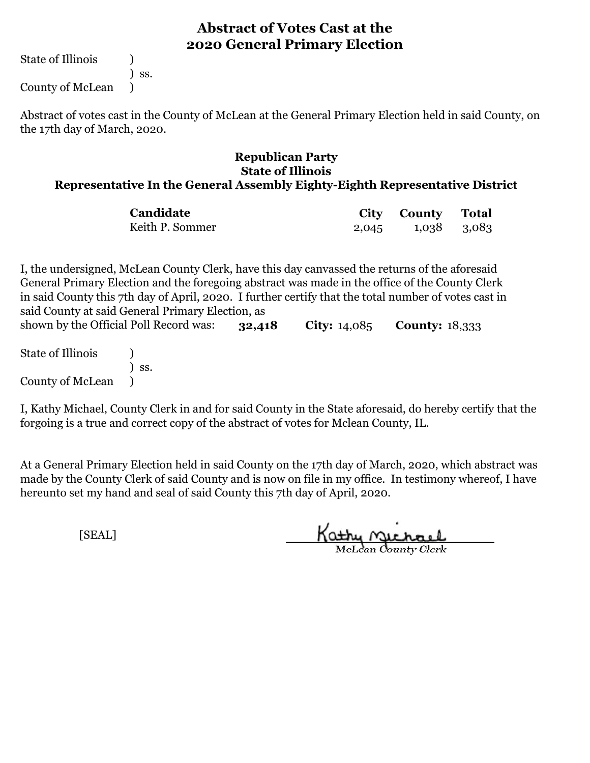# Abstract of Votes Cast at the 2020 General Primary Election

State of Illinois )
) ss.
County of McLean )

Abstract of votes cast in the County of McLean at the General Primary Election held in said County, on the 17th day of March, 2020.

## Republican Party
## State of Illinois
## Representative In the General Assembly Eighty-Eighth Representative District

| Candidate | City | County | Total |
|---|---|---|---|
| Keith P. Sommer | 2,045 | 1,038 | 3,083 |

I, the undersigned, McLean County Clerk, have this day canvassed the returns of the aforesaid General Primary Election and the foregoing abstract was made in the office of the County Clerk in said County this 7th day of April, 2020. I further certify that the total number of votes cast in said County at said General Primary Election, as shown by the Official Poll Record was: **32,418** **City:** 14,085 **County:** 18,333

State of Illinois )
) ss.
County of McLean )

I, Kathy Michael, County Clerk in and for said County in the State aforesaid, do hereby certify that the forgoing is a true and correct copy of the abstract of votes for Mclean County, IL.

At a General Primary Election held in said County on the 17th day of March, 2020, which abstract was made by the County Clerk of said County and is now on file in my office. In testimony whereof, I have hereunto set my hand and seal of said County this 7th day of April, 2020.

[SEAL]

Kathy Michael
McLean County Clerk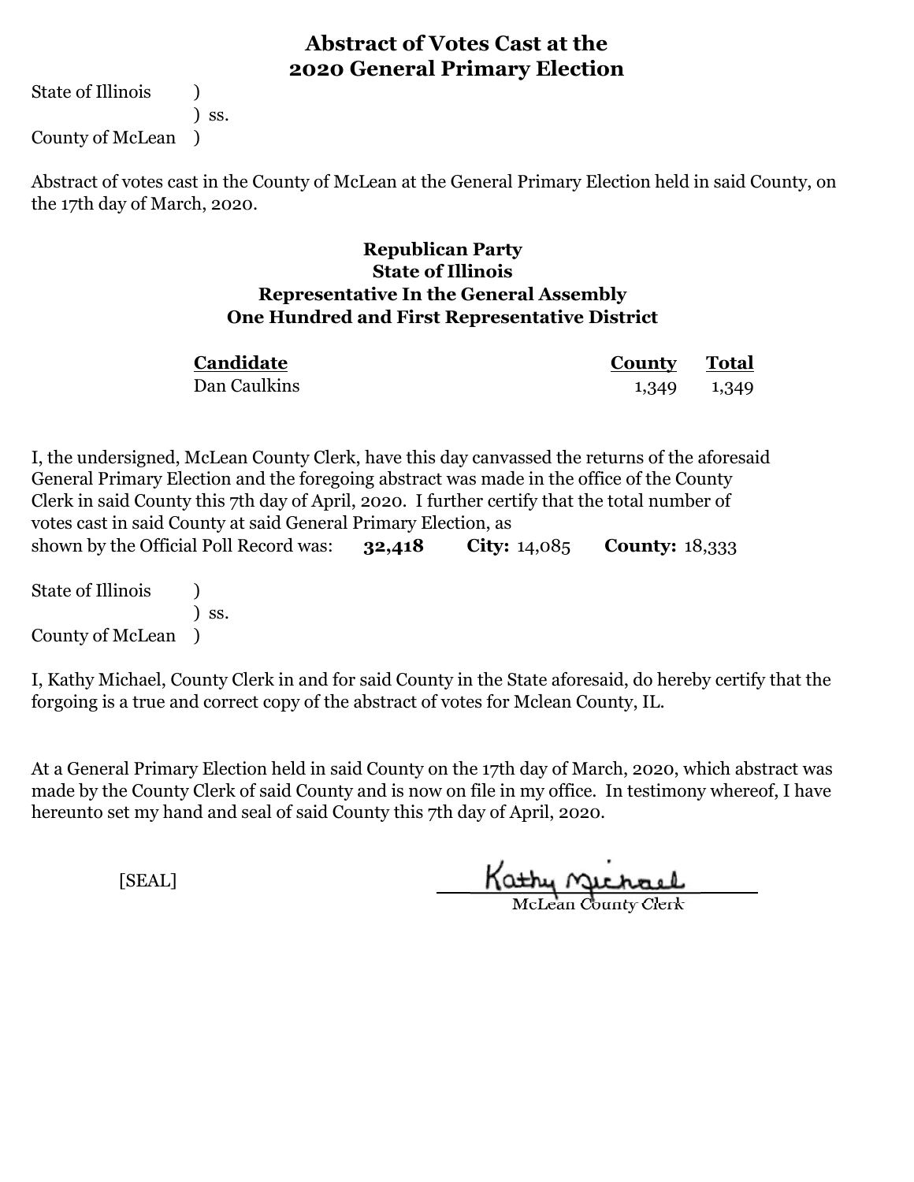# Abstract of Votes Cast at the 2020 General Primary Election

State of Illinois )
) ss.
County of McLean )

Abstract of votes cast in the County of McLean at the General Primary Election held in said County, on the 17th day of March, 2020.

## Republican Party
## State of Illinois
## Representative In the General Assembly
## One Hundred and First Representative District

| Candidate | County | Total |
|---|---|---|
| Dan Caulkins | 1,349 | 1,349 |

I, the undersigned, McLean County Clerk, have this day canvassed the returns of the aforesaid General Primary Election and the foregoing abstract was made in the office of the County Clerk in said County this 7th day of April, 2020. I further certify that the total number of votes cast in said County at said General Primary Election, as shown by the Official Poll Record was: **32,418** **City:** 14,085 **County:** 18,333

State of Illinois )
) ss.
County of McLean )

I, Kathy Michael, County Clerk in and for said County in the State aforesaid, do hereby certify that the forgoing is a true and correct copy of the abstract of votes for Mclean County, IL.

At a General Primary Election held in said County on the 17th day of March, 2020, which abstract was made by the County Clerk of said County and is now on file in my office. In testimony whereof, I have hereunto set my hand and seal of said County this 7th day of April, 2020.

[SEAL]

Kathy Michael
McLean County Clerk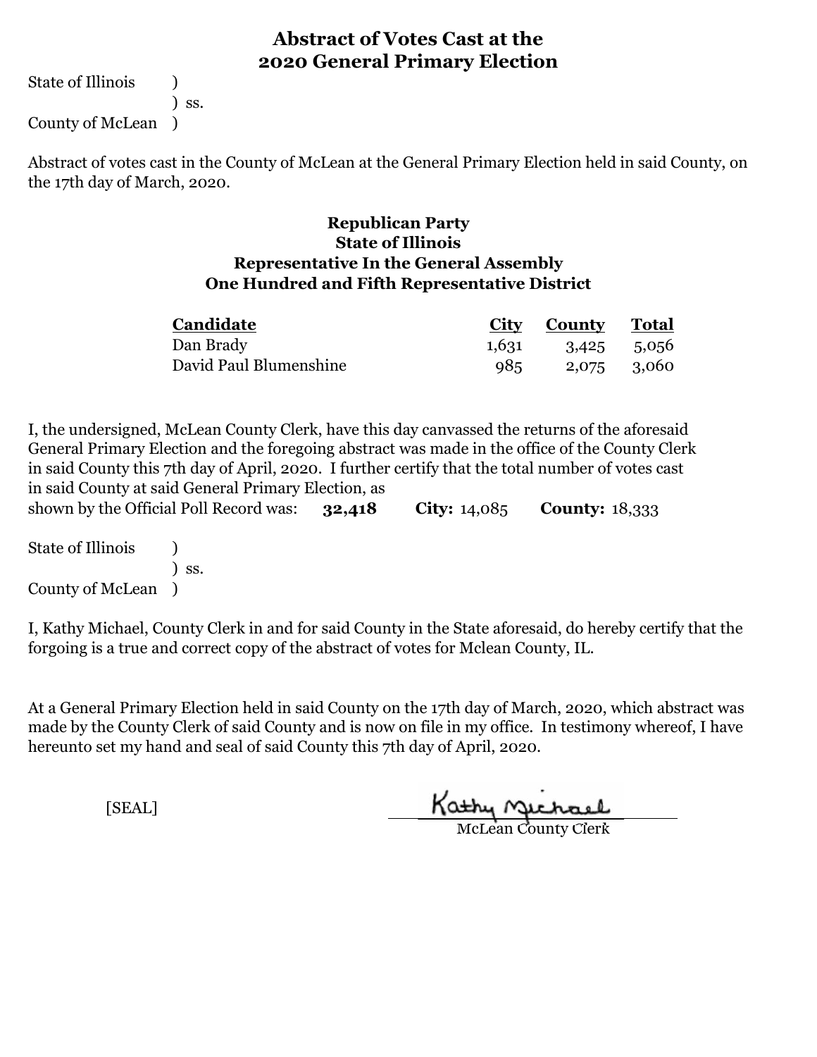# Abstract of Votes Cast at the 2020 General Primary Election

State of Illinois )
) ss.
County of McLean )

Abstract of votes cast in the County of McLean at the General Primary Election held in said County, on the 17th day of March, 2020.

## Republican Party
## State of Illinois
## Representative In the General Assembly
## One Hundred and Fifth Representative District

| Candidate | City | County | Total |
|---|---|---|---|
| Dan Brady | 1,631 | 3,425 | 5,056 |
| David Paul Blumenshine | 985 | 2,075 | 3,060 |

I, the undersigned, McLean County Clerk, have this day canvassed the returns of the aforesaid General Primary Election and the foregoing abstract was made in the office of the County Clerk in said County this 7th day of April, 2020. I further certify that the total number of votes cast in said County at said General Primary Election, as shown by the Official Poll Record was: **32,418** **City:** 14,085 **County:** 18,333

State of Illinois )
) ss.
County of McLean )

I, Kathy Michael, County Clerk in and for said County in the State aforesaid, do hereby certify that the forgoing is a true and correct copy of the abstract of votes for Mclean County, IL.

At a General Primary Election held in said County on the 17th day of March, 2020, which abstract was made by the County Clerk of said County and is now on file in my office. In testimony whereof, I have hereunto set my hand and seal of said County this 7th day of April, 2020.

[SEAL]

Kathy Michael
McLean County Clerk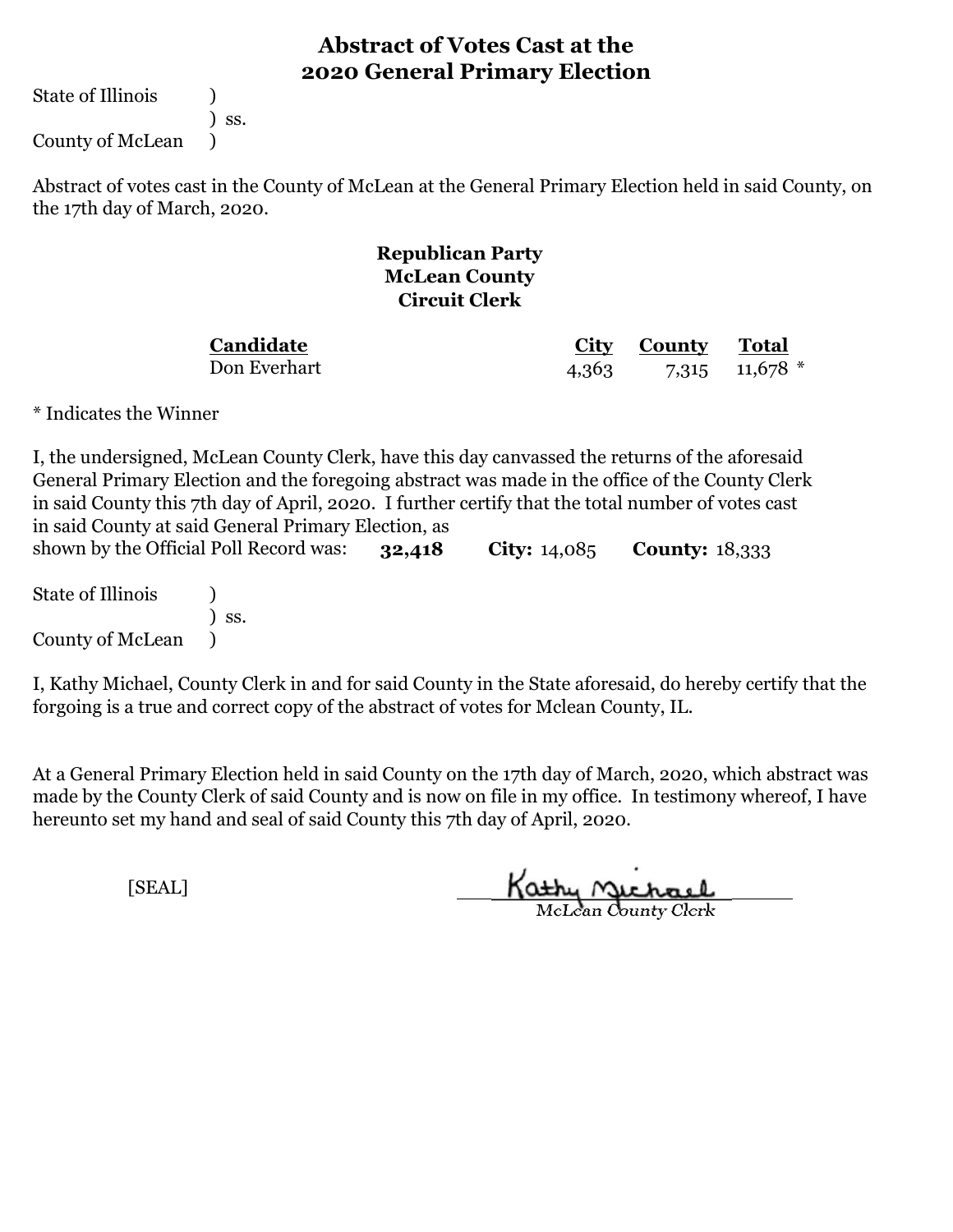# Abstract of Votes Cast at the 2020 General Primary Election

State of Illinois )
) ss.
County of McLean )

Abstract of votes cast in the County of McLean at the General Primary Election held in said County, on the 17th day of March, 2020.

**Republican Party**
**McLean County**
**Circuit Clerk**

| Candidate | City | County | Total |
|---|---|---|---|
| Don Everhart | 4,363 | 7,315 | 11,678 * |

* Indicates the Winner

I, the undersigned, McLean County Clerk, have this day canvassed the returns of the aforesaid General Primary Election and the foregoing abstract was made in the office of the County Clerk in said County this 7th day of April, 2020. I further certify that the total number of votes cast in said County at said General Primary Election, as shown by the Official Poll Record was: **32,418** **City:** 14,085 **County:** 18,333

State of Illinois )
) ss.
County of McLean )

I, Kathy Michael, County Clerk in and for said County in the State aforesaid, do hereby certify that the forgoing is a true and correct copy of the abstract of votes for Mclean County, IL.

At a General Primary Election held in said County on the 17th day of March, 2020, which abstract was made by the County Clerk of said County and is now on file in my office. In testimony whereof, I have hereunto set my hand and seal of said County this 7th day of April, 2020.

[SEAL]

Kathy Michael
McLean County Clerk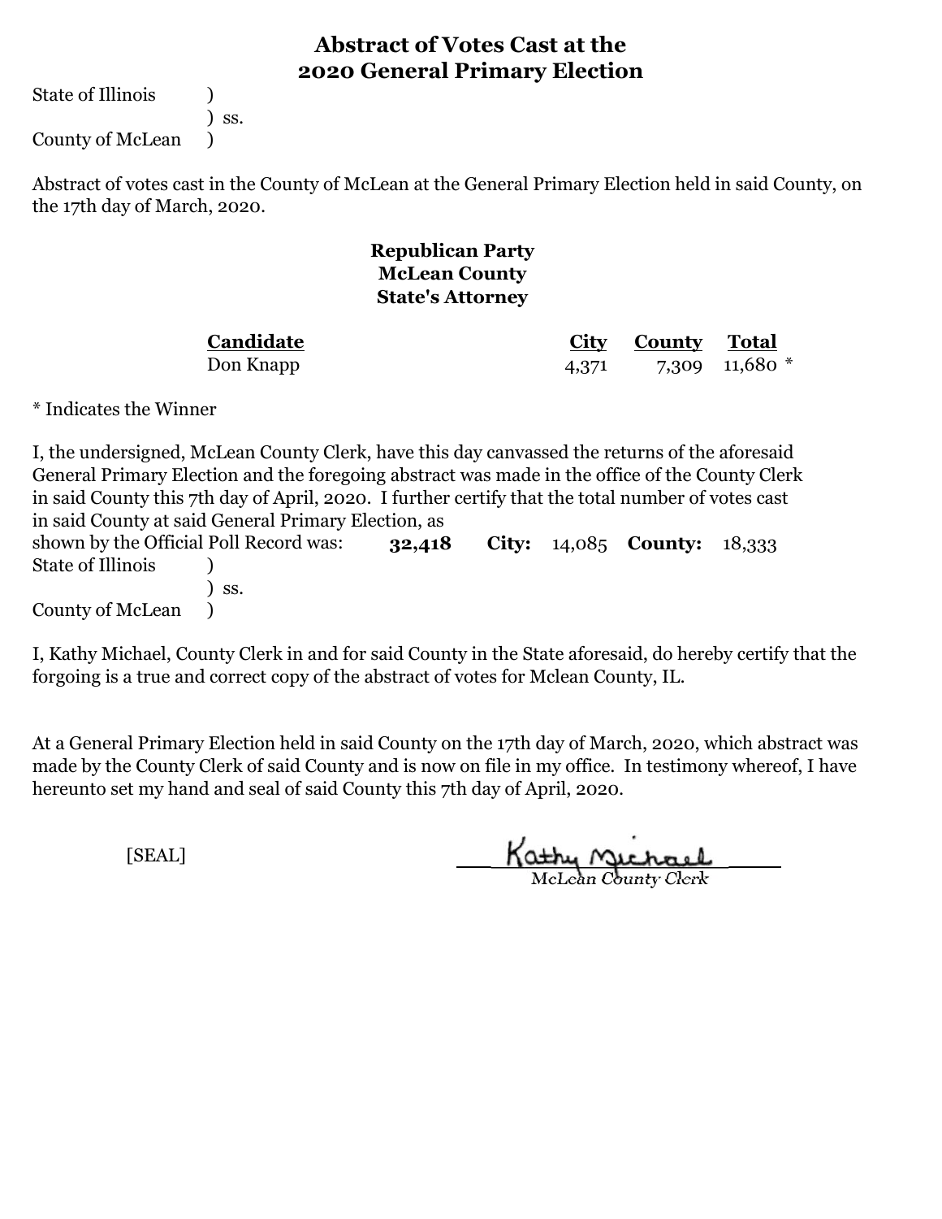# Abstract of Votes Cast at the 2020 General Primary Election

State of Illinois )
) ss.
County of McLean )

Abstract of votes cast in the County of McLean at the General Primary Election held in said County, on the 17th day of March, 2020.

## Republican Party
## McLean County
## State's Attorney

| Candidate | City | County | Total |
|---|---|---|---|
| Don Knapp | 4,371 | 7,309 | 11,680 * |

* Indicates the Winner

I, the undersigned, McLean County Clerk, have this day canvassed the returns of the aforesaid General Primary Election and the foregoing abstract was made in the office of the County Clerk in said County this 7th day of April, 2020. I further certify that the total number of votes cast in said County at said General Primary Election, as shown by the Official Poll Record was: **32,418** **City:** 14,085 **County:** 18,333

State of Illinois )
) ss.
County of McLean )

I, Kathy Michael, County Clerk in and for said County in the State aforesaid, do hereby certify that the forgoing is a true and correct copy of the abstract of votes for Mclean County, IL.

At a General Primary Election held in said County on the 17th day of March, 2020, which abstract was made by the County Clerk of said County and is now on file in my office. In testimony whereof, I have hereunto set my hand and seal of said County this 7th day of April, 2020.

[SEAL]

Kathy Michael
McLean County Clerk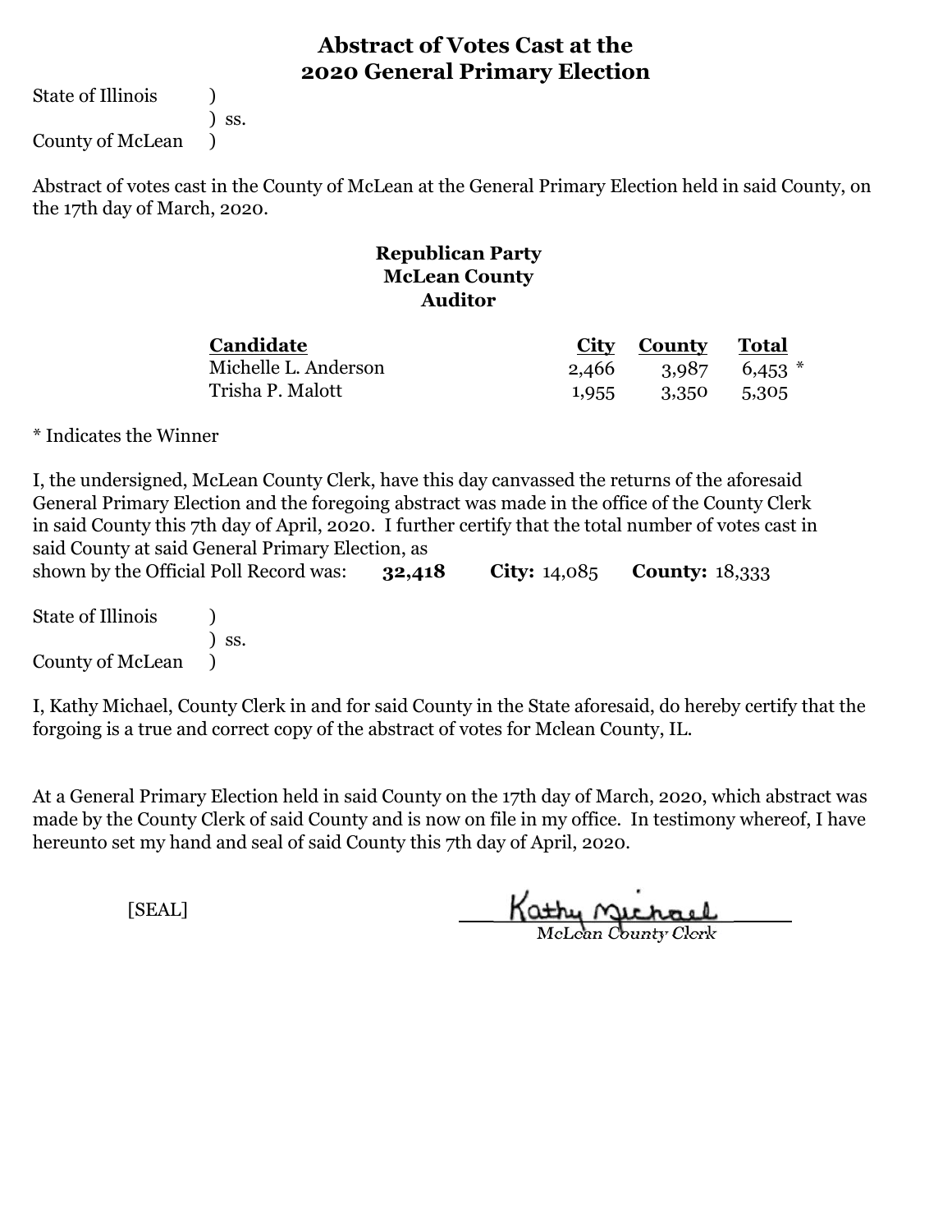# Abstract of Votes Cast at the 2020 General Primary Election

State of Illinois )
) ss.
County of McLean )

Abstract of votes cast in the County of McLean at the General Primary Election held in said County, on the 17th day of March, 2020.

### Republican Party
### McLean County
### Auditor

| Candidate | City | County | Total |
|---|---|---|---|
| Michelle L. Anderson | 2,466 | 3,987 | 6,453 * |
| Trisha P. Malott | 1,955 | 3,350 | 5,305 |

* Indicates the Winner

I, the undersigned, McLean County Clerk, have this day canvassed the returns of the aforesaid General Primary Election and the foregoing abstract was made in the office of the County Clerk in said County this 7th day of April, 2020. I further certify that the total number of votes cast in said County at said General Primary Election, as shown by the Official Poll Record was: **32,418** **City:** 14,085 **County:** 18,333

State of Illinois )
) ss.
County of McLean )

I, Kathy Michael, County Clerk in and for said County in the State aforesaid, do hereby certify that the forgoing is a true and correct copy of the abstract of votes for Mclean County, IL.

At a General Primary Election held in said County on the 17th day of March, 2020, which abstract was made by the County Clerk of said County and is now on file in my office. In testimony whereof, I have hereunto set my hand and seal of said County this 7th day of April, 2020.

[SEAL]

Kathy Michael
McLean County Clerk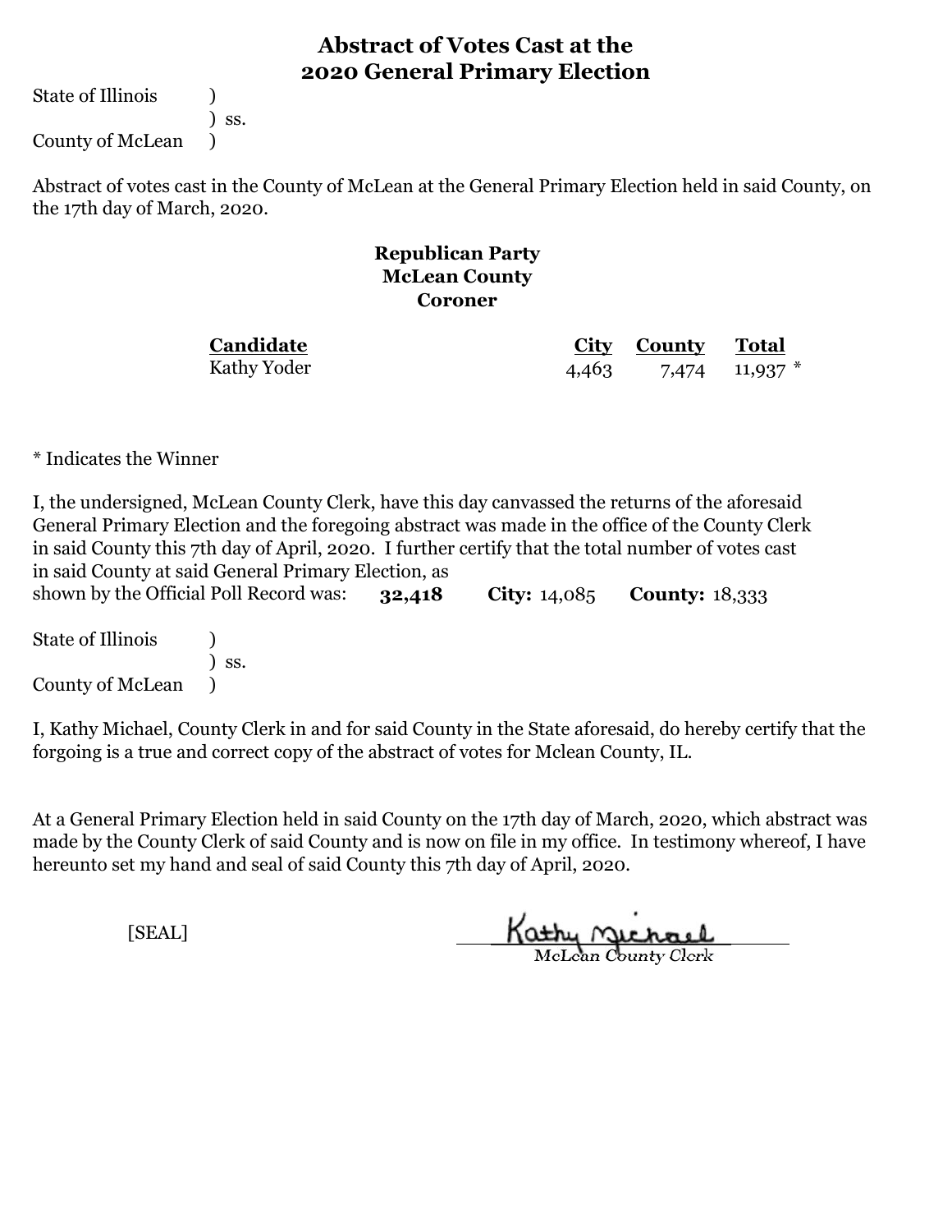# Abstract of Votes Cast at the 2020 General Primary Election

State of Illinois )
) ss.
County of McLean )

Abstract of votes cast in the County of McLean at the General Primary Election held in said County, on the 17th day of March, 2020.

**Republican Party**
**McLean County**
**Coroner**

| Candidate | City | County | Total |
|---|---|---|---|
| Kathy Yoder | 4,463 | 7,474 | 11,937 * |

* Indicates the Winner

I, the undersigned, McLean County Clerk, have this day canvassed the returns of the aforesaid General Primary Election and the foregoing abstract was made in the office of the County Clerk in said County this 7th day of April, 2020. I further certify that the total number of votes cast in said County at said General Primary Election, as shown by the Official Poll Record was: **32,418** **City:** 14,085 **County:** 18,333

State of Illinois )
) ss.
County of McLean )

I, Kathy Michael, County Clerk in and for said County in the State aforesaid, do hereby certify that the forgoing is a true and correct copy of the abstract of votes for Mclean County, IL.

At a General Primary Election held in said County on the 17th day of March, 2020, which abstract was made by the County Clerk of said County and is now on file in my office. In testimony whereof, I have hereunto set my hand and seal of said County this 7th day of April, 2020.

[SEAL]

Kathy Michael
McLean County Clerk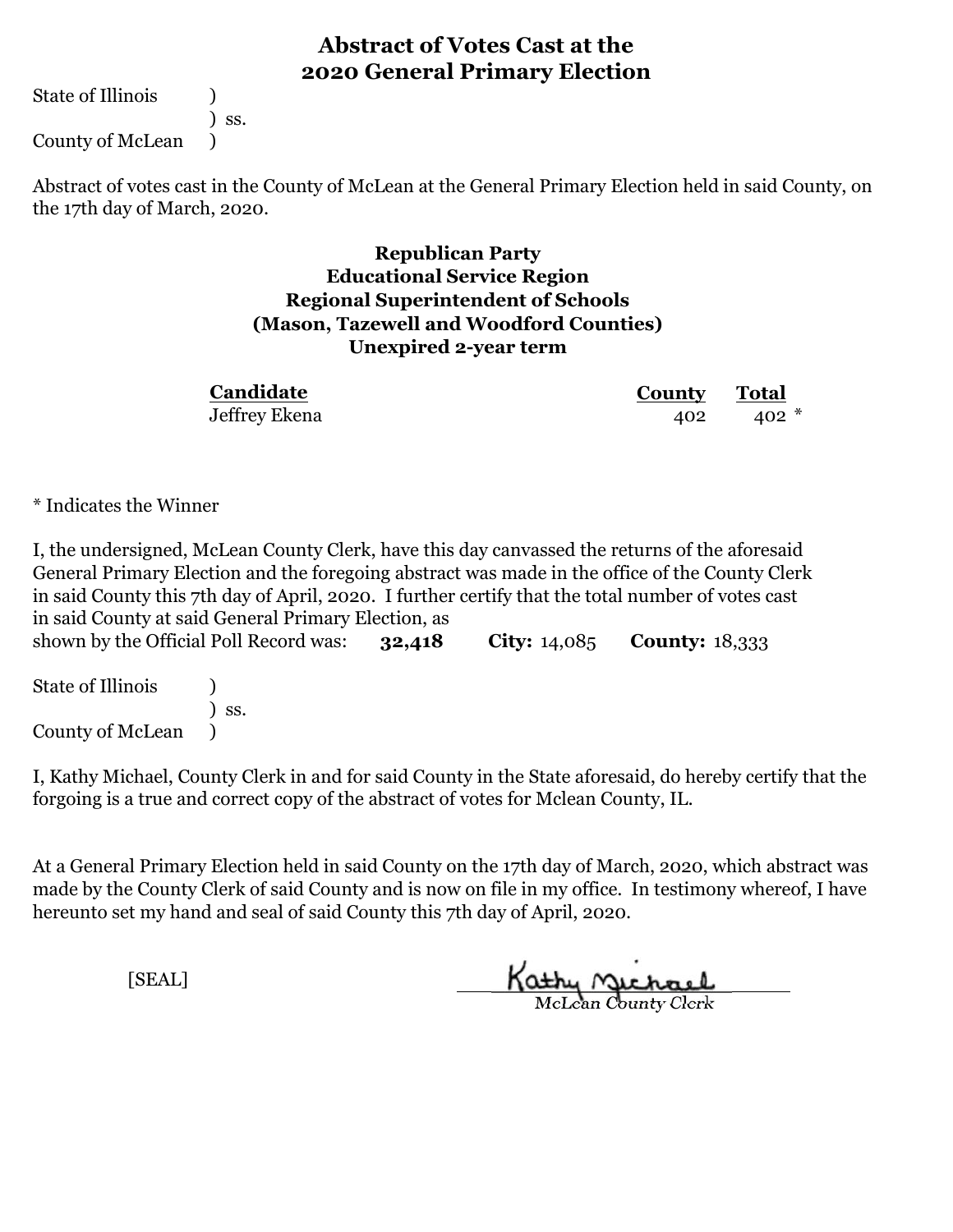# Abstract of Votes Cast at the 2020 General Primary Election

State of Illinois )
) ss.
County of McLean )

Abstract of votes cast in the County of McLean at the General Primary Election held in said County, on the 17th day of March, 2020.

## Republican Party
## Educational Service Region
## Regional Superintendent of Schools
## (Mason, Tazewell and Woodford Counties)
## Unexpired 2-year term

| Candidate | County | Total |
|---|---|---|
| Jeffrey Ekena | 402 | 402 * |

* Indicates the Winner

I, the undersigned, McLean County Clerk, have this day canvassed the returns of the aforesaid General Primary Election and the foregoing abstract was made in the office of the County Clerk in said County this 7th day of April, 2020. I further certify that the total number of votes cast in said County at said General Primary Election, as shown by the Official Poll Record was: **32,418** **City:** 14,085 **County:** 18,333

State of Illinois )
) ss.
County of McLean )

I, Kathy Michael, County Clerk in and for said County in the State aforesaid, do hereby certify that the forgoing is a true and correct copy of the abstract of votes for Mclean County, IL.

At a General Primary Election held in said County on the 17th day of March, 2020, which abstract was made by the County Clerk of said County and is now on file in my office. In testimony whereof, I have hereunto set my hand and seal of said County this 7th day of April, 2020.

[SEAL]

Kathy Michael
McLean County Clerk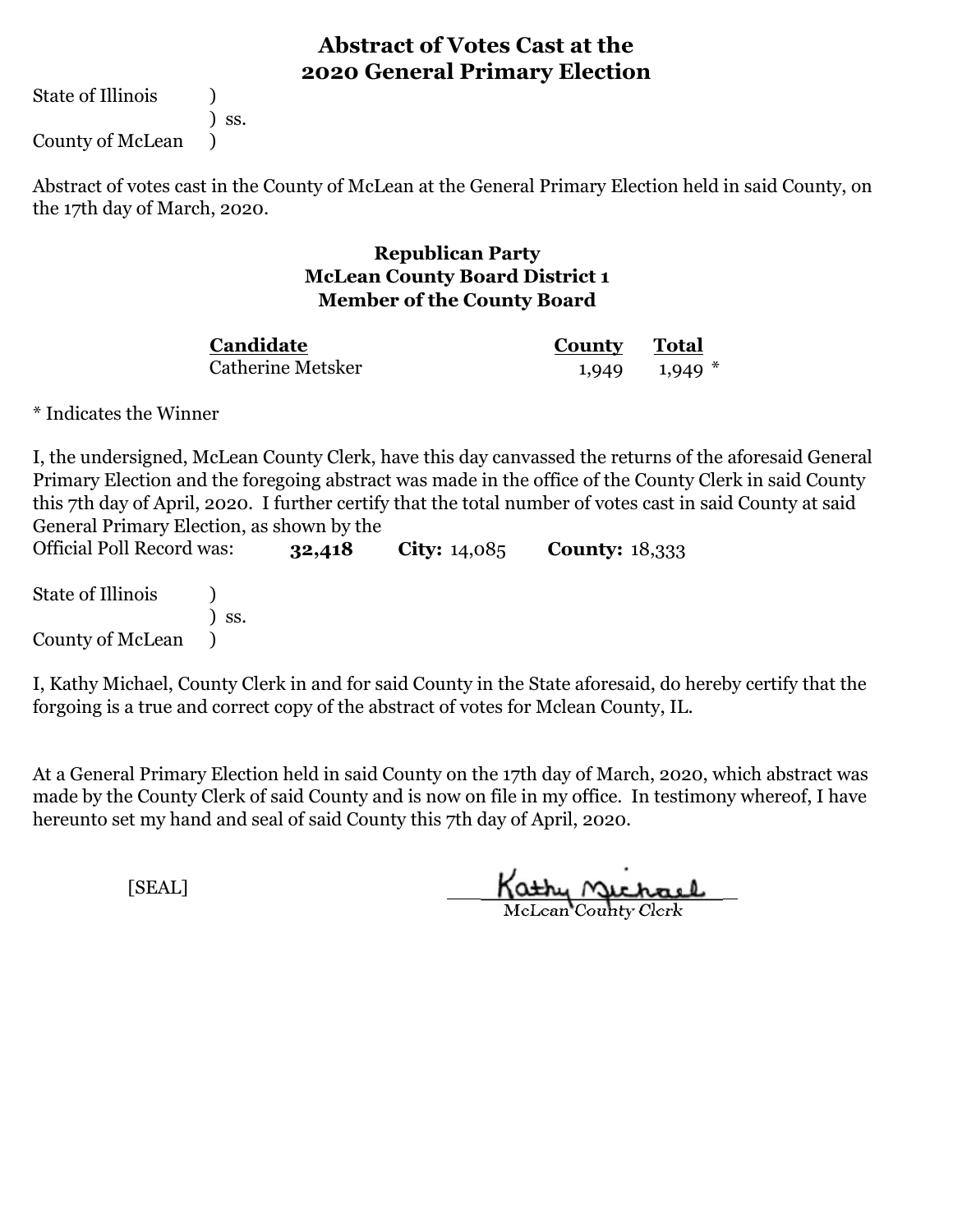# Abstract of Votes Cast at the 2020 General Primary Election

State of Illinois )
) ss.
County of McLean )

Abstract of votes cast in the County of McLean at the General Primary Election held in said County, on the 17th day of March, 2020.

## Republican Party
## McLean County Board District 1
## Member of the County Board

| Candidate | County | Total |
|---|---|---|
| Catherine Metsker | 1,949 | 1,949 * |

* Indicates the Winner

I, the undersigned, McLean County Clerk, have this day canvassed the returns of the aforesaid General Primary Election and the foregoing abstract was made in the office of the County Clerk in said County this 7th day of April, 2020. I further certify that the total number of votes cast in said County at said General Primary Election, as shown by the Official Poll Record was: **32,418** **City:** 14,085 **County:** 18,333

State of Illinois )
) ss.
County of McLean )

I, Kathy Michael, County Clerk in and for said County in the State aforesaid, do hereby certify that the forgoing is a true and correct copy of the abstract of votes for Mclean County, IL.

At a General Primary Election held in said County on the 17th day of March, 2020, which abstract was made by the County Clerk of said County and is now on file in my office. In testimony whereof, I have hereunto set my hand and seal of said County this 7th day of April, 2020.

[SEAL]

Kathy Michael
McLean County Clerk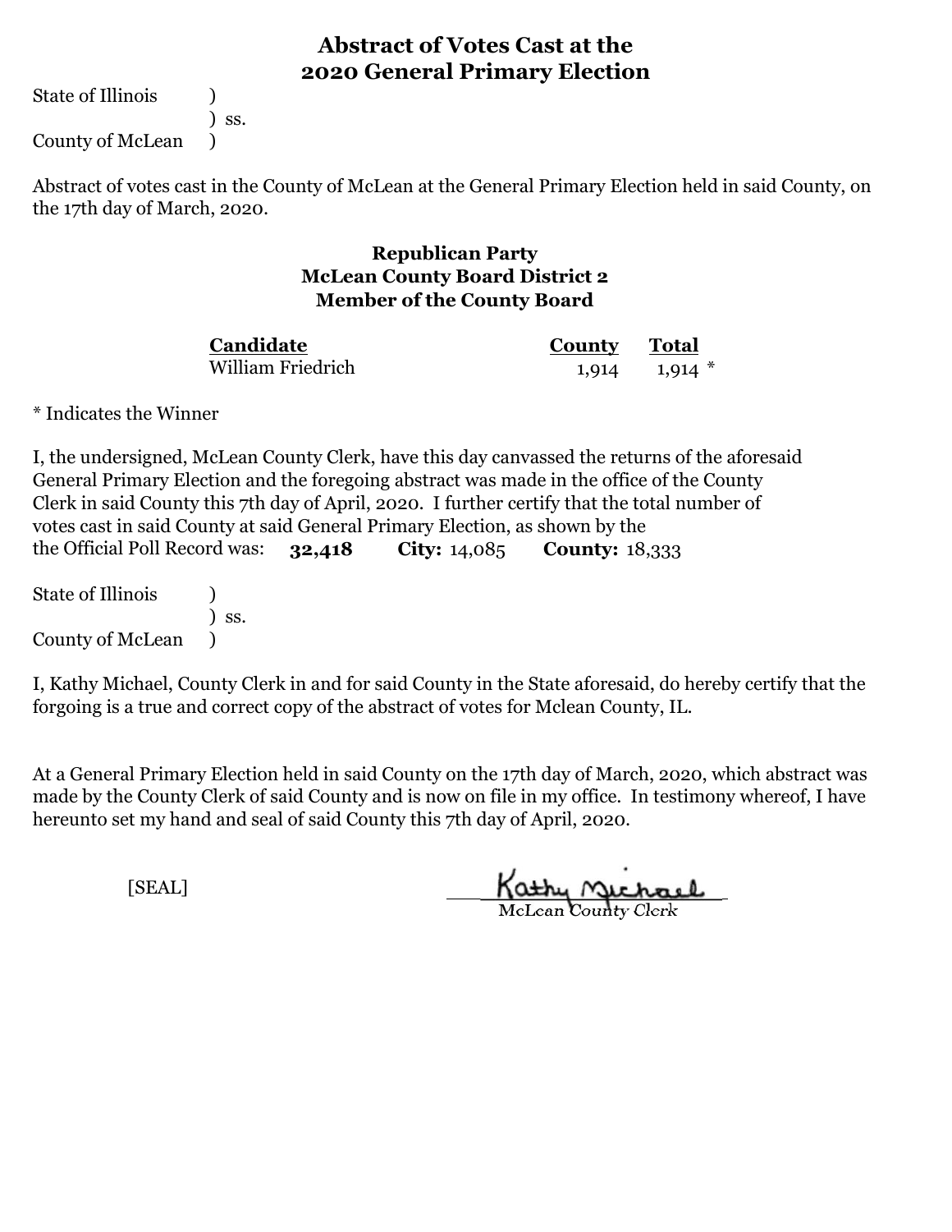# Abstract of Votes Cast at the 2020 General Primary Election

State of Illinois )
) ss.
County of McLean )

Abstract of votes cast in the County of McLean at the General Primary Election held in said County, on the 17th day of March, 2020.

### Republican Party
### McLean County Board District 2
### Member of the County Board

| Candidate | County | Total |
|---|---|---|
| William Friedrich | 1,914 | 1,914 * |

* Indicates the Winner

I, the undersigned, McLean County Clerk, have this day canvassed the returns of the aforesaid General Primary Election and the foregoing abstract was made in the office of the County Clerk in said County this 7th day of April, 2020. I further certify that the total number of votes cast in said County at said General Primary Election, as shown by the the Official Poll Record was: **32,418** **City:** 14,085 **County:** 18,333

State of Illinois )
) ss.
County of McLean )

I, Kathy Michael, County Clerk in and for said County in the State aforesaid, do hereby certify that the forgoing is a true and correct copy of the abstract of votes for Mclean County, IL.

At a General Primary Election held in said County on the 17th day of March, 2020, which abstract was made by the County Clerk of said County and is now on file in my office. In testimony whereof, I have hereunto set my hand and seal of said County this 7th day of April, 2020.

[SEAL]

Kathy Michael
McLean County Clerk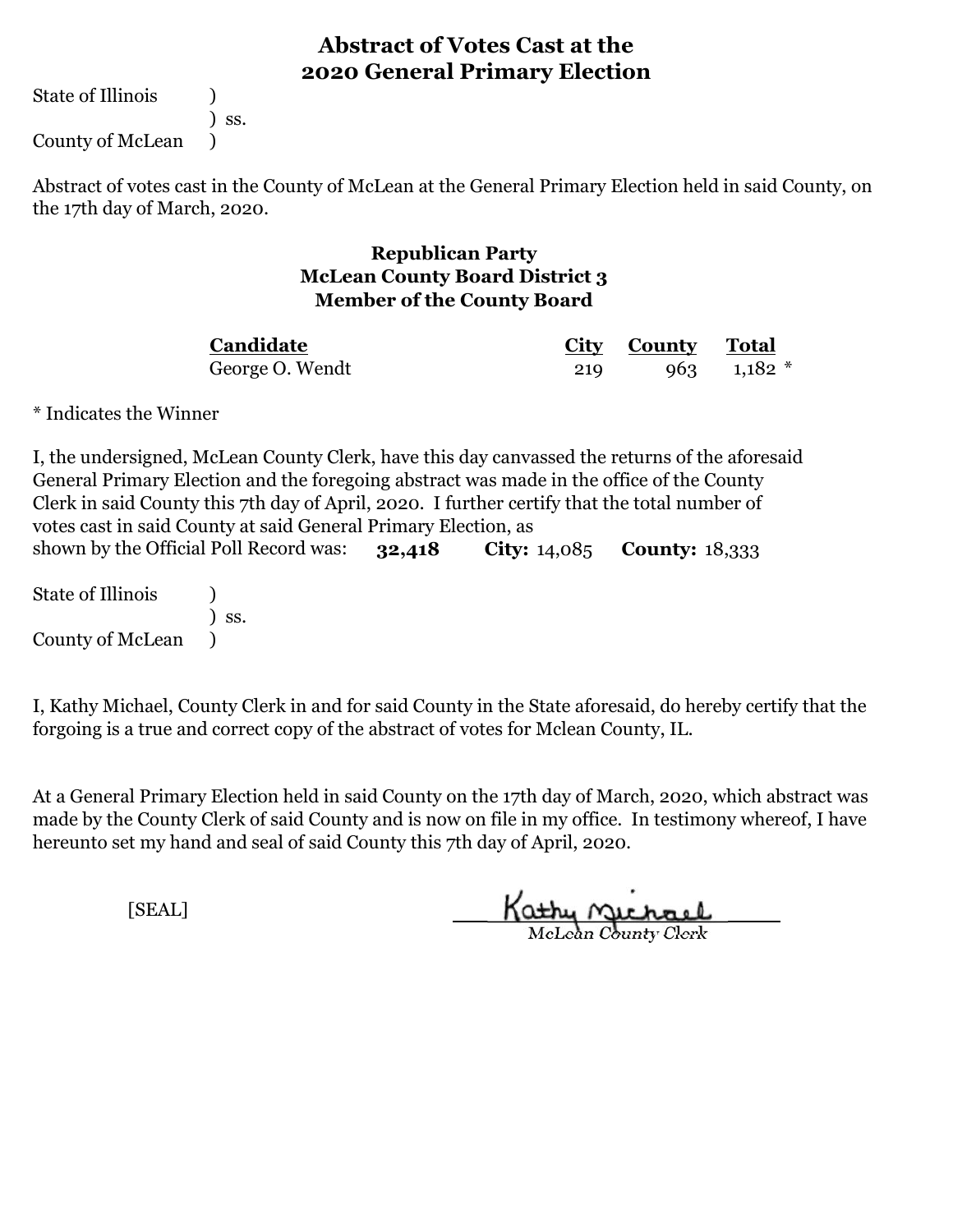# Abstract of Votes Cast at the 2020 General Primary Election

State of Illinois )
) ss.
County of McLean )

Abstract of votes cast in the County of McLean at the General Primary Election held in said County, on the 17th day of March, 2020.

## Republican Party
## McLean County Board District 3
## Member of the County Board

| Candidate | City | County | Total |
|---|---|---|---|
| George O. Wendt | 219 | 963 | 1,182 * |

* Indicates the Winner

I, the undersigned, McLean County Clerk, have this day canvassed the returns of the aforesaid General Primary Election and the foregoing abstract was made in the office of the County Clerk in said County this 7th day of April, 2020. I further certify that the total number of votes cast in said County at said General Primary Election, as shown by the Official Poll Record was: **32,418** **City:** 14,085 **County:** 18,333

State of Illinois )
) ss.
County of McLean )

I, Kathy Michael, County Clerk in and for said County in the State aforesaid, do hereby certify that the forgoing is a true and correct copy of the abstract of votes for Mclean County, IL.

At a General Primary Election held in said County on the 17th day of March, 2020, which abstract was made by the County Clerk of said County and is now on file in my office. In testimony whereof, I have hereunto set my hand and seal of said County this 7th day of April, 2020.

[SEAL]

Kathy Michael
McLean County Clerk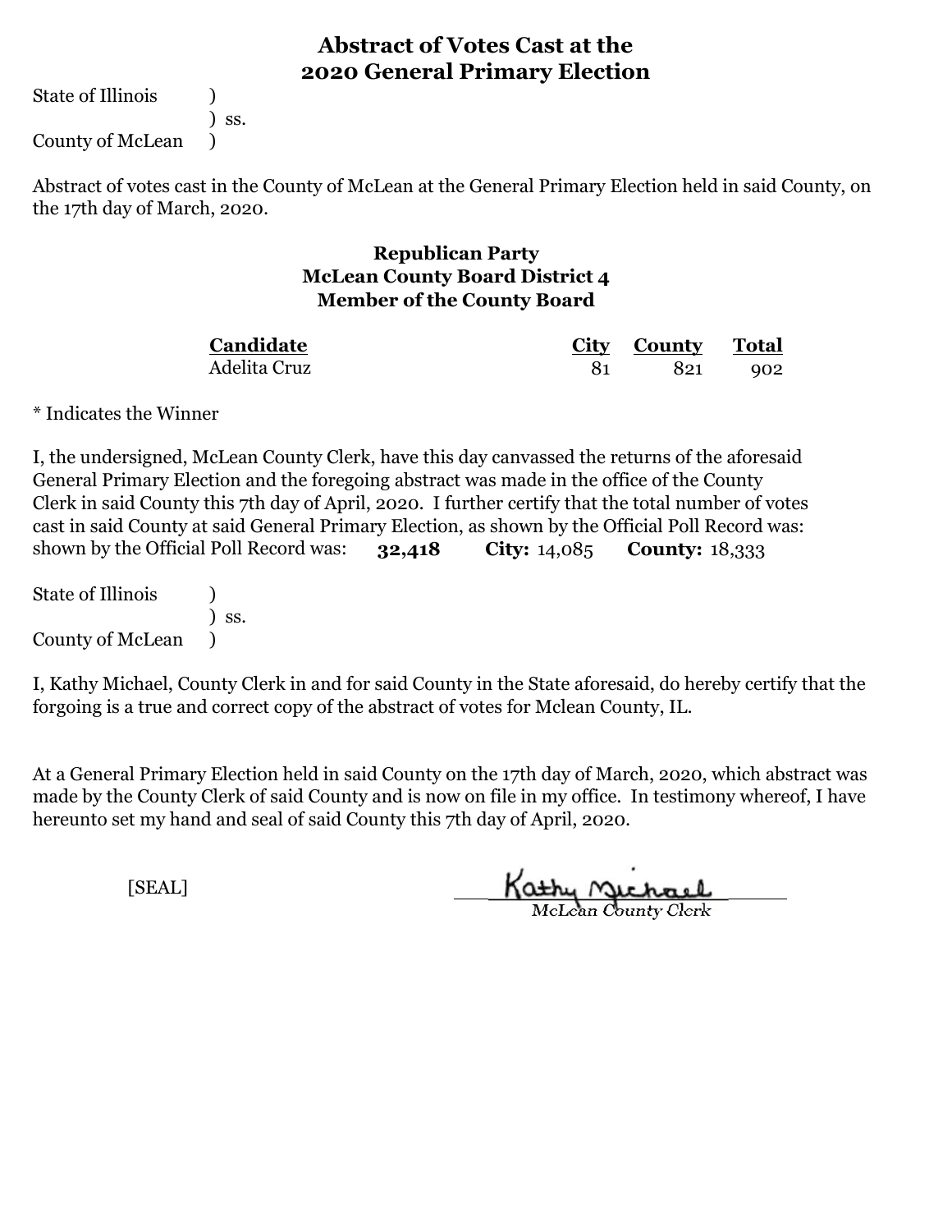# Abstract of Votes Cast at the 2020 General Primary Election

State of Illinois )
) ss.
County of McLean )

Abstract of votes cast in the County of McLean at the General Primary Election held in said County, on the 17th day of March, 2020.

## Republican Party
## McLean County Board District 4
## Member of the County Board

| Candidate | City | County | Total |
|---|---|---|---|
| Adelita Cruz | 81 | 821 | 902 |

* Indicates the Winner

I, the undersigned, McLean County Clerk, have this day canvassed the returns of the aforesaid General Primary Election and the foregoing abstract was made in the office of the County Clerk in said County this 7th day of April, 2020. I further certify that the total number of votes cast in said County at said General Primary Election, as shown by the Official Poll Record was: shown by the Official Poll Record was: **32,418** **City:** 14,085 **County:** 18,333

State of Illinois )
) ss.
County of McLean )

I, Kathy Michael, County Clerk in and for said County in the State aforesaid, do hereby certify that the forgoing is a true and correct copy of the abstract of votes for Mclean County, IL.

At a General Primary Election held in said County on the 17th day of March, 2020, which abstract was made by the County Clerk of said County and is now on file in my office. In testimony whereof, I have hereunto set my hand and seal of said County this 7th day of April, 2020.

[SEAL]

Kathy Michael
McLean County Clerk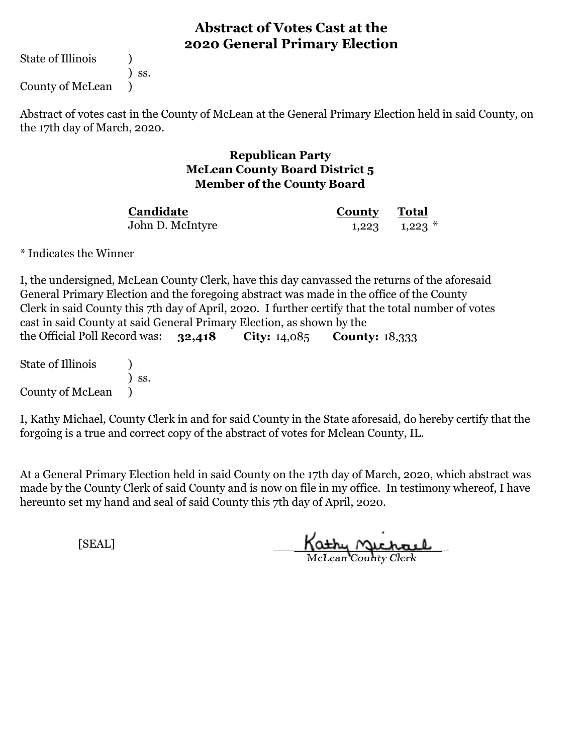# Abstract of Votes Cast at the 2020 General Primary Election

State of Illinois )
) ss.
County of McLean )

Abstract of votes cast in the County of McLean at the General Primary Election held in said County, on the 17th day of March, 2020.

## Republican Party
## McLean County Board District 5
## Member of the County Board

| Candidate | County | Total |
|---|---|---|
| John D. McIntyre | 1,223 | 1,223 * |

* Indicates the Winner

I, the undersigned, McLean County Clerk, have this day canvassed the returns of the aforesaid General Primary Election and the foregoing abstract was made in the office of the County Clerk in said County this 7th day of April, 2020. I further certify that the total number of votes cast in said County at said General Primary Election, as shown by the the Official Poll Record was: **32,418** **City:** 14,085 **County:** 18,333

State of Illinois )
) ss.
County of McLean )

I, Kathy Michael, County Clerk in and for said County in the State aforesaid, do hereby certify that the forgoing is a true and correct copy of the abstract of votes for Mclean County, IL.

At a General Primary Election held in said County on the 17th day of March, 2020, which abstract was made by the County Clerk of said County and is now on file in my office. In testimony whereof, I have hereunto set my hand and seal of said County this 7th day of April, 2020.

[SEAL]

Kathy Michael
McLean County Clerk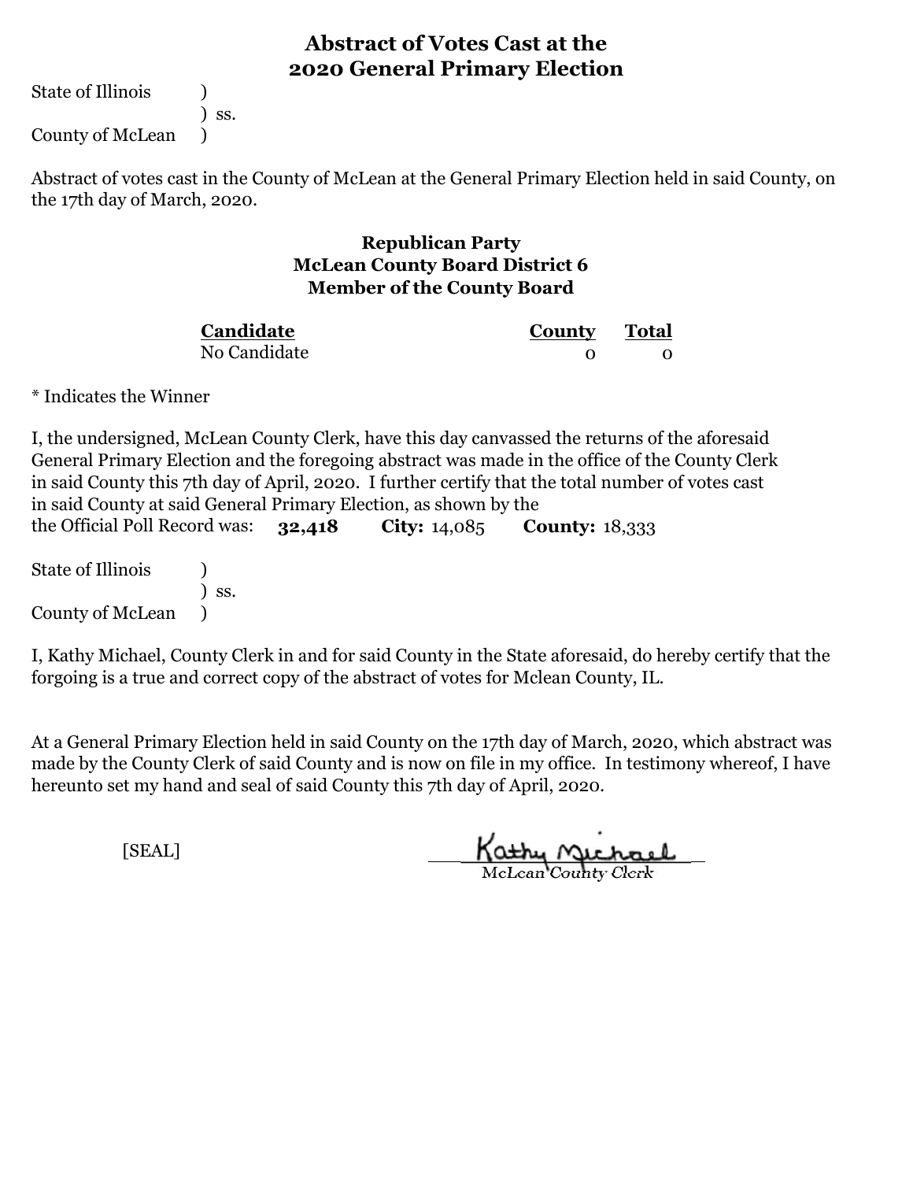# Abstract of Votes Cast at the 2020 General Primary Election

State of Illinois )
) ss.
County of McLean )

Abstract of votes cast in the County of McLean at the General Primary Election held in said County, on the 17th day of March, 2020.

### Republican Party
### McLean County Board District 6
### Member of the County Board

| Candidate | County | Total |
|---|---|---|
| No Candidate | 0 | 0 |

* Indicates the Winner

I, the undersigned, McLean County Clerk, have this day canvassed the returns of the aforesaid General Primary Election and the foregoing abstract was made in the office of the County Clerk in said County this 7th day of April, 2020. I further certify that the total number of votes cast in said County at said General Primary Election, as shown by the the Official Poll Record was: **32,418** **City:** 14,085 **County:** 18,333

State of Illinois )
) ss.
County of McLean )

I, Kathy Michael, County Clerk in and for said County in the State aforesaid, do hereby certify that the forgoing is a true and correct copy of the abstract of votes for Mclean County, IL.

At a General Primary Election held in said County on the 17th day of March, 2020, which abstract was made by the County Clerk of said County and is now on file in my office. In testimony whereof, I have hereunto set my hand and seal of said County this 7th day of April, 2020.

[SEAL]

Kathy Michael
McLean County Clerk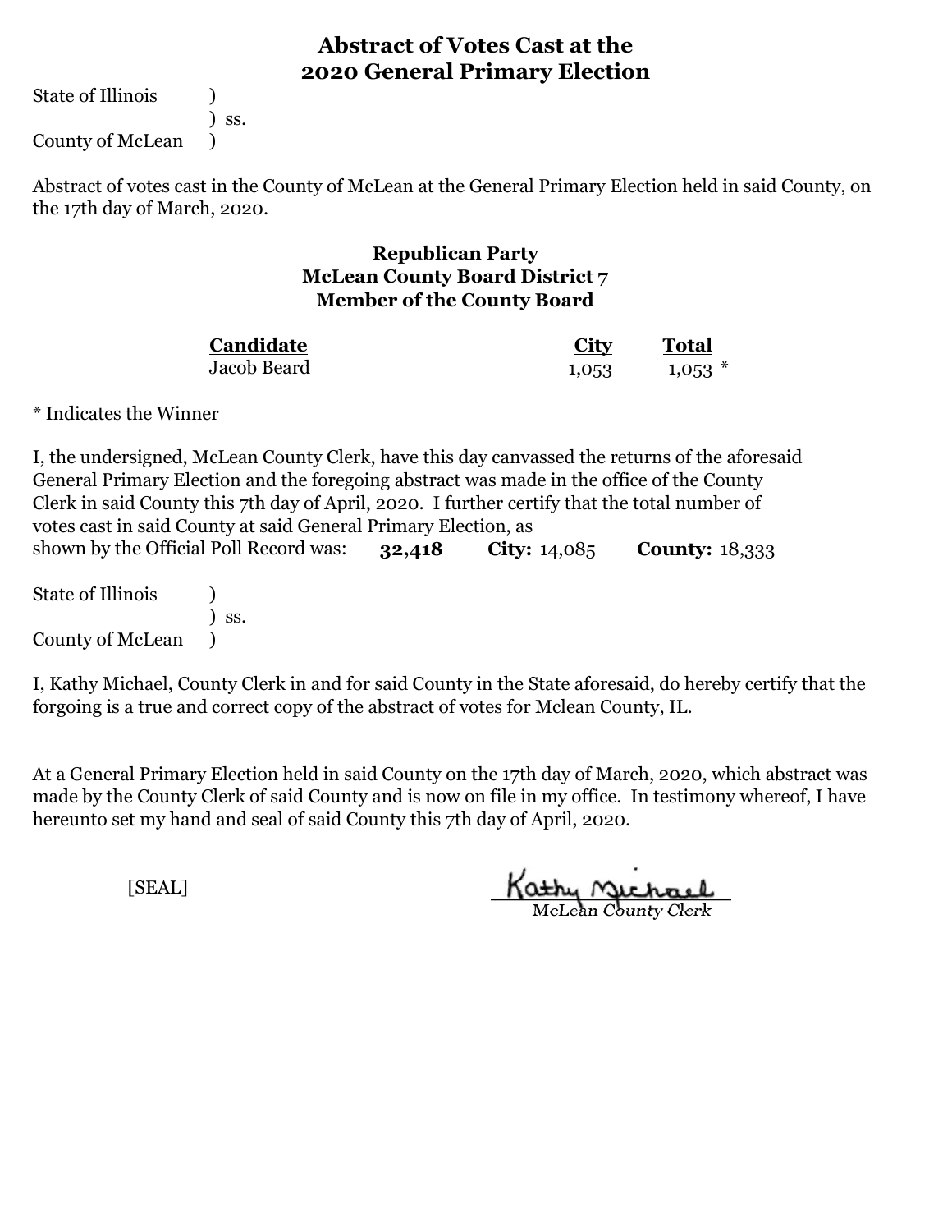# Abstract of Votes Cast at the 2020 General Primary Election

State of Illinois )
) ss.
County of McLean )

Abstract of votes cast in the County of McLean at the General Primary Election held in said County, on the 17th day of March, 2020.

### Republican Party
### McLean County Board District 7
### Member of the County Board

| Candidate | City | Total |
|---|---|---|
| Jacob Beard | 1,053 | 1,053 * |

* Indicates the Winner

I, the undersigned, McLean County Clerk, have this day canvassed the returns of the aforesaid General Primary Election and the foregoing abstract was made in the office of the County Clerk in said County this 7th day of April, 2020. I further certify that the total number of votes cast in said County at said General Primary Election, as shown by the Official Poll Record was: **32,418** **City:** 14,085 **County:** 18,333

State of Illinois )
) ss.
County of McLean )

I, Kathy Michael, County Clerk in and for said County in the State aforesaid, do hereby certify that the forgoing is a true and correct copy of the abstract of votes for Mclean County, IL.

At a General Primary Election held in said County on the 17th day of March, 2020, which abstract was made by the County Clerk of said County and is now on file in my office. In testimony whereof, I have hereunto set my hand and seal of said County this 7th day of April, 2020.

[SEAL]

Kathy Michael
McLean County Clerk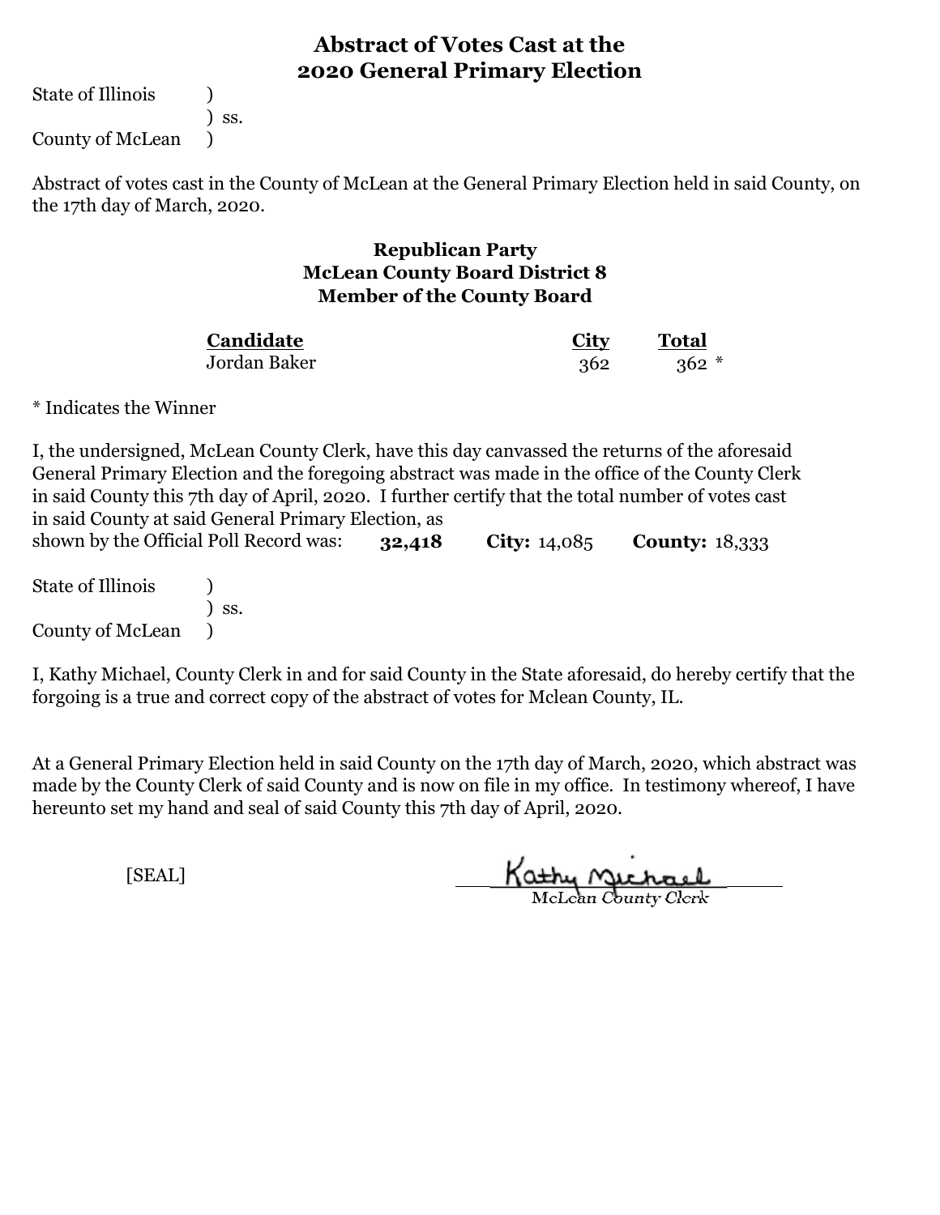# Abstract of Votes Cast at the 2020 General Primary Election

State of Illinois )
) ss.
County of McLean )

Abstract of votes cast in the County of McLean at the General Primary Election held in said County, on the 17th day of March, 2020.

### Republican Party
### McLean County Board District 8
### Member of the County Board

| Candidate | City | Total |
|---|---|---|
| Jordan Baker | 362 | 362 * |

* Indicates the Winner

I, the undersigned, McLean County Clerk, have this day canvassed the returns of the aforesaid General Primary Election and the foregoing abstract was made in the office of the County Clerk in said County this 7th day of April, 2020. I further certify that the total number of votes cast in said County at said General Primary Election, as shown by the Official Poll Record was: **32,418** **City:** 14,085 **County:** 18,333

State of Illinois )
) ss.
County of McLean )

I, Kathy Michael, County Clerk in and for said County in the State aforesaid, do hereby certify that the forgoing is a true and correct copy of the abstract of votes for Mclean County, IL.

At a General Primary Election held in said County on the 17th day of March, 2020, which abstract was made by the County Clerk of said County and is now on file in my office. In testimony whereof, I have hereunto set my hand and seal of said County this 7th day of April, 2020.

[SEAL]

Kathy Michael
McLean County Clerk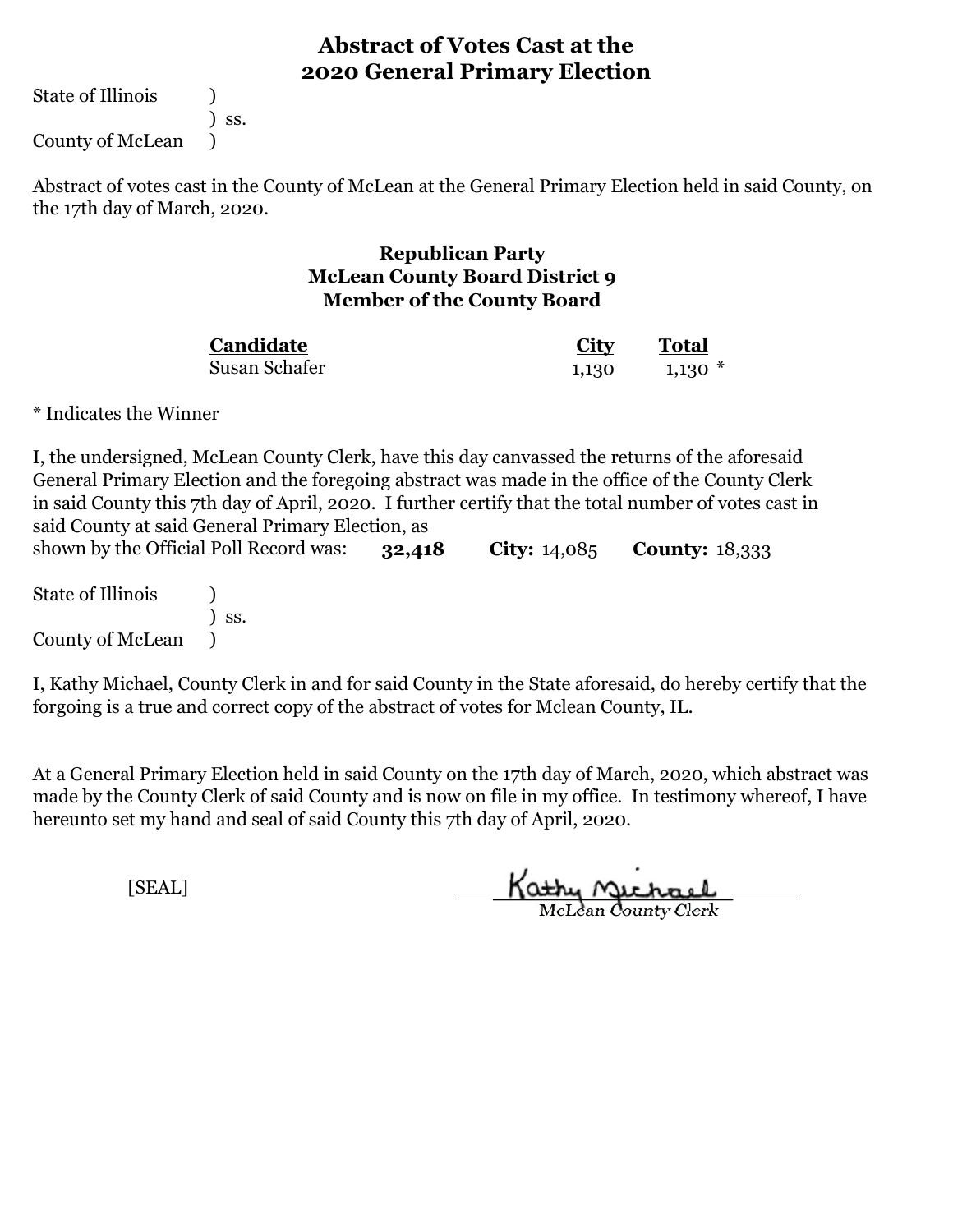# Abstract of Votes Cast at the 2020 General Primary Election

State of Illinois )
) ss.
County of McLean )

Abstract of votes cast in the County of McLean at the General Primary Election held in said County, on the 17th day of March, 2020.

## Republican Party
## McLean County Board District 9
## Member of the County Board

| Candidate | City | Total |
|---|---|---|
| Susan Schafer | 1,130 | 1,130 * |

* Indicates the Winner

I, the undersigned, McLean County Clerk, have this day canvassed the returns of the aforesaid General Primary Election and the foregoing abstract was made in the office of the County Clerk in said County this 7th day of April, 2020. I further certify that the total number of votes cast in said County at said General Primary Election, as shown by the Official Poll Record was: **32,418** **City:** 14,085 **County:** 18,333

State of Illinois )
) ss.
County of McLean )

I, Kathy Michael, County Clerk in and for said County in the State aforesaid, do hereby certify that the forgoing is a true and correct copy of the abstract of votes for Mclean County, IL.

At a General Primary Election held in said County on the 17th day of March, 2020, which abstract was made by the County Clerk of said County and is now on file in my office. In testimony whereof, I have hereunto set my hand and seal of said County this 7th day of April, 2020.

[SEAL]

Kathy Michael
McLean County Clerk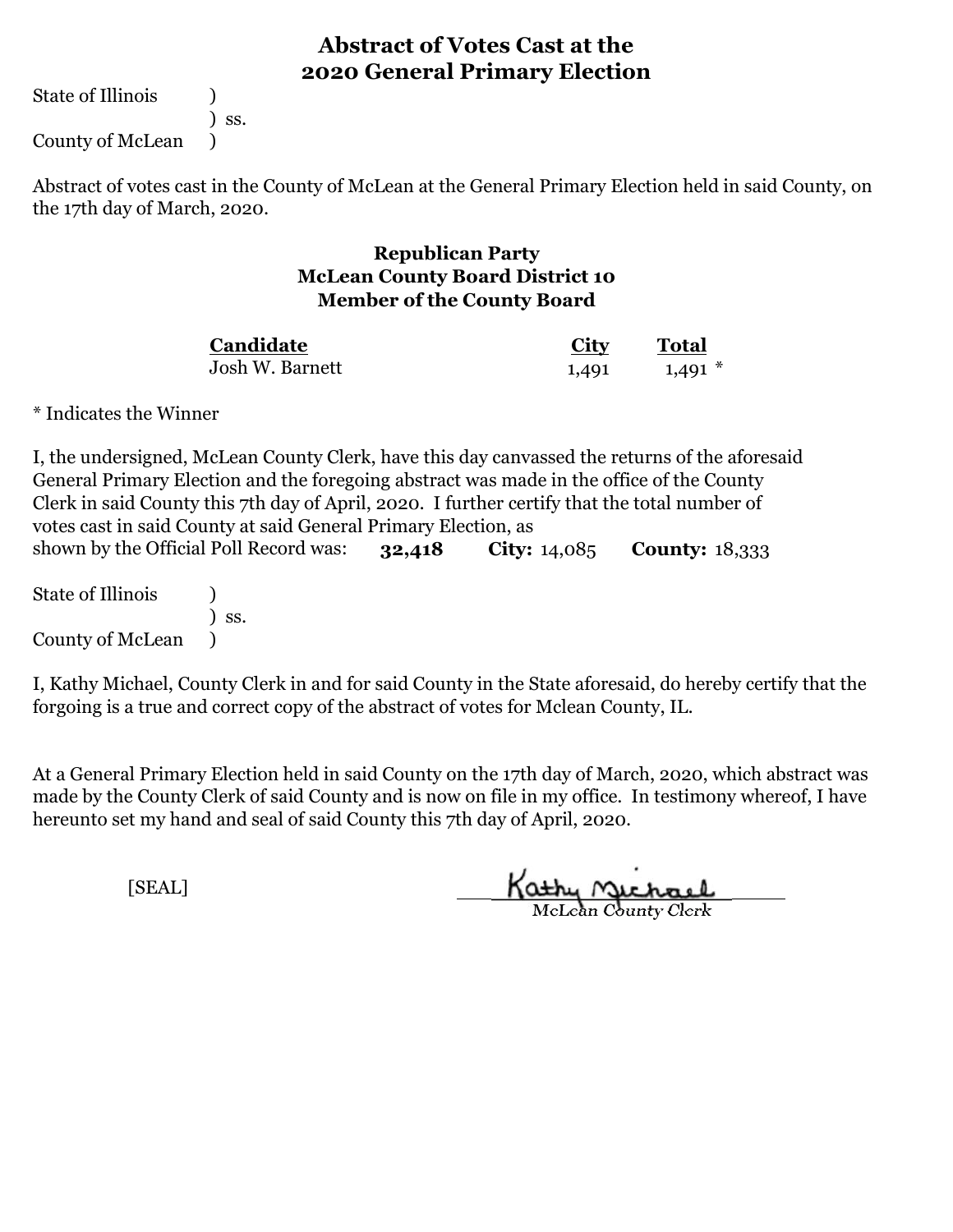# Abstract of Votes Cast at the 2020 General Primary Election

State of Illinois )
) ss.
County of McLean )

Abstract of votes cast in the County of McLean at the General Primary Election held in said County, on the 17th day of March, 2020.

## Republican Party
## McLean County Board District 10
## Member of the County Board

| Candidate | City | Total |
|---|---|---|
| Josh W. Barnett | 1,491 | 1,491 * |

* Indicates the Winner

I, the undersigned, McLean County Clerk, have this day canvassed the returns of the aforesaid General Primary Election and the foregoing abstract was made in the office of the County Clerk in said County this 7th day of April, 2020. I further certify that the total number of votes cast in said County at said General Primary Election, as shown by the Official Poll Record was: **32,418** **City:** 14,085 **County:** 18,333

State of Illinois )
) ss.
County of McLean )

I, Kathy Michael, County Clerk in and for said County in the State aforesaid, do hereby certify that the forgoing is a true and correct copy of the abstract of votes for Mclean County, IL.

At a General Primary Election held in said County on the 17th day of March, 2020, which abstract was made by the County Clerk of said County and is now on file in my office. In testimony whereof, I have hereunto set my hand and seal of said County this 7th day of April, 2020.

[SEAL]

Kathy Michael
McLean County Clerk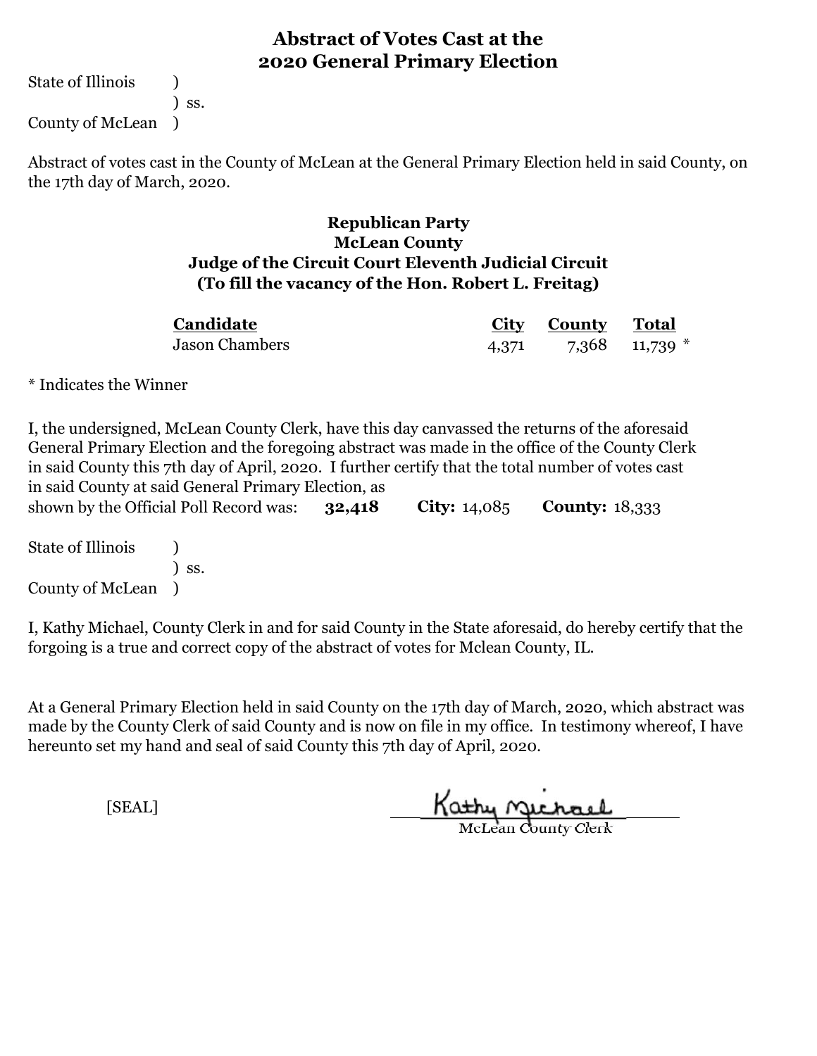# Abstract of Votes Cast at the 2020 General Primary Election

State of Illinois )
) ss.
County of McLean )

Abstract of votes cast in the County of McLean at the General Primary Election held in said County, on the 17th day of March, 2020.

## Republican Party
## McLean County
## Judge of the Circuit Court Eleventh Judicial Circuit
## (To fill the vacancy of the Hon. Robert L. Freitag)

| Candidate | City | County | Total |
|---|---|---|---|
| Jason Chambers | 4,371 | 7,368 | 11,739 * |

* Indicates the Winner

I, the undersigned, McLean County Clerk, have this day canvassed the returns of the aforesaid General Primary Election and the foregoing abstract was made in the office of the County Clerk in said County this 7th day of April, 2020. I further certify that the total number of votes cast in said County at said General Primary Election, as shown by the Official Poll Record was: **32,418** **City:** 14,085 **County:** 18,333

State of Illinois )
) ss.
County of McLean )

I, Kathy Michael, County Clerk in and for said County in the State aforesaid, do hereby certify that the forgoing is a true and correct copy of the abstract of votes for Mclean County, IL.

At a General Primary Election held in said County on the 17th day of March, 2020, which abstract was made by the County Clerk of said County and is now on file in my office. In testimony whereof, I have hereunto set my hand and seal of said County this 7th day of April, 2020.

[SEAL]

Kathy Michael
McLean County Clerk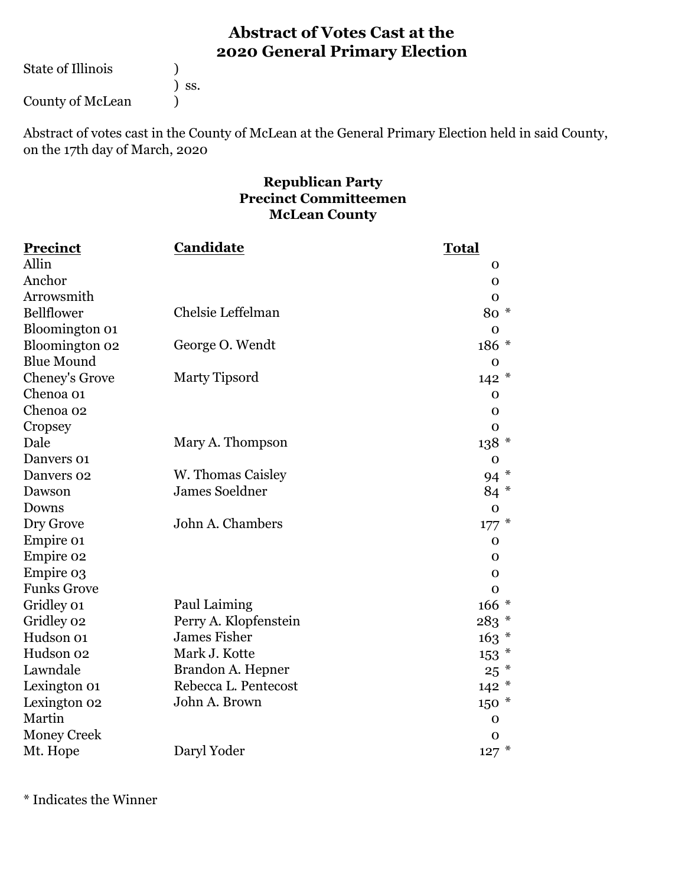# Abstract of Votes Cast at the 2020 General Primary Election

State of Illinois )
) ss.
County of McLean )

Abstract of votes cast in the County of McLean at the General Primary Election held in said County, on the 17th day of March, 2020

### Republican Party
### Precinct Committeemen
### McLean County

| Precinct | Candidate | Total |
|---|---|---|
| Allin | | 0 |
| Anchor | | 0 |
| Arrowsmith | | 0 |
| Bellflower | Chelsie Leffelman | 80 * |
| Bloomington 01 | | 0 |
| Bloomington 02 | George O. Wendt | 186 * |
| Blue Mound | | 0 |
| Cheney's Grove | Marty Tipsord | 142 * |
| Chenoa 01 | | 0 |
| Chenoa 02 | | 0 |
| Cropsey | | 0 |
| Dale | Mary A. Thompson | 138 * |
| Danvers 01 | | 0 |
| Danvers 02 | W. Thomas Caisley | 94 * |
| Dawson | James Soeldner | 84 * |
| Downs | | 0 |
| Dry Grove | John A. Chambers | 177 * |
| Empire 01 | | 0 |
| Empire 02 | | 0 |
| Empire 03 | | 0 |
| Funks Grove | | 0 |
| Gridley 01 | Paul Laiming | 166 * |
| Gridley 02 | Perry A. Klopfenstein | 283 * |
| Hudson 01 | James Fisher | 163 * |
| Hudson 02 | Mark J. Kotte | 153 * |
| Lawndale | Brandon A. Hepner | 25 * |
| Lexington 01 | Rebecca L. Pentecost | 142 * |
| Lexington 02 | John A. Brown | 150 * |
| Martin | | 0 |
| Money Creek | | 0 |
| Mt. Hope | Daryl Yoder | 127 * |

* Indicates the Winner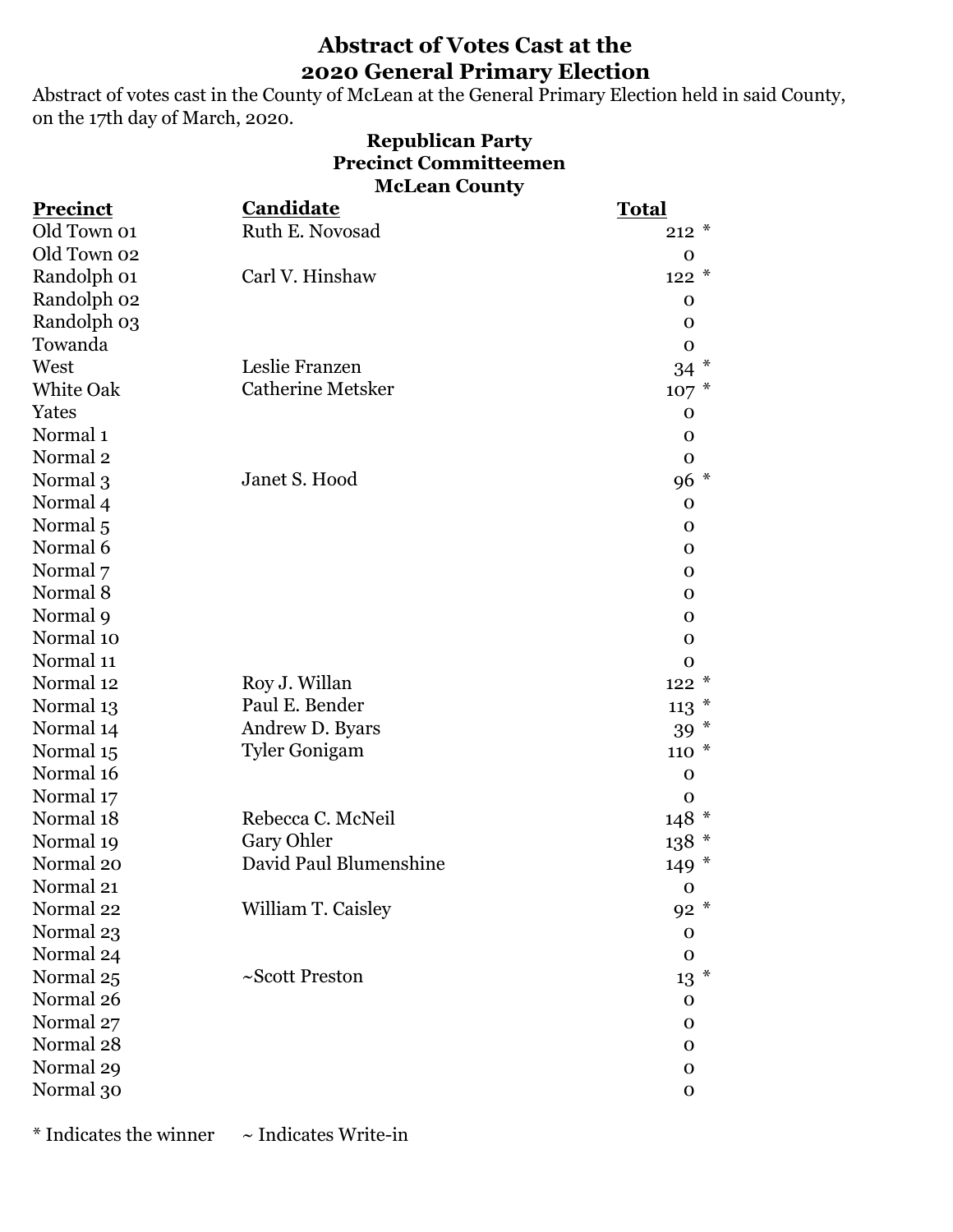# Abstract of Votes Cast at the 2020 General Primary Election

Abstract of votes cast in the County of McLean at the General Primary Election held in said County, on the 17th day of March, 2020.

## Republican Party
## Precinct Committeemen
## McLean County

| Precinct | Candidate | Total |
|---|---|---|
| Old Town 01 | Ruth E. Novosad | 212 * |
| Old Town 02 | | 0 |
| Randolph 01 | Carl V. Hinshaw | 122 * |
| Randolph 02 | | 0 |
| Randolph 03 | | 0 |
| Towanda | | 0 |
| West | Leslie Franzen | 34 * |
| White Oak | Catherine Metsker | 107 * |
| Yates | | 0 |
| Normal 1 | | 0 |
| Normal 2 | | 0 |
| Normal 3 | Janet S. Hood | 96 * |
| Normal 4 | | 0 |
| Normal 5 | | 0 |
| Normal 6 | | 0 |
| Normal 7 | | 0 |
| Normal 8 | | 0 |
| Normal 9 | | 0 |
| Normal 10 | | 0 |
| Normal 11 | | 0 |
| Normal 12 | Roy J. Willan | 122 * |
| Normal 13 | Paul E. Bender | 113 * |
| Normal 14 | Andrew D. Byars | 39 * |
| Normal 15 | Tyler Gonigam | 110 * |
| Normal 16 | | 0 |
| Normal 17 | | 0 |
| Normal 18 | Rebecca C. McNeil | 148 * |
| Normal 19 | Gary Ohler | 138 * |
| Normal 20 | David Paul Blumenshine | 149 * |
| Normal 21 | | 0 |
| Normal 22 | William T. Caisley | 92 * |
| Normal 23 | | 0 |
| Normal 24 | | 0 |
| Normal 25 | ~Scott Preston | 13 * |
| Normal 26 | | 0 |
| Normal 27 | | 0 |
| Normal 28 | | 0 |
| Normal 29 | | 0 |
| Normal 30 | | 0 |

\* Indicates the winner ~ Indicates Write-in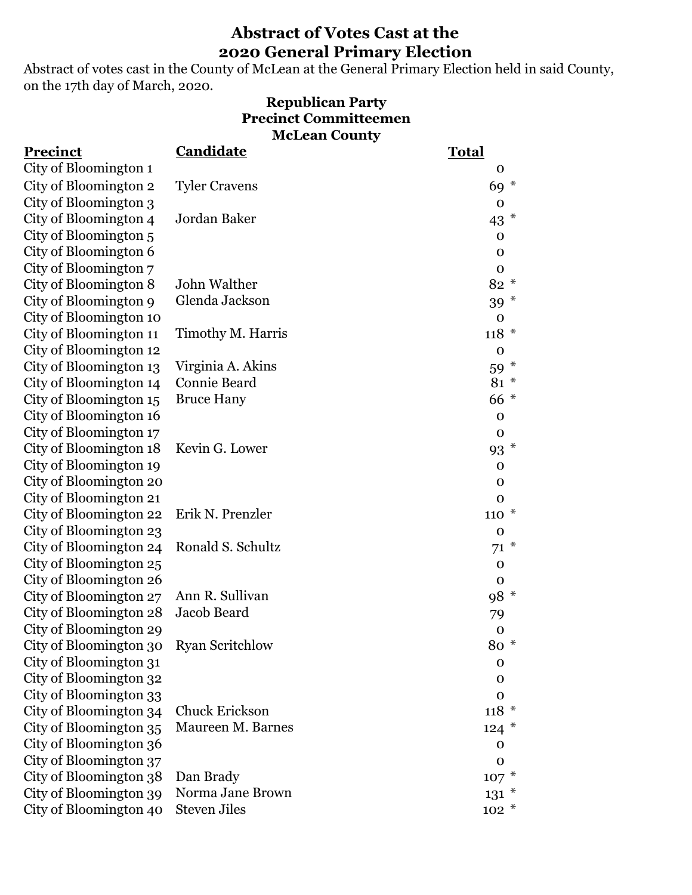# Abstract of Votes Cast at the 2020 General Primary Election

Abstract of votes cast in the County of McLean at the General Primary Election held in said County, on the 17th day of March, 2020.

### Republican Party
### Precinct Committeemen
### McLean County

| Precinct | Candidate | Total |
|---|---|---|
| City of Bloomington 1 | | 0 |
| City of Bloomington 2 | Tyler Cravens | 69 * |
| City of Bloomington 3 | | 0 |
| City of Bloomington 4 | Jordan Baker | 43 * |
| City of Bloomington 5 | | 0 |
| City of Bloomington 6 | | 0 |
| City of Bloomington 7 | | 0 |
| City of Bloomington 8 | John Walther | 82 * |
| City of Bloomington 9 | Glenda Jackson | 39 * |
| City of Bloomington 10 | | 0 |
| City of Bloomington 11 | Timothy M. Harris | 118 * |
| City of Bloomington 12 | | 0 |
| City of Bloomington 13 | Virginia A. Akins | 59 * |
| City of Bloomington 14 | Connie Beard | 81 * |
| City of Bloomington 15 | Bruce Hany | 66 * |
| City of Bloomington 16 | | 0 |
| City of Bloomington 17 | | 0 |
| City of Bloomington 18 | Kevin G. Lower | 93 * |
| City of Bloomington 19 | | 0 |
| City of Bloomington 20 | | 0 |
| City of Bloomington 21 | | 0 |
| City of Bloomington 22 | Erik N. Prenzler | 110 * |
| City of Bloomington 23 | | 0 |
| City of Bloomington 24 | Ronald S. Schultz | 71 * |
| City of Bloomington 25 | | 0 |
| City of Bloomington 26 | | 0 |
| City of Bloomington 27 | Ann R. Sullivan | 98 * |
| City of Bloomington 28 | Jacob Beard | 79 |
| City of Bloomington 29 | | 0 |
| City of Bloomington 30 | Ryan Scritchlow | 80 * |
| City of Bloomington 31 | | 0 |
| City of Bloomington 32 | | 0 |
| City of Bloomington 33 | | 0 |
| City of Bloomington 34 | Chuck Erickson | 118 * |
| City of Bloomington 35 | Maureen M. Barnes | 124 * |
| City of Bloomington 36 | | 0 |
| City of Bloomington 37 | | 0 |
| City of Bloomington 38 | Dan Brady | 107 * |
| City of Bloomington 39 | Norma Jane Brown | 131 * |
| City of Bloomington 40 | Steven Jiles | 102 * |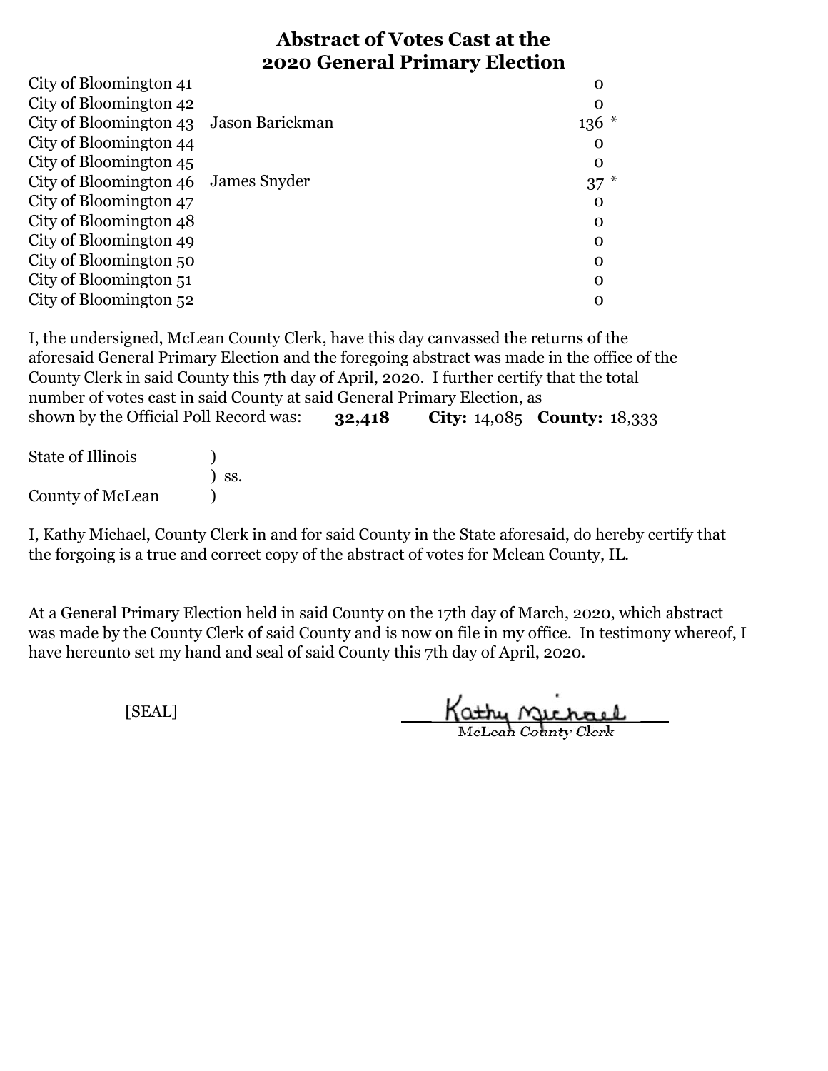# Abstract of Votes Cast at the 2020 General Primary Election

| | | |
|---|---|---|
| City of Bloomington 41 | | 0 |
| City of Bloomington 42 | | 0 |
| City of Bloomington 43 | Jason Barickman | 136 * |
| City of Bloomington 44 | | 0 |
| City of Bloomington 45 | | 0 |
| City of Bloomington 46 | James Snyder | 37 * |
| City of Bloomington 47 | | 0 |
| City of Bloomington 48 | | 0 |
| City of Bloomington 49 | | 0 |
| City of Bloomington 50 | | 0 |
| City of Bloomington 51 | | 0 |
| City of Bloomington 52 | | 0 |

I, the undersigned, McLean County Clerk, have this day canvassed the returns of the aforesaid General Primary Election and the foregoing abstract was made in the office of the County Clerk in said County this 7th day of April, 2020. I further certify that the total number of votes cast in said County at said General Primary Election, as shown by the Official Poll Record was: **32,418** **City:** 14,085 **County:** 18,333

State of Illinois )
) ss.
County of McLean )

I, Kathy Michael, County Clerk in and for said County in the State aforesaid, do hereby certify that the forgoing is a true and correct copy of the abstract of votes for Mclean County, IL.

At a General Primary Election held in said County on the 17th day of March, 2020, which abstract was made by the County Clerk of said County and is now on file in my office. In testimony whereof, I have hereunto set my hand and seal of said County this 7th day of April, 2020.

[SEAL]

Kathy Michael
McLean County Clerk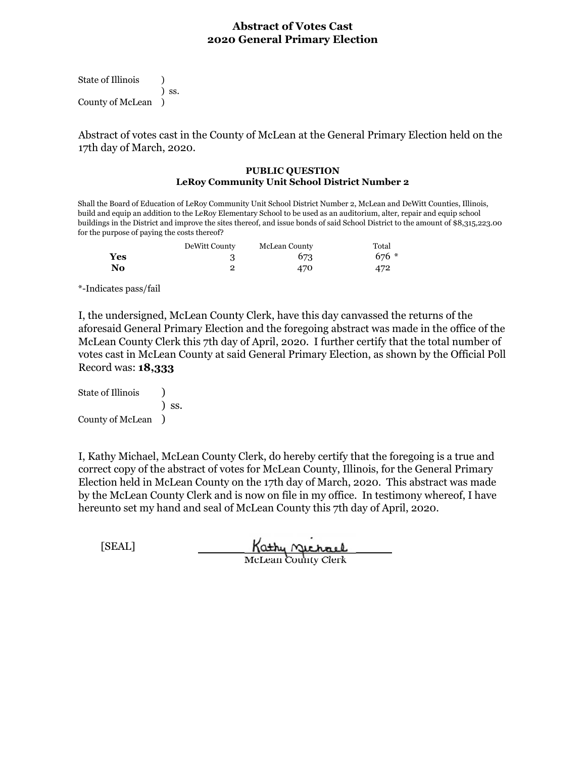# Abstract of Votes Cast
# 2020 General Primary Election

State of Illinois )
) ss.
County of McLean )

Abstract of votes cast in the County of McLean at the General Primary Election held on the 17th day of March, 2020.

### PUBLIC QUESTION
### LeRoy Community Unit School District Number 2

Shall the Board of Education of LeRoy Community Unit School District Number 2, McLean and DeWitt Counties, Illinois, build and equip an addition to the LeRoy Elementary School to be used as an auditorium, alter, repair and equip school buildings in the District and improve the sites thereof, and issue bonds of said School District to the amount of $8,315,223.00 for the purpose of paying the costs thereof?

| | DeWitt County | McLean County | Total |
|---|---|---|---|
| **Yes** | 3 | 673 | 676 * |
| **No** | 2 | 470 | 472 |

*-Indicates pass/fail

I, the undersigned, McLean County Clerk, have this day canvassed the returns of the aforesaid General Primary Election and the foregoing abstract was made in the office of the McLean County Clerk this 7th day of April, 2020. I further certify that the total number of votes cast in McLean County at said General Primary Election, as shown by the Official Poll Record was: **18,333**

State of Illinois )
) ss.
County of McLean )

I, Kathy Michael, McLean County Clerk, do hereby certify that the foregoing is a true and correct copy of the abstract of votes for McLean County, Illinois, for the General Primary Election held in McLean County on the 17th day of March, 2020. This abstract was made by the McLean County Clerk and is now on file in my office. In testimony whereof, I have hereunto set my hand and seal of McLean County this 7th day of April, 2020.

[SEAL] Kathy Michael
McLean County Clerk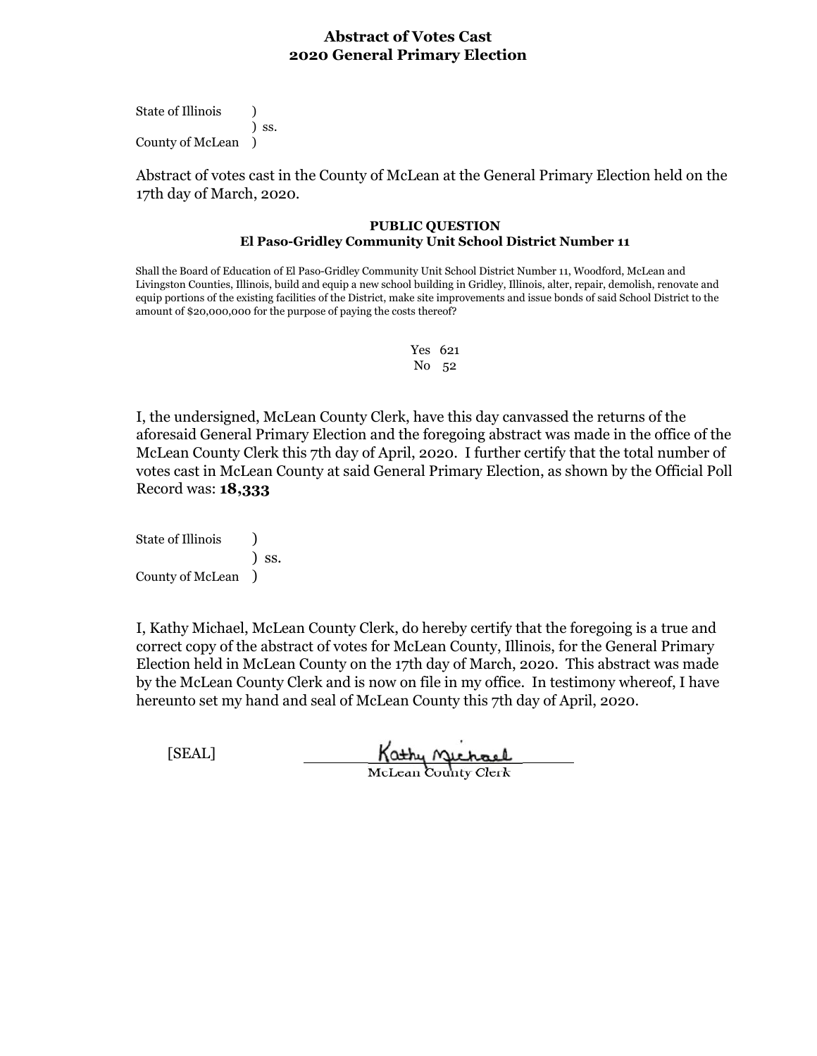# Abstract of Votes Cast
# 2020 General Primary Election

State of Illinois )
) ss.
County of McLean )

Abstract of votes cast in the County of McLean at the General Primary Election held on the 17th day of March, 2020.

### PUBLIC QUESTION
### El Paso-Gridley Community Unit School District Number 11

Shall the Board of Education of El Paso-Gridley Community Unit School District Number 11, Woodford, McLean and Livingston Counties, Illinois, build and equip a new school building in Gridley, Illinois, alter, repair, demolish, renovate and equip portions of the existing facilities of the District, make site improvements and issue bonds of said School District to the amount of $20,000,000 for the purpose of paying the costs thereof?

| | |
|---|---|
| Yes | 621 |
| No | 52 |

I, the undersigned, McLean County Clerk, have this day canvassed the returns of the aforesaid General Primary Election and the foregoing abstract was made in the office of the McLean County Clerk this 7th day of April, 2020. I further certify that the total number of votes cast in McLean County at said General Primary Election, as shown by the Official Poll Record was: **18,333**

State of Illinois )
) ss.
County of McLean )

I, Kathy Michael, McLean County Clerk, do hereby certify that the foregoing is a true and correct copy of the abstract of votes for McLean County, Illinois, for the General Primary Election held in McLean County on the 17th day of March, 2020. This abstract was made by the McLean County Clerk and is now on file in my office. In testimony whereof, I have hereunto set my hand and seal of McLean County this 7th day of April, 2020.

[SEAL]

Kathy Michael
McLean County Clerk